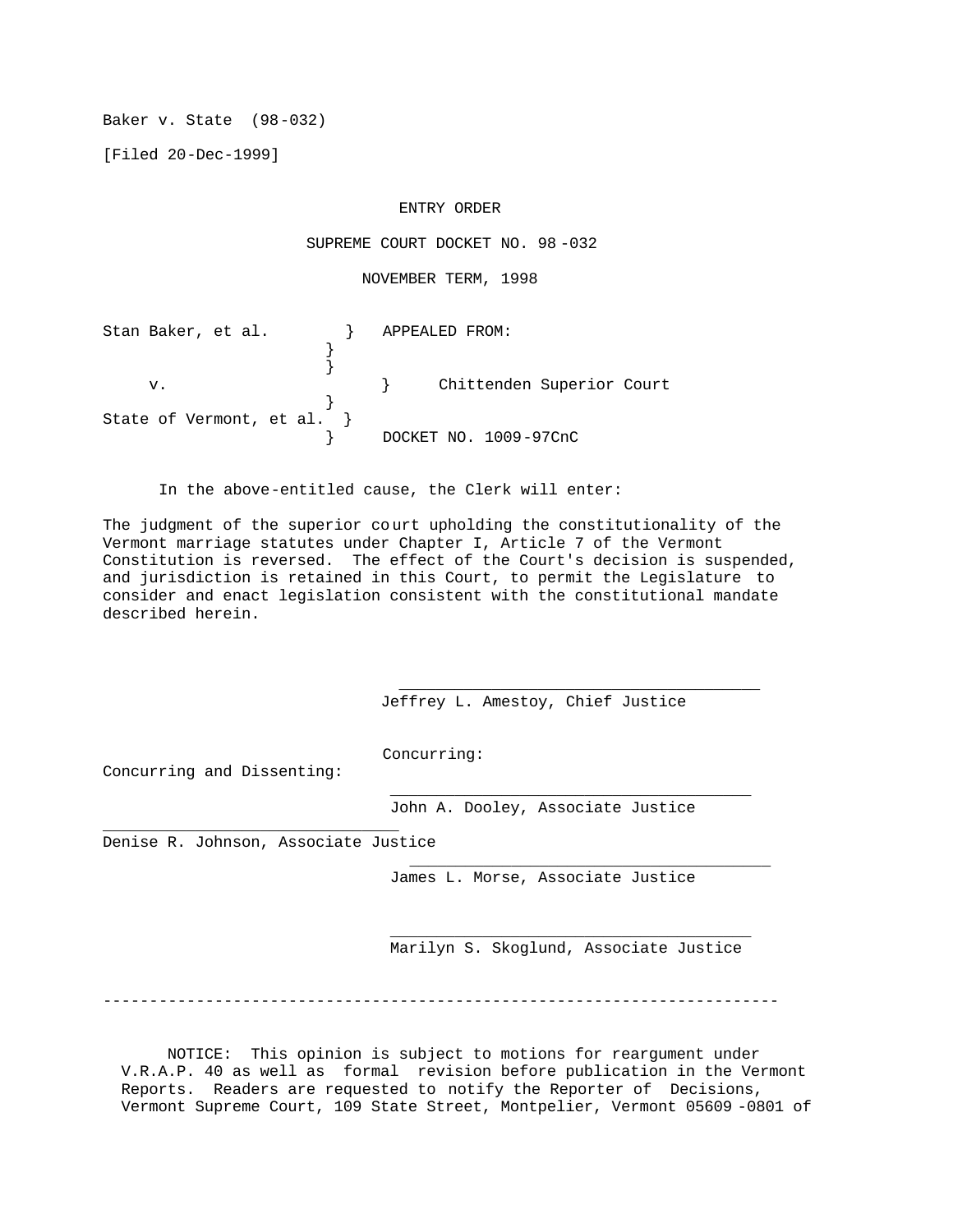Baker v. State (98-032)

[Filed 20-Dec-1999]

ENTRY ORDER

SUPREME COURT DOCKET NO. 98-032

NOVEMBER TERM, 1998

| | | |
|---|---|---|
| Stan Baker, et al. | } | APPEALED FROM: |
| | } | |
| | } | |
| v. | } | Chittenden Superior Court |
| | } | |
| State of Vermont, et al. | } | |
| | } | DOCKET NO. 1009-97CnC |

In the above-entitled cause, the Clerk will enter:

The judgment of the superior court upholding the constitutionality of the Vermont marriage statutes under Chapter I, Article 7 of the Vermont Constitution is reversed. The effect of the Court's decision is suspended, and jurisdiction is retained in this Court, to permit the Legislature to consider and enact legislation consistent with the constitutional mandate described herein.

Jeffrey L. Amestoy, Chief Justice

Concurring:

John A. Dooley, Associate Justice

James L. Morse, Associate Justice

Marilyn S. Skoglund, Associate Justice

Concurring and Dissenting:

Denise R. Johnson, Associate Justice

---

NOTICE: This opinion is subject to motions for reargument under V.R.A.P. 40 as well as formal revision before publication in the Vermont Reports. Readers are requested to notify the Reporter of Decisions, Vermont Supreme Court, 109 State Street, Montpelier, Vermont 05609-0801 of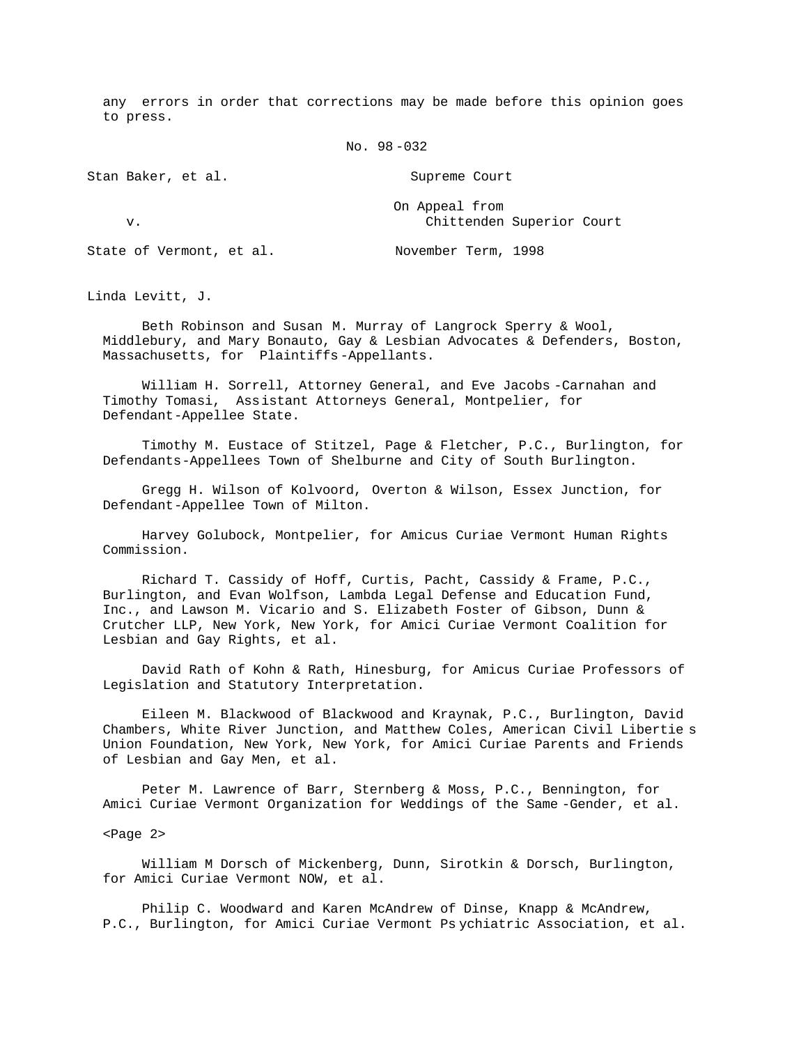any errors in order that corrections may be made before this opinion goes to press.

No. 98-032

| | |
|---|---|
| Stan Baker, et al. | Supreme Court |
| v. | On Appeal from Chittenden Superior Court |
| State of Vermont, et al. | November Term, 1998 |

Linda Levitt, J.

Beth Robinson and Susan M. Murray of Langrock Sperry & Wool, Middlebury, and Mary Bonauto, Gay & Lesbian Advocates & Defenders, Boston, Massachusetts, for Plaintiffs-Appellants.

William H. Sorrell, Attorney General, and Eve Jacobs-Carnahan and Timothy Tomasi, Assistant Attorneys General, Montpelier, for Defendant-Appellee State.

Timothy M. Eustace of Stitzel, Page & Fletcher, P.C., Burlington, for Defendants-Appellees Town of Shelburne and City of South Burlington.

Gregg H. Wilson of Kolvoord, Overton & Wilson, Essex Junction, for Defendant-Appellee Town of Milton.

Harvey Golubock, Montpelier, for Amicus Curiae Vermont Human Rights Commission.

Richard T. Cassidy of Hoff, Curtis, Pacht, Cassidy & Frame, P.C., Burlington, and Evan Wolfson, Lambda Legal Defense and Education Fund, Inc., and Lawson M. Vicario and S. Elizabeth Foster of Gibson, Dunn & Crutcher LLP, New York, New York, for Amici Curiae Vermont Coalition for Lesbian and Gay Rights, et al.

David Rath of Kohn & Rath, Hinesburg, for Amicus Curiae Professors of Legislation and Statutory Interpretation.

Eileen M. Blackwood of Blackwood and Kraynak, P.C., Burlington, David Chambers, White River Junction, and Matthew Coles, American Civil Liberties Union Foundation, New York, New York, for Amici Curiae Parents and Friends of Lesbian and Gay Men, et al.

Peter M. Lawrence of Barr, Sternberg & Moss, P.C., Bennington, for Amici Curiae Vermont Organization for Weddings of the Same-Gender, et al.

<Page 2>

William M Dorsch of Mickenberg, Dunn, Sirotkin & Dorsch, Burlington, for Amici Curiae Vermont NOW, et al.

Philip C. Woodward and Karen McAndrew of Dinse, Knapp & McAndrew, P.C., Burlington, for Amici Curiae Vermont Psychiatric Association, et al.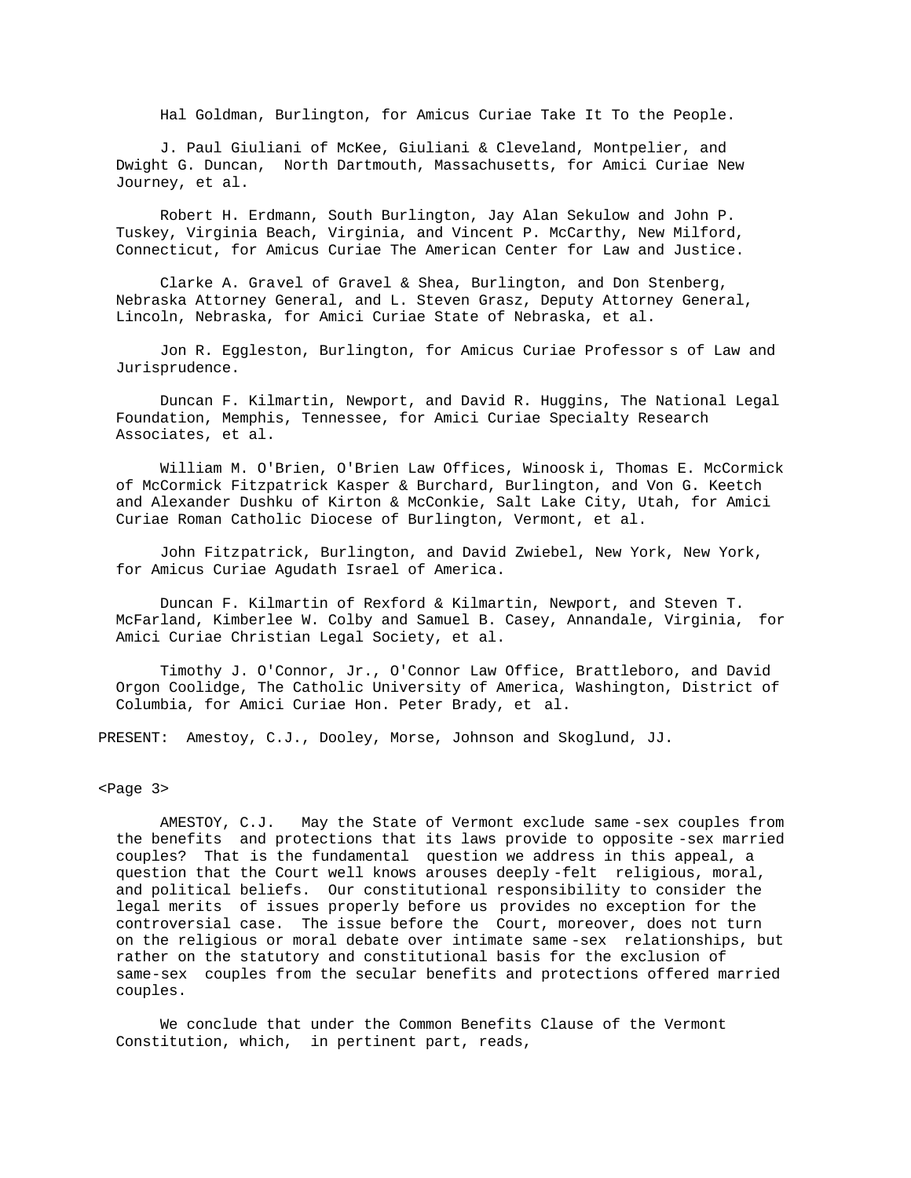Hal Goldman, Burlington, for Amicus Curiae Take It To the People.

J. Paul Giuliani of McKee, Giuliani & Cleveland, Montpelier, and Dwight G. Duncan, North Dartmouth, Massachusetts, for Amici Curiae New Journey, et al.

Robert H. Erdmann, South Burlington, Jay Alan Sekulow and John P. Tuskey, Virginia Beach, Virginia, and Vincent P. McCarthy, New Milford, Connecticut, for Amicus Curiae The American Center for Law and Justice.

Clarke A. Gravel of Gravel & Shea, Burlington, and Don Stenberg, Nebraska Attorney General, and L. Steven Grasz, Deputy Attorney General, Lincoln, Nebraska, for Amici Curiae State of Nebraska, et al.

Jon R. Eggleston, Burlington, for Amicus Curiae Professors of Law and Jurisprudence.

Duncan F. Kilmartin, Newport, and David R. Huggins, The National Legal Foundation, Memphis, Tennessee, for Amici Curiae Specialty Research Associates, et al.

William M. O'Brien, O'Brien Law Offices, Winooski, Thomas E. McCormick of McCormick Fitzpatrick Kasper & Burchard, Burlington, and Von G. Keetch and Alexander Dushku of Kirton & McConkie, Salt Lake City, Utah, for Amici Curiae Roman Catholic Diocese of Burlington, Vermont, et al.

John Fitzpatrick, Burlington, and David Zwiebel, New York, New York, for Amicus Curiae Agudath Israel of America.

Duncan F. Kilmartin of Rexford & Kilmartin, Newport, and Steven T. McFarland, Kimberlee W. Colby and Samuel B. Casey, Annandale, Virginia, for Amici Curiae Christian Legal Society, et al.

Timothy J. O'Connor, Jr., O'Connor Law Office, Brattleboro, and David Orgon Coolidge, The Catholic University of America, Washington, District of Columbia, for Amici Curiae Hon. Peter Brady, et al.

PRESENT: Amestoy, C.J., Dooley, Morse, Johnson and Skoglund, JJ.

<Page 3>

AMESTOY, C.J. May the State of Vermont exclude same-sex couples from the benefits and protections that its laws provide to opposite-sex married couples? That is the fundamental question we address in this appeal, a question that the Court well knows arouses deeply-felt religious, moral, and political beliefs. Our constitutional responsibility to consider the legal merits of issues properly before us provides no exception for the controversial case. The issue before the Court, moreover, does not turn on the religious or moral debate over intimate same-sex relationships, but rather on the statutory and constitutional basis for the exclusion of same-sex couples from the secular benefits and protections offered married couples.

We conclude that under the Common Benefits Clause of the Vermont Constitution, which, in pertinent part, reads,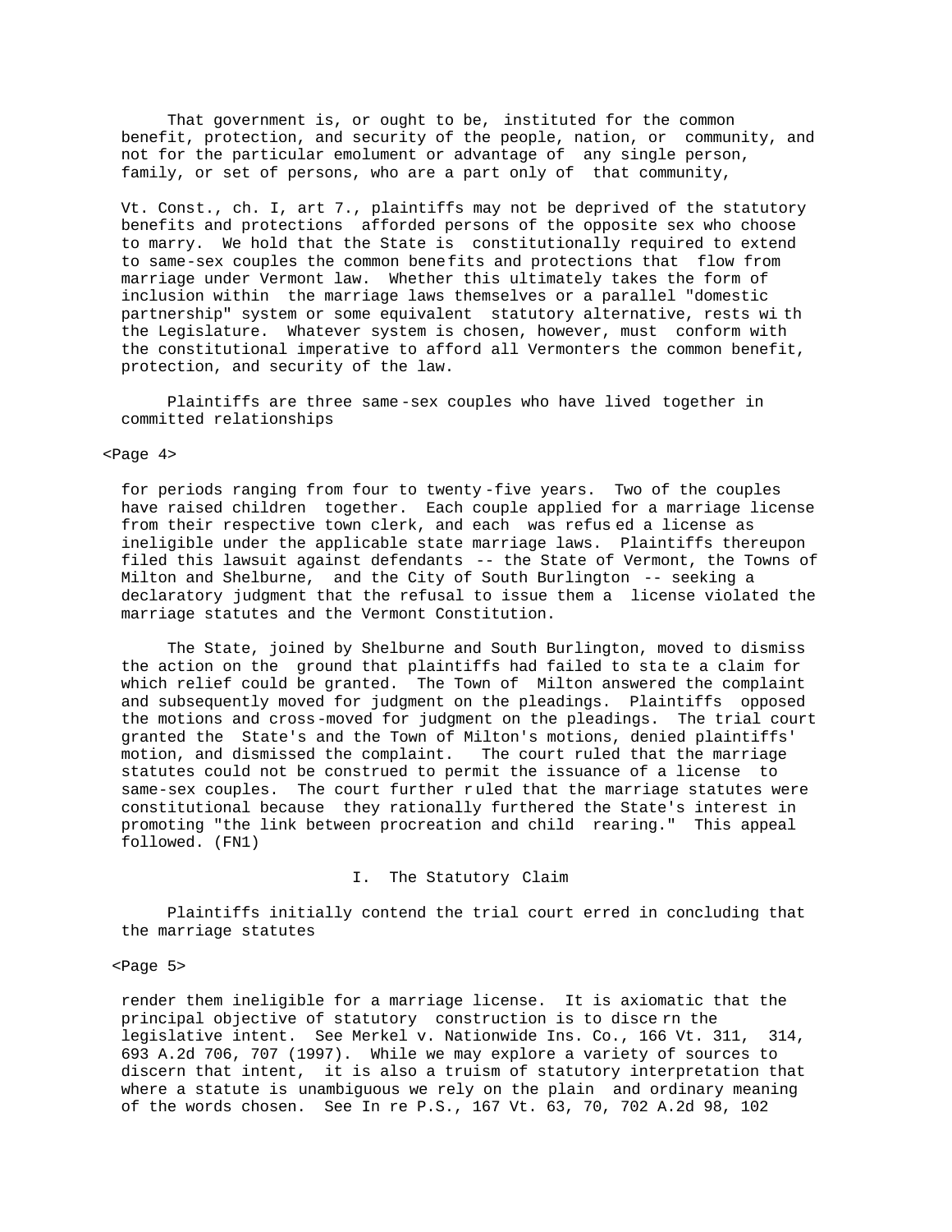That government is, or ought to be, instituted for the common benefit, protection, and security of the people, nation, or community, and not for the particular emolument or advantage of any single person, family, or set of persons, who are a part only of that community,

Vt. Const., ch. I, art 7., plaintiffs may not be deprived of the statutory benefits and protections afforded persons of the opposite sex who choose to marry. We hold that the State is constitutionally required to extend to same-sex couples the common benefits and protections that flow from marriage under Vermont law. Whether this ultimately takes the form of inclusion within the marriage laws themselves or a parallel "domestic partnership" system or some equivalent statutory alternative, rests with the Legislature. Whatever system is chosen, however, must conform with the constitutional imperative to afford all Vermonters the common benefit, protection, and security of the law.

Plaintiffs are three same-sex couples who have lived together in committed relationships

<Page 4>

for periods ranging from four to twenty-five years. Two of the couples have raised children together. Each couple applied for a marriage license from their respective town clerk, and each was refused a license as ineligible under the applicable state marriage laws. Plaintiffs thereupon filed this lawsuit against defendants -- the State of Vermont, the Towns of Milton and Shelburne, and the City of South Burlington -- seeking a declaratory judgment that the refusal to issue them a license violated the marriage statutes and the Vermont Constitution.

The State, joined by Shelburne and South Burlington, moved to dismiss the action on the ground that plaintiffs had failed to state a claim for which relief could be granted. The Town of Milton answered the complaint and subsequently moved for judgment on the pleadings. Plaintiffs opposed the motions and cross-moved for judgment on the pleadings. The trial court granted the State's and the Town of Milton's motions, denied plaintiffs' motion, and dismissed the complaint. The court ruled that the marriage statutes could not be construed to permit the issuance of a license to same-sex couples. The court further ruled that the marriage statutes were constitutional because they rationally furthered the State's interest in promoting "the link between procreation and child rearing." This appeal followed. (FN1)

## I. The Statutory Claim

Plaintiffs initially contend the trial court erred in concluding that the marriage statutes

<Page 5>

render them ineligible for a marriage license. It is axiomatic that the principal objective of statutory construction is to discern the legislative intent. See Merkel v. Nationwide Ins. Co., 166 Vt. 311, 314, 693 A.2d 706, 707 (1997). While we may explore a variety of sources to discern that intent, it is also a truism of statutory interpretation that where a statute is unambiguous we rely on the plain and ordinary meaning of the words chosen. See In re P.S., 167 Vt. 63, 70, 702 A.2d 98, 102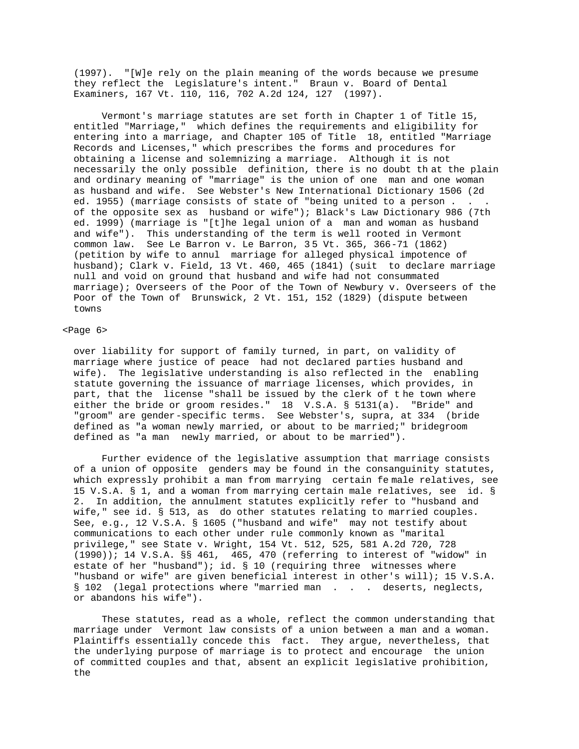(1997). "[W]e rely on the plain meaning of the words because we presume they reflect the Legislature's intent." Braun v. Board of Dental Examiners, 167 Vt. 110, 116, 702 A.2d 124, 127 (1997).

Vermont's marriage statutes are set forth in Chapter 1 of Title 15, entitled "Marriage," which defines the requirements and eligibility for entering into a marriage, and Chapter 105 of Title 18, entitled "Marriage Records and Licenses," which prescribes the forms and procedures for obtaining a license and solemnizing a marriage. Although it is not necessarily the only possible definition, there is no doubt that the plain and ordinary meaning of "marriage" is the union of one man and one woman as husband and wife. See Webster's New International Dictionary 1506 (2d ed. 1955) (marriage consists of state of "being united to a person . . . of the opposite sex as husband or wife"); Black's Law Dictionary 986 (7th ed. 1999) (marriage is "[t]he legal union of a man and woman as husband and wife"). This understanding of the term is well rooted in Vermont common law. See Le Barron v. Le Barron, 35 Vt. 365, 366-71 (1862) (petition by wife to annul marriage for alleged physical impotence of husband); Clark v. Field, 13 Vt. 460, 465 (1841) (suit to declare marriage null and void on ground that husband and wife had not consummated marriage); Overseers of the Poor of the Town of Newbury v. Overseers of the Poor of the Town of Brunswick, 2 Vt. 151, 152 (1829) (dispute between towns over liability for support of family turned, in part, on validity of marriage where justice of peace had not declared parties husband and wife). The legislative understanding is also reflected in the enabling statute governing the issuance of marriage licenses, which provides, in part, that the license "shall be issued by the clerk of the town where either the bride or groom resides." 18 V.S.A. § 5131(a). "Bride" and "groom" are gender-specific terms. See Webster's, supra, at 334 (bride defined as "a woman newly married, or about to be married;" bridegroom defined as "a man newly married, or about to be married").

Further evidence of the legislative assumption that marriage consists of a union of opposite genders may be found in the consanguinity statutes, which expressly prohibit a man from marrying certain female relatives, see 15 V.S.A. § 1, and a woman from marrying certain male relatives, see id. § 2. In addition, the annulment statutes explicitly refer to "husband and wife," see id. § 513, as do other statutes relating to married couples. See, e.g., 12 V.S.A. § 1605 ("husband and wife" may not testify about communications to each other under rule commonly known as "marital privilege," see State v. Wright, 154 Vt. 512, 525, 581 A.2d 720, 728 (1990)); 14 V.S.A. §§ 461, 465, 470 (referring to interest of "widow" in estate of her "husband"); id. § 10 (requiring three witnesses where "husband or wife" are given beneficial interest in other's will); 15 V.S.A. § 102 (legal protections where "married man . . . deserts, neglects, or abandons his wife").

These statutes, read as a whole, reflect the common understanding that marriage under Vermont law consists of a union between a man and a woman. Plaintiffs essentially concede this fact. They argue, nevertheless, that the underlying purpose of marriage is to protect and encourage the union of committed couples and that, absent an explicit legislative prohibition, the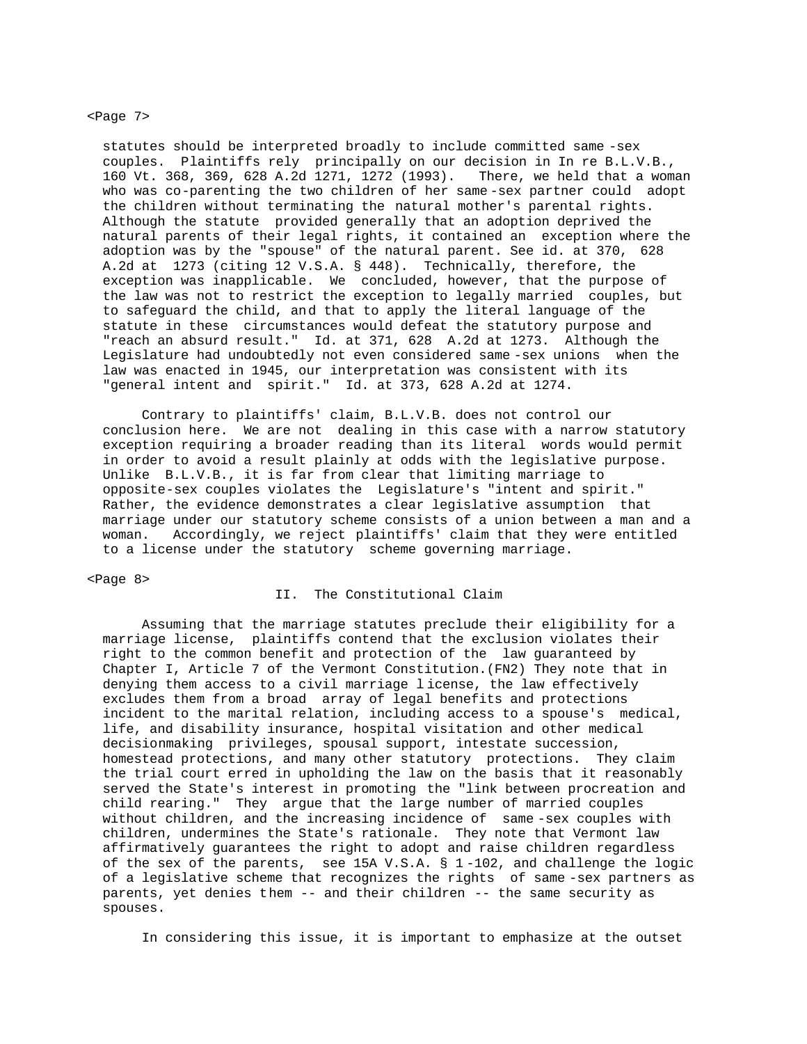statutes should be interpreted broadly to include committed same-sex couples. Plaintiffs rely principally on our decision in In re B.L.V.B., 160 Vt. 368, 369, 628 A.2d 1271, 1272 (1993). There, we held that a woman who was co-parenting the two children of her same-sex partner could adopt the children without terminating the natural mother's parental rights. Although the statute provided generally that an adoption deprived the natural parents of their legal rights, it contained an exception where the adoption was by the "spouse" of the natural parent. See id. at 370, 628 A.2d at 1273 (citing 12 V.S.A. § 448). Technically, therefore, the exception was inapplicable. We concluded, however, that the purpose of the law was not to restrict the exception to legally married couples, but to safeguard the child, and that to apply the literal language of the statute in these circumstances would defeat the statutory purpose and "reach an absurd result." Id. at 371, 628 A.2d at 1273. Although the Legislature had undoubtedly not even considered same-sex unions when the law was enacted in 1945, our interpretation was consistent with its "general intent and spirit." Id. at 373, 628 A.2d at 1274.

Contrary to plaintiffs' claim, B.L.V.B. does not control our conclusion here. We are not dealing in this case with a narrow statutory exception requiring a broader reading than its literal words would permit in order to avoid a result plainly at odds with the legislative purpose. Unlike B.L.V.B., it is far from clear that limiting marriage to opposite-sex couples violates the Legislature's "intent and spirit." Rather, the evidence demonstrates a clear legislative assumption that marriage under our statutory scheme consists of a union between a man and a woman. Accordingly, we reject plaintiffs' claim that they were entitled to a license under the statutory scheme governing marriage.

## II. The Constitutional Claim

Assuming that the marriage statutes preclude their eligibility for a marriage license, plaintiffs contend that the exclusion violates their right to the common benefit and protection of the law guaranteed by Chapter I, Article 7 of the Vermont Constitution.(FN2) They note that in denying them access to a civil marriage license, the law effectively excludes them from a broad array of legal benefits and protections incident to the marital relation, including access to a spouse's medical, life, and disability insurance, hospital visitation and other medical decisionmaking privileges, spousal support, intestate succession, homestead protections, and many other statutory protections. They claim the trial court erred in upholding the law on the basis that it reasonably served the State's interest in promoting the "link between procreation and child rearing." They argue that the large number of married couples without children, and the increasing incidence of same-sex couples with children, undermines the State's rationale. They note that Vermont law affirmatively guarantees the right to adopt and raise children regardless of the sex of the parents, see 15A V.S.A. § 1-102, and challenge the logic of a legislative scheme that recognizes the rights of same-sex partners as parents, yet denies them -- and their children -- the same security as spouses.

In considering this issue, it is important to emphasize at the outset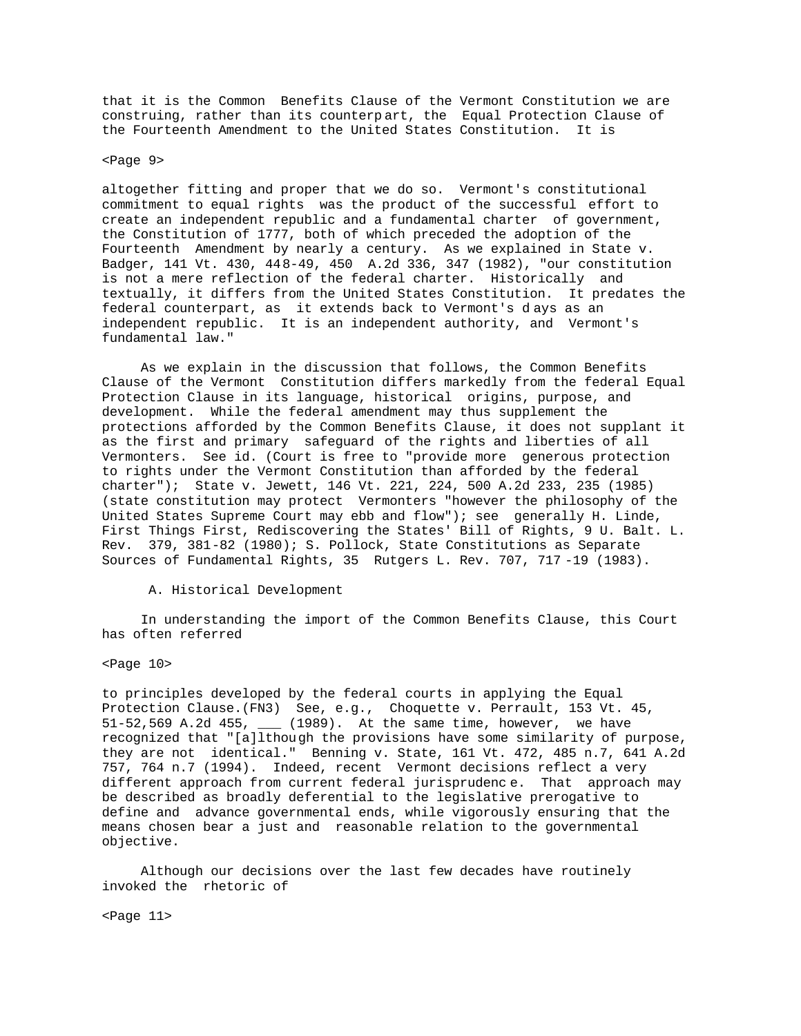that it is the Common Benefits Clause of the Vermont Constitution we are construing, rather than its counterpart, the Equal Protection Clause of the Fourteenth Amendment to the United States Constitution. It is

altogether fitting and proper that we do so. Vermont's constitutional commitment to equal rights was the product of the successful effort to create an independent republic and a fundamental charter of government, the Constitution of 1777, both of which preceded the adoption of the Fourteenth Amendment by nearly a century. As we explained in State v. Badger, 141 Vt. 430, 448-49, 450 A.2d 336, 347 (1982), "our constitution is not a mere reflection of the federal charter. Historically and textually, it differs from the United States Constitution. It predates the federal counterpart, as it extends back to Vermont's days as an independent republic. It is an independent authority, and Vermont's fundamental law."

As we explain in the discussion that follows, the Common Benefits Clause of the Vermont Constitution differs markedly from the federal Equal Protection Clause in its language, historical origins, purpose, and development. While the federal amendment may thus supplement the protections afforded by the Common Benefits Clause, it does not supplant it as the first and primary safeguard of the rights and liberties of all Vermonters. See id. (Court is free to "provide more generous protection to rights under the Vermont Constitution than afforded by the federal charter"); State v. Jewett, 146 Vt. 221, 224, 500 A.2d 233, 235 (1985) (state constitution may protect Vermonters "however the philosophy of the United States Supreme Court may ebb and flow"); see generally H. Linde, First Things First, Rediscovering the States' Bill of Rights, 9 U. Balt. L. Rev. 379, 381-82 (1980); S. Pollock, State Constitutions as Separate Sources of Fundamental Rights, 35 Rutgers L. Rev. 707, 717-19 (1983).

## A. Historical Development

In understanding the import of the Common Benefits Clause, this Court has often referred

to principles developed by the federal courts in applying the Equal Protection Clause.(FN3) See, e.g., Choquette v. Perrault, 153 Vt. 45, 51-52,569 A.2d 455, ___ (1989). At the same time, however, we have recognized that "[a]lthough the provisions have some similarity of purpose, they are not identical." Benning v. State, 161 Vt. 472, 485 n.7, 641 A.2d 757, 764 n.7 (1994). Indeed, recent Vermont decisions reflect a very different approach from current federal jurisprudence. That approach may be described as broadly deferential to the legislative prerogative to define and advance governmental ends, while vigorously ensuring that the means chosen bear a just and reasonable relation to the governmental objective.

Although our decisions over the last few decades have routinely invoked the rhetoric of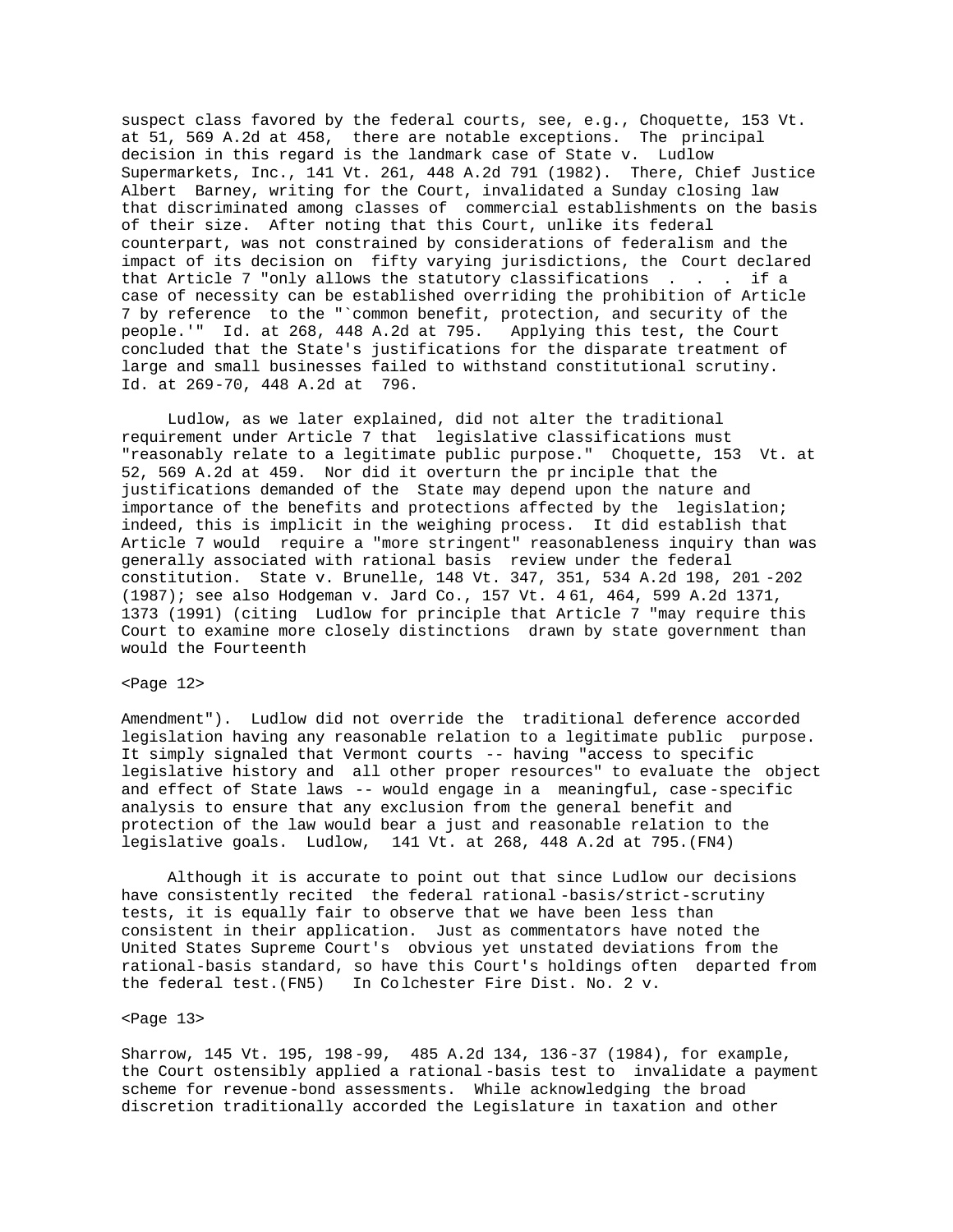suspect class favored by the federal courts, see, e.g., Choquette, 153 Vt. at 51, 569 A.2d at 458, there are notable exceptions. The principal decision in this regard is the landmark case of State v. Ludlow Supermarkets, Inc., 141 Vt. 261, 448 A.2d 791 (1982). There, Chief Justice Albert Barney, writing for the Court, invalidated a Sunday closing law that discriminated among classes of commercial establishments on the basis of their size. After noting that this Court, unlike its federal counterpart, was not constrained by considerations of federalism and the impact of its decision on fifty varying jurisdictions, the Court declared that Article 7 "only allows the statutory classifications . . . if a case of necessity can be established overriding the prohibition of Article 7 by reference to the "`common benefit, protection, and security of the people.'" Id. at 268, 448 A.2d at 795. Applying this test, the Court concluded that the State's justifications for the disparate treatment of large and small businesses failed to withstand constitutional scrutiny. Id. at 269-70, 448 A.2d at 796.

Ludlow, as we later explained, did not alter the traditional requirement under Article 7 that legislative classifications must "reasonably relate to a legitimate public purpose." Choquette, 153 Vt. at 52, 569 A.2d at 459. Nor did it overturn the principle that the justifications demanded of the State may depend upon the nature and importance of the benefits and protections affected by the legislation; indeed, this is implicit in the weighing process. It did establish that Article 7 would require a "more stringent" reasonableness inquiry than was generally associated with rational basis review under the federal constitution. State v. Brunelle, 148 Vt. 347, 351, 534 A.2d 198, 201-202 (1987); see also Hodgeman v. Jard Co., 157 Vt. 461, 464, 599 A.2d 1371, 1373 (1991) (citing Ludlow for principle that Article 7 "may require this Court to examine more closely distinctions drawn by state government than would the Fourteenth Amendment"). Ludlow did not override the traditional deference accorded legislation having any reasonable relation to a legitimate public purpose. It simply signaled that Vermont courts -- having "access to specific legislative history and all other proper resources" to evaluate the object and effect of State laws -- would engage in a meaningful, case-specific analysis to ensure that any exclusion from the general benefit and protection of the law would bear a just and reasonable relation to the legislative goals. Ludlow, 141 Vt. at 268, 448 A.2d at 795.(FN4)

Although it is accurate to point out that since Ludlow our decisions have consistently recited the federal rational-basis/strict-scrutiny tests, it is equally fair to observe that we have been less than consistent in their application. Just as commentators have noted the United States Supreme Court's obvious yet unstated deviations from the rational-basis standard, so have this Court's holdings often departed from the federal test.(FN5) In Colchester Fire Dist. No. 2 v. Sharrow, 145 Vt. 195, 198-99, 485 A.2d 134, 136-37 (1984), for example, the Court ostensibly applied a rational-basis test to invalidate a payment scheme for revenue-bond assessments. While acknowledging the broad discretion traditionally accorded the Legislature in taxation and other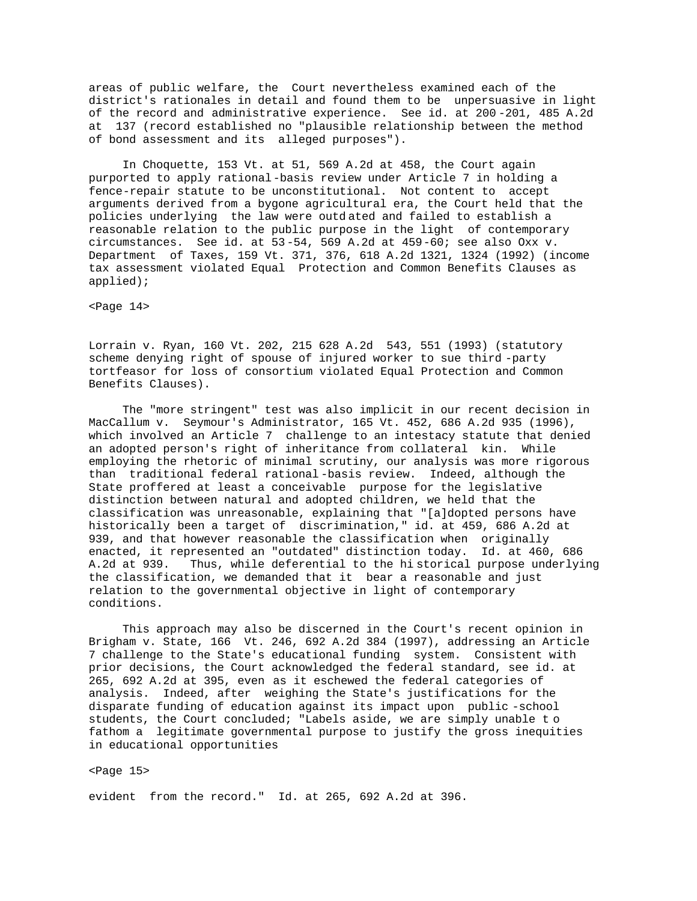areas of public welfare, the Court nevertheless examined each of the district's rationales in detail and found them to be unpersuasive in light of the record and administrative experience. See id. at 200-201, 485 A.2d at 137 (record established no "plausible relationship between the method of bond assessment and its alleged purposes").

In Choquette, 153 Vt. at 51, 569 A.2d at 458, the Court again purported to apply rational-basis review under Article 7 in holding a fence-repair statute to be unconstitutional. Not content to accept arguments derived from a bygone agricultural era, the Court held that the policies underlying the law were outdated and failed to establish a reasonable relation to the public purpose in the light of contemporary circumstances. See id. at 53-54, 569 A.2d at 459-60; see also Oxx v. Department of Taxes, 159 Vt. 371, 376, 618 A.2d 1321, 1324 (1992) (income tax assessment violated Equal Protection and Common Benefits Clauses as applied);

Lorrain v. Ryan, 160 Vt. 202, 215 628 A.2d 543, 551 (1993) (statutory scheme denying right of spouse of injured worker to sue third-party tortfeasor for loss of consortium violated Equal Protection and Common Benefits Clauses).

The "more stringent" test was also implicit in our recent decision in MacCallum v. Seymour's Administrator, 165 Vt. 452, 686 A.2d 935 (1996), which involved an Article 7 challenge to an intestacy statute that denied an adopted person's right of inheritance from collateral kin. While employing the rhetoric of minimal scrutiny, our analysis was more rigorous than traditional federal rational-basis review. Indeed, although the State proffered at least a conceivable purpose for the legislative distinction between natural and adopted children, we held that the classification was unreasonable, explaining that "[a]dopted persons have historically been a target of discrimination," id. at 459, 686 A.2d at 939, and that however reasonable the classification when originally enacted, it represented an "outdated" distinction today. Id. at 460, 686 A.2d at 939. Thus, while deferential to the historical purpose underlying the classification, we demanded that it bear a reasonable and just relation to the governmental objective in light of contemporary conditions.

This approach may also be discerned in the Court's recent opinion in Brigham v. State, 166 Vt. 246, 692 A.2d 384 (1997), addressing an Article 7 challenge to the State's educational funding system. Consistent with prior decisions, the Court acknowledged the federal standard, see id. at 265, 692 A.2d at 395, even as it eschewed the federal categories of analysis. Indeed, after weighing the State's justifications for the disparate funding of education against its impact upon public-school students, the Court concluded; "Labels aside, we are simply unable to fathom a legitimate governmental purpose to justify the gross inequities in educational opportunities evident from the record." Id. at 265, 692 A.2d at 396.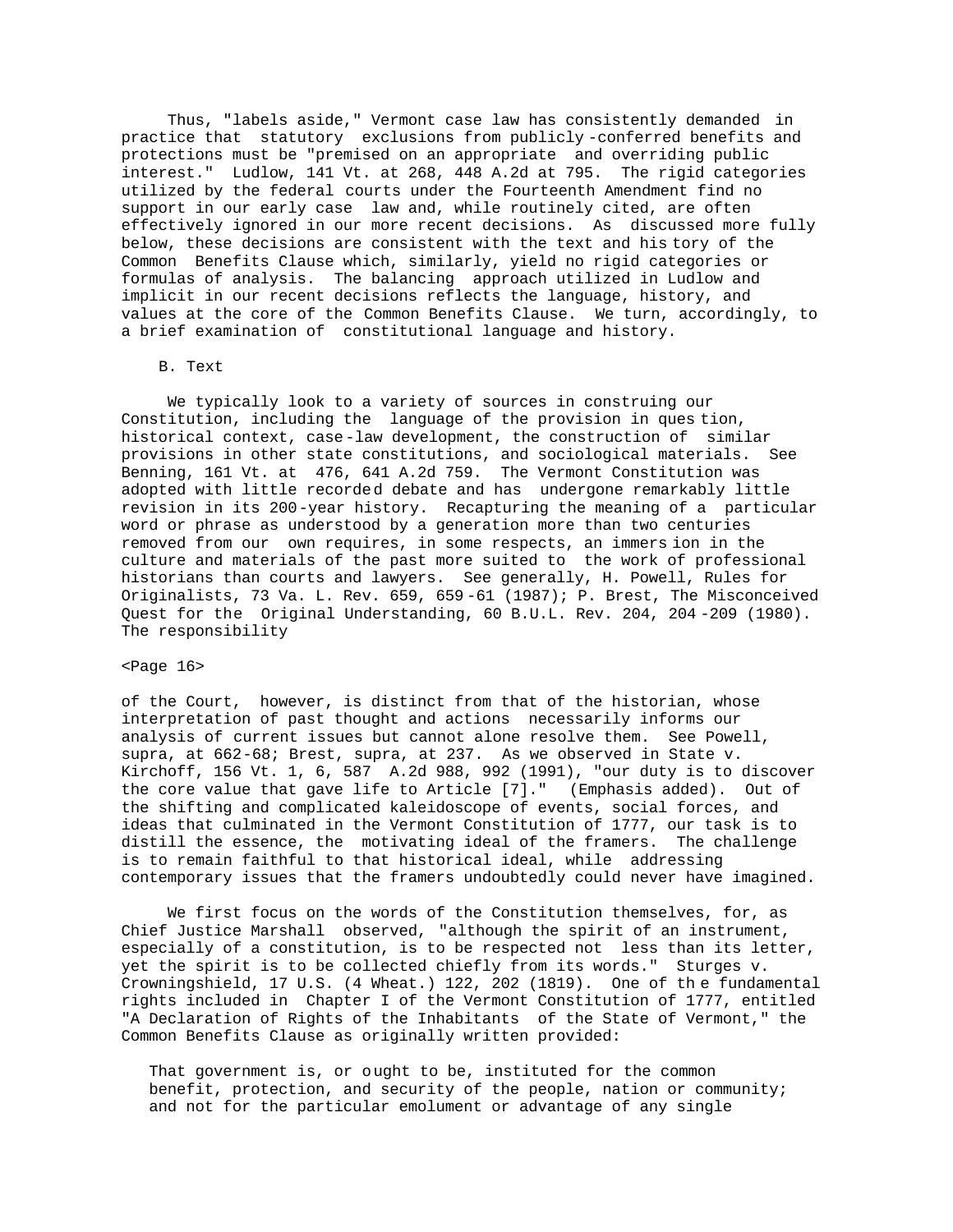Thus, "labels aside," Vermont case law has consistently demanded in practice that statutory exclusions from publicly-conferred benefits and protections must be "premised on an appropriate and overriding public interest." Ludlow, 141 Vt. at 268, 448 A.2d at 795. The rigid categories utilized by the federal courts under the Fourteenth Amendment find no support in our early case law and, while routinely cited, are often effectively ignored in our more recent decisions. As discussed more fully below, these decisions are consistent with the text and history of the Common Benefits Clause which, similarly, yield no rigid categories or formulas of analysis. The balancing approach utilized in Ludlow and implicit in our recent decisions reflects the language, history, and values at the core of the Common Benefits Clause. We turn, accordingly, to a brief examination of constitutional language and history.

B. Text

We typically look to a variety of sources in construing our Constitution, including the language of the provision in question, historical context, case-law development, the construction of similar provisions in other state constitutions, and sociological materials. See Benning, 161 Vt. at 476, 641 A.2d 759. The Vermont Constitution was adopted with little recorded debate and has undergone remarkably little revision in its 200-year history. Recapturing the meaning of a particular word or phrase as understood by a generation more than two centuries removed from our own requires, in some respects, an immersion in the culture and materials of the past more suited to the work of professional historians than courts and lawyers. See generally, H. Powell, Rules for Originalists, 73 Va. L. Rev. 659, 659-61 (1987); P. Brest, The Misconceived Quest for the Original Understanding, 60 B.U.L. Rev. 204, 204-209 (1980). The responsibility

<Page 16>

of the Court, however, is distinct from that of the historian, whose interpretation of past thought and actions necessarily informs our analysis of current issues but cannot alone resolve them. See Powell, supra, at 662-68; Brest, supra, at 237. As we observed in State v. Kirchoff, 156 Vt. 1, 6, 587 A.2d 988, 992 (1991), "our duty is to discover the core value that gave life to Article [7]." (Emphasis added). Out of the shifting and complicated kaleidoscope of events, social forces, and ideas that culminated in the Vermont Constitution of 1777, our task is to distill the essence, the motivating ideal of the framers. The challenge is to remain faithful to that historical ideal, while addressing contemporary issues that the framers undoubtedly could never have imagined.

We first focus on the words of the Constitution themselves, for, as Chief Justice Marshall observed, "although the spirit of an instrument, especially of a constitution, is to be respected not less than its letter, yet the spirit is to be collected chiefly from its words." Sturges v. Crowningshield, 17 U.S. (4 Wheat.) 122, 202 (1819). One of the fundamental rights included in Chapter I of the Vermont Constitution of 1777, entitled "A Declaration of Rights of the Inhabitants of the State of Vermont," the Common Benefits Clause as originally written provided:

> That government is, or ought to be, instituted for the common benefit, protection, and security of the people, nation or community; and not for the particular emolument or advantage of any single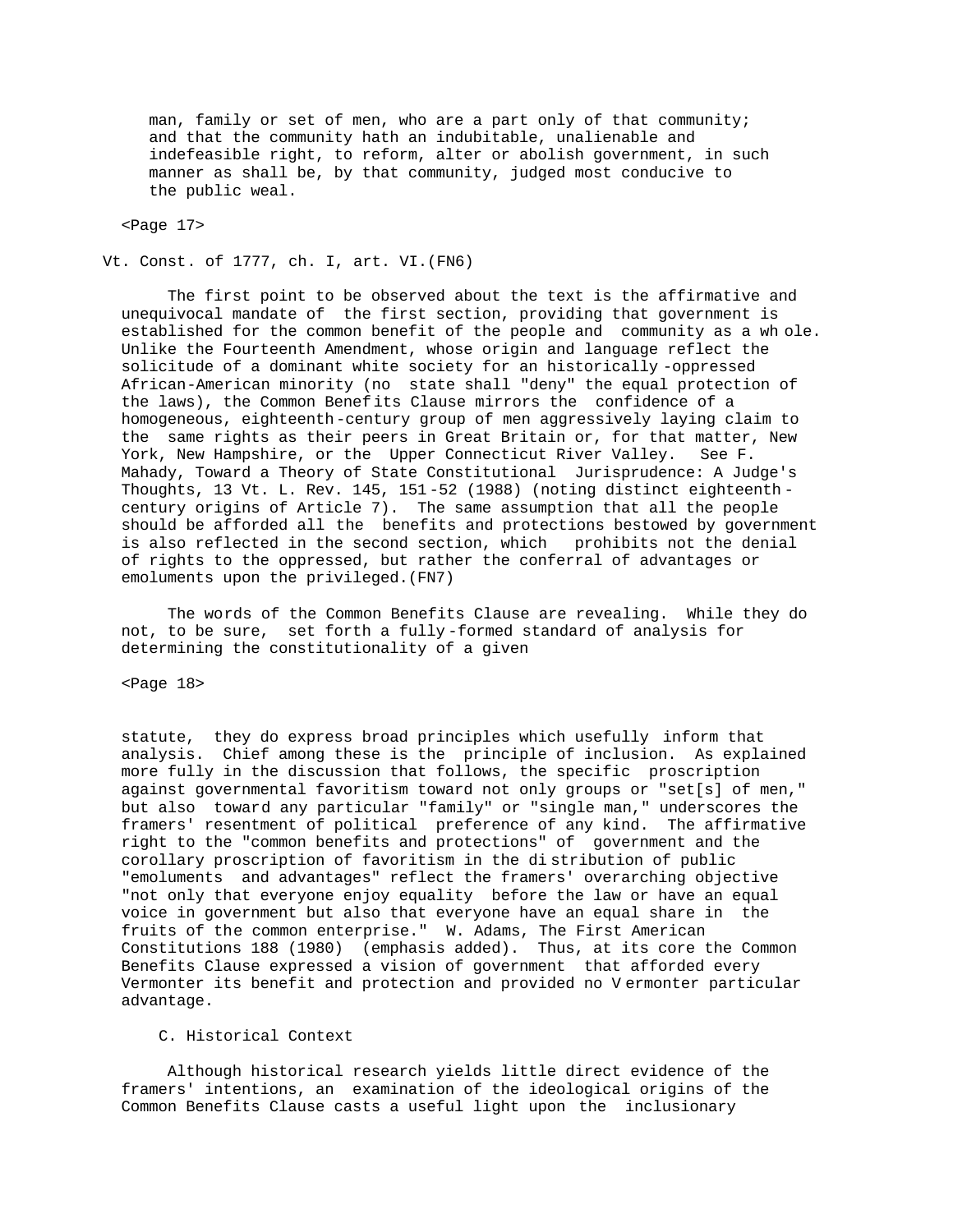man, family or set of men, who are a part only of that community; and that the community hath an indubitable, unalienable and indefeasible right, to reform, alter or abolish government, in such manner as shall be, by that community, judged most conducive to the public weal.

Vt. Const. of 1777, ch. I, art. VI.(FN6)

The first point to be observed about the text is the affirmative and unequivocal mandate of the first section, providing that government is established for the common benefit of the people and community as a whole. Unlike the Fourteenth Amendment, whose origin and language reflect the solicitude of a dominant white society for an historically-oppressed African-American minority (no state shall "deny" the equal protection of the laws), the Common Benefits Clause mirrors the confidence of a homogeneous, eighteenth-century group of men aggressively laying claim to the same rights as their peers in Great Britain or, for that matter, New York, New Hampshire, or the Upper Connecticut River Valley. See F. Mahady, Toward a Theory of State Constitutional Jurisprudence: A Judge's Thoughts, 13 Vt. L. Rev. 145, 151-52 (1988) (noting distinct eighteenth-century origins of Article 7). The same assumption that all the people should be afforded all the benefits and protections bestowed by government is also reflected in the second section, which prohibits not the denial of rights to the oppressed, but rather the conferral of advantages or emoluments upon the privileged.(FN7)

The words of the Common Benefits Clause are revealing. While they do not, to be sure, set forth a fully-formed standard of analysis for determining the constitutionality of a given statute, they do express broad principles which usefully inform that analysis. Chief among these is the principle of inclusion. As explained more fully in the discussion that follows, the specific proscription against governmental favoritism toward not only groups or "set[s] of men," but also toward any particular "family" or "single man," underscores the framers' resentment of political preference of any kind. The affirmative right to the "common benefits and protections" of government and the corollary proscription of favoritism in the distribution of public "emoluments and advantages" reflect the framers' overarching objective "not only that everyone enjoy equality before the law or have an equal voice in government but also that everyone have an equal share in the fruits of the common enterprise." W. Adams, The First American Constitutions 188 (1980) (emphasis added). Thus, at its core the Common Benefits Clause expressed a vision of government that afforded every Vermonter its benefit and protection and provided no Vermonter particular advantage.

C. Historical Context

Although historical research yields little direct evidence of the framers' intentions, an examination of the ideological origins of the Common Benefits Clause casts a useful light upon the inclusionary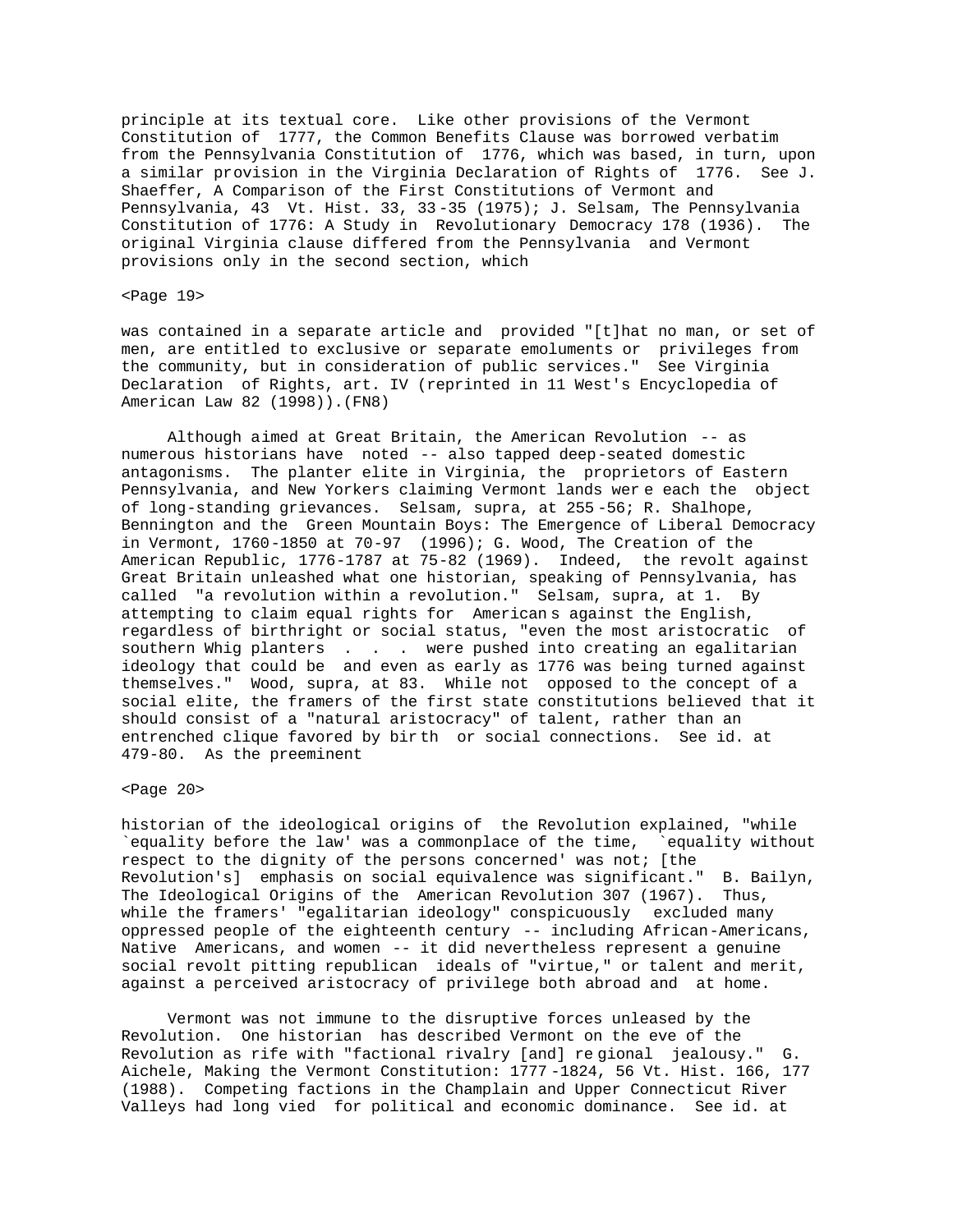principle at its textual core. Like other provisions of the Vermont Constitution of 1777, the Common Benefits Clause was borrowed verbatim from the Pennsylvania Constitution of 1776, which was based, in turn, upon a similar provision in the Virginia Declaration of Rights of 1776. See J. Shaeffer, A Comparison of the First Constitutions of Vermont and Pennsylvania, 43 Vt. Hist. 33, 33-35 (1975); J. Selsam, The Pennsylvania Constitution of 1776: A Study in Revolutionary Democracy 178 (1936). The original Virginia clause differed from the Pennsylvania and Vermont provisions only in the second section, which

<Page 19>

was contained in a separate article and provided "[t]hat no man, or set of men, are entitled to exclusive or separate emoluments or privileges from the community, but in consideration of public services." See Virginia Declaration of Rights, art. IV (reprinted in 11 West's Encyclopedia of American Law 82 (1998)).(FN8)

Although aimed at Great Britain, the American Revolution -- as numerous historians have noted -- also tapped deep-seated domestic antagonisms. The planter elite in Virginia, the proprietors of Eastern Pennsylvania, and New Yorkers claiming Vermont lands were each the object of long-standing grievances. Selsam, supra, at 255-56; R. Shalhope, Bennington and the Green Mountain Boys: The Emergence of Liberal Democracy in Vermont, 1760-1850 at 70-97 (1996); G. Wood, The Creation of the American Republic, 1776-1787 at 75-82 (1969). Indeed, the revolt against Great Britain unleashed what one historian, speaking of Pennsylvania, has called "a revolution within a revolution." Selsam, supra, at 1. By attempting to claim equal rights for Americans against the English, regardless of birthright or social status, "even the most aristocratic of southern Whig planters . . . were pushed into creating an egalitarian ideology that could be and even as early as 1776 was being turned against themselves." Wood, supra, at 83. While not opposed to the concept of a social elite, the framers of the first state constitutions believed that it should consist of a "natural aristocracy" of talent, rather than an entrenched clique favored by birth or social connections. See id. at 479-80. As the preeminent

<Page 20>

historian of the ideological origins of the Revolution explained, "while `equality before the law' was a commonplace of the time, `equality without respect to the dignity of the persons concerned' was not; [the Revolution's] emphasis on social equivalence was significant." B. Bailyn, The Ideological Origins of the American Revolution 307 (1967). Thus, while the framers' "egalitarian ideology" conspicuously excluded many oppressed people of the eighteenth century -- including African-Americans, Native Americans, and women -- it did nevertheless represent a genuine social revolt pitting republican ideals of "virtue," or talent and merit, against a perceived aristocracy of privilege both abroad and at home.

Vermont was not immune to the disruptive forces unleased by the Revolution. One historian has described Vermont on the eve of the Revolution as rife with "factional rivalry [and] regional jealousy." G. Aichele, Making the Vermont Constitution: 1777-1824, 56 Vt. Hist. 166, 177 (1988). Competing factions in the Champlain and Upper Connecticut River Valleys had long vied for political and economic dominance. See id. at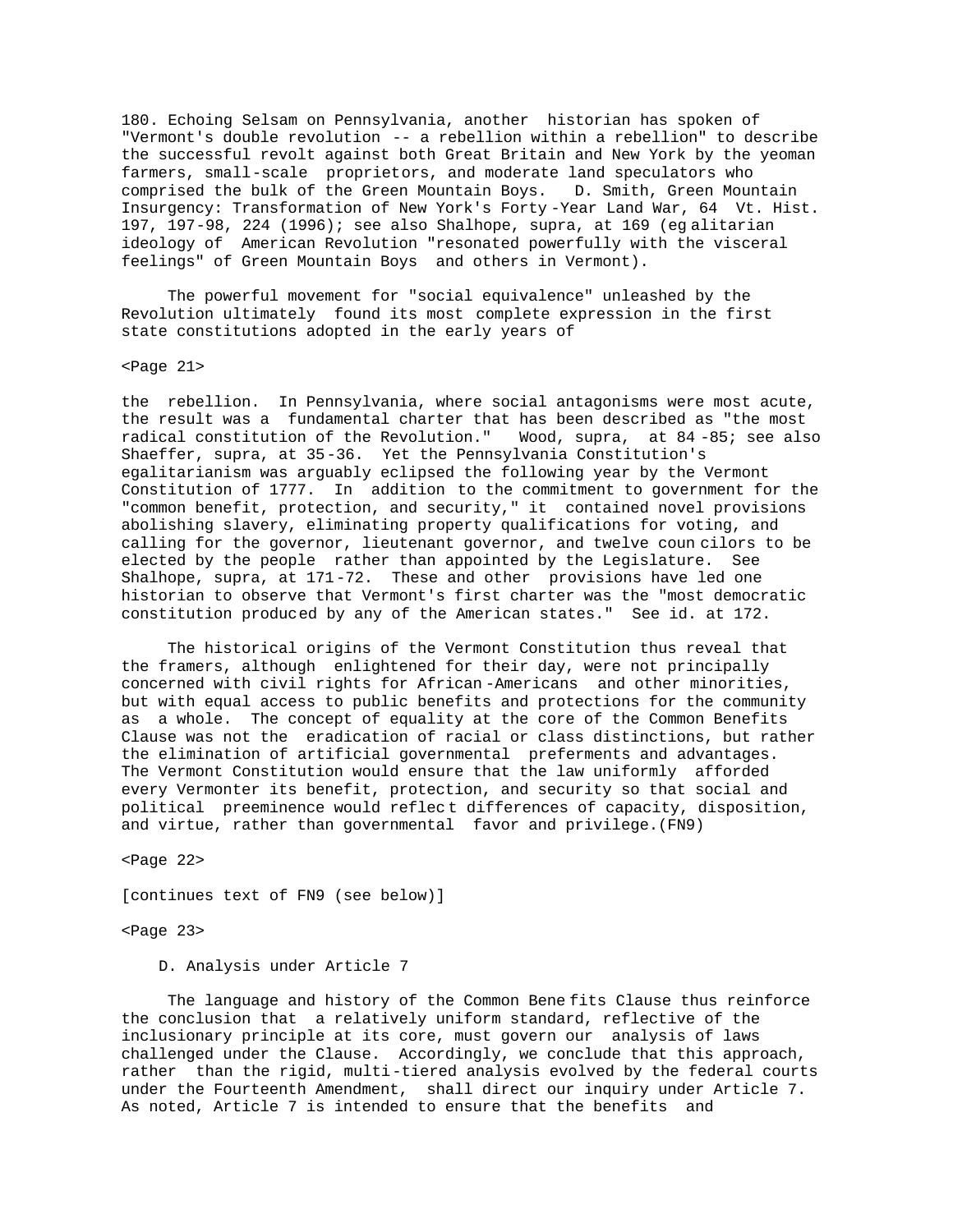180. Echoing Selsam on Pennsylvania, another historian has spoken of "Vermont's double revolution -- a rebellion within a rebellion" to describe the successful revolt against both Great Britain and New York by the yeoman farmers, small-scale proprietors, and moderate land speculators who comprised the bulk of the Green Mountain Boys. D. Smith, Green Mountain Insurgency: Transformation of New York's Forty-Year Land War, 64 Vt. Hist. 197, 197-98, 224 (1996); see also Shalhope, supra, at 169 (egalitarian ideology of American Revolution "resonated powerfully with the visceral feelings" of Green Mountain Boys and others in Vermont).

The powerful movement for "social equivalence" unleashed by the Revolution ultimately found its most complete expression in the first state constitutions adopted in the early years of

<Page 21>

the rebellion. In Pennsylvania, where social antagonisms were most acute, the result was a fundamental charter that has been described as "the most radical constitution of the Revolution." Wood, supra, at 84-85; see also Shaeffer, supra, at 35-36. Yet the Pennsylvania Constitution's egalitarianism was arguably eclipsed the following year by the Vermont Constitution of 1777. In addition to the commitment to government for the "common benefit, protection, and security," it contained novel provisions abolishing slavery, eliminating property qualifications for voting, and calling for the governor, lieutenant governor, and twelve councilors to be elected by the people rather than appointed by the Legislature. See Shalhope, supra, at 171-72. These and other provisions have led one historian to observe that Vermont's first charter was the "most democratic constitution produced by any of the American states." See id. at 172.

The historical origins of the Vermont Constitution thus reveal that the framers, although enlightened for their day, were not principally concerned with civil rights for African-Americans and other minorities, but with equal access to public benefits and protections for the community as a whole. The concept of equality at the core of the Common Benefits Clause was not the eradication of racial or class distinctions, but rather the elimination of artificial governmental preferments and advantages. The Vermont Constitution would ensure that the law uniformly afforded every Vermonter its benefit, protection, and security so that social and political preeminence would reflect differences of capacity, disposition, and virtue, rather than governmental favor and privilege.(FN9)

<Page 22>

[continues text of FN9 (see below)]

<Page 23>

D. Analysis under Article 7

The language and history of the Common Benefits Clause thus reinforce the conclusion that a relatively uniform standard, reflective of the inclusionary principle at its core, must govern our analysis of laws challenged under the Clause. Accordingly, we conclude that this approach, rather than the rigid, multi-tiered analysis evolved by the federal courts under the Fourteenth Amendment, shall direct our inquiry under Article 7. As noted, Article 7 is intended to ensure that the benefits and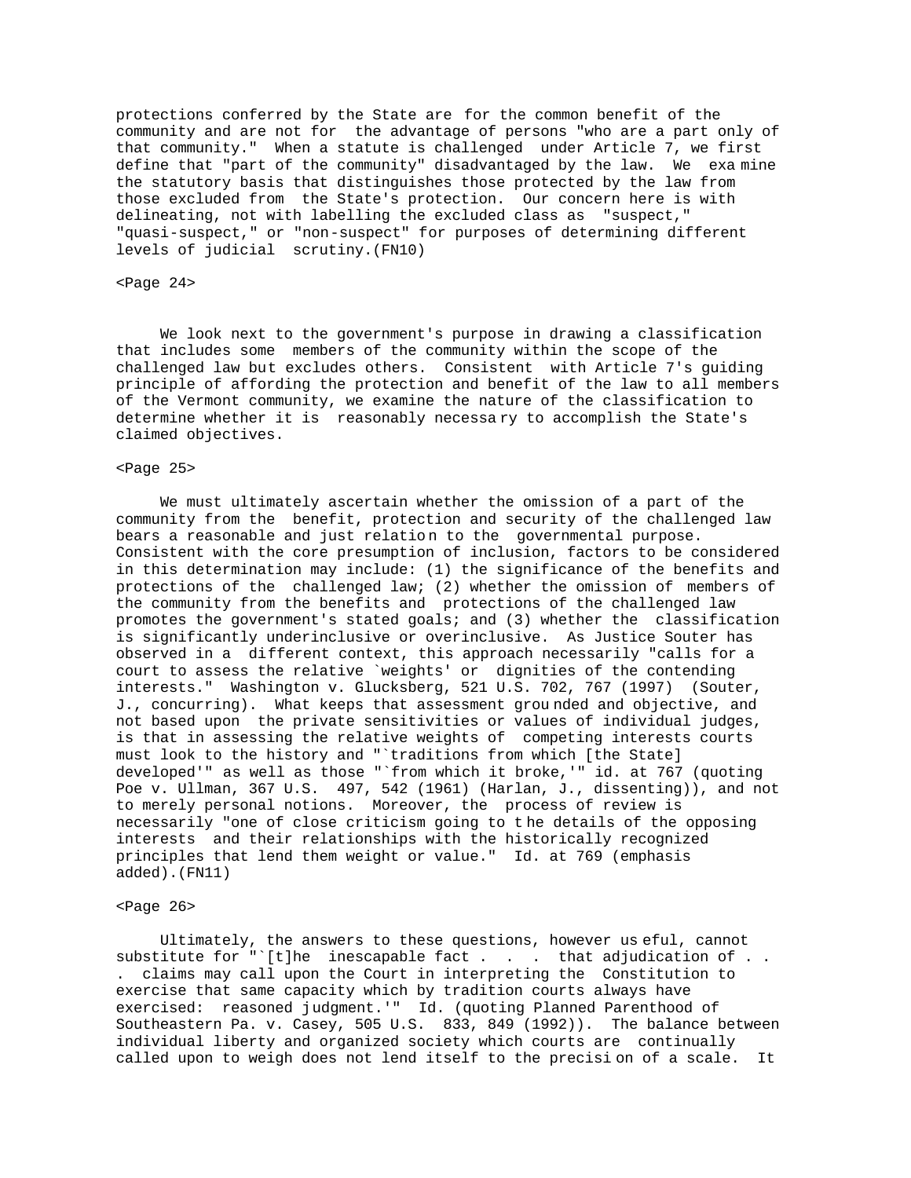protections conferred by the State are for the common benefit of the community and are not for the advantage of persons "who are a part only of that community." When a statute is challenged under Article 7, we first define that "part of the community" disadvantaged by the law. We examine the statutory basis that distinguishes those protected by the law from those excluded from the State's protection. Our concern here is with delineating, not with labelling the excluded class as "suspect," "quasi-suspect," or "non-suspect" for purposes of determining different levels of judicial scrutiny.(FN10)

<Page 24>

We look next to the government's purpose in drawing a classification that includes some members of the community within the scope of the challenged law but excludes others. Consistent with Article 7's guiding principle of affording the protection and benefit of the law to all members of the Vermont community, we examine the nature of the classification to determine whether it is reasonably necessary to accomplish the State's claimed objectives.

<Page 25>

We must ultimately ascertain whether the omission of a part of the community from the benefit, protection and security of the challenged law bears a reasonable and just relation to the governmental purpose. Consistent with the core presumption of inclusion, factors to be considered in this determination may include: (1) the significance of the benefits and protections of the challenged law; (2) whether the omission of members of the community from the benefits and protections of the challenged law promotes the government's stated goals; and (3) whether the classification is significantly underinclusive or overinclusive. As Justice Souter has observed in a different context, this approach necessarily "calls for a court to assess the relative `weights' or dignities of the contending interests." Washington v. Glucksberg, 521 U.S. 702, 767 (1997) (Souter, J., concurring). What keeps that assessment grounded and objective, and not based upon the private sensitivities or values of individual judges, is that in assessing the relative weights of competing interests courts must look to the history and "`traditions from which [the State] developed'" as well as those "`from which it broke,'" id. at 767 (quoting Poe v. Ullman, 367 U.S. 497, 542 (1961) (Harlan, J., dissenting)), and not to merely personal notions. Moreover, the process of review is necessarily "one of close criticism going to the details of the opposing interests and their relationships with the historically recognized principles that lend them weight or value." Id. at 769 (emphasis added).(FN11)

<Page 26>

Ultimately, the answers to these questions, however useful, cannot substitute for "`[t]he inescapable fact . . . that adjudication of . . . claims may call upon the Court in interpreting the Constitution to exercise that same capacity which by tradition courts always have exercised: reasoned judgment.'" Id. (quoting Planned Parenthood of Southeastern Pa. v. Casey, 505 U.S. 833, 849 (1992)). The balance between individual liberty and organized society which courts are continually called upon to weigh does not lend itself to the precision of a scale. It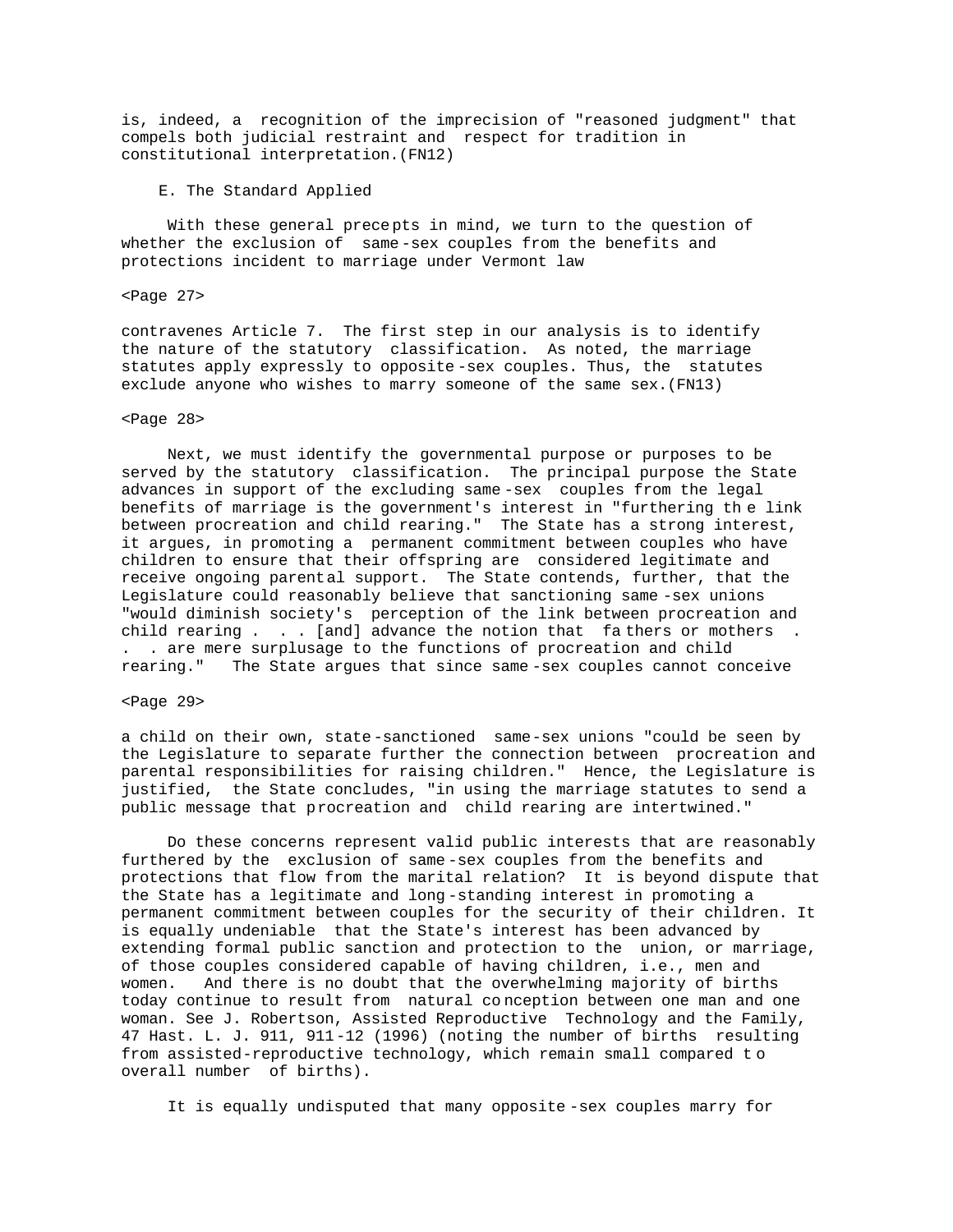is, indeed, a recognition of the imprecision of "reasoned judgment" that compels both judicial restraint and respect for tradition in constitutional interpretation.(FN12)

E. The Standard Applied

With these general precepts in mind, we turn to the question of whether the exclusion of same-sex couples from the benefits and protections incident to marriage under Vermont law

<Page 27>

contravenes Article 7. The first step in our analysis is to identify the nature of the statutory classification. As noted, the marriage statutes apply expressly to opposite-sex couples. Thus, the statutes exclude anyone who wishes to marry someone of the same sex.(FN13)

<Page 28>

Next, we must identify the governmental purpose or purposes to be served by the statutory classification. The principal purpose the State advances in support of the excluding same-sex couples from the legal benefits of marriage is the government's interest in "furthering the link between procreation and child rearing." The State has a strong interest, it argues, in promoting a permanent commitment between couples who have children to ensure that their offspring are considered legitimate and receive ongoing parental support. The State contends, further, that the Legislature could reasonably believe that sanctioning same-sex unions "would diminish society's perception of the link between procreation and child rearing . . . [and] advance the notion that fathers or mothers . . . are mere surplusage to the functions of procreation and child rearing." The State argues that since same-sex couples cannot conceive

<Page 29>

a child on their own, state-sanctioned same-sex unions "could be seen by the Legislature to separate further the connection between procreation and parental responsibilities for raising children." Hence, the Legislature is justified, the State concludes, "in using the marriage statutes to send a public message that procreation and child rearing are intertwined."

Do these concerns represent valid public interests that are reasonably furthered by the exclusion of same-sex couples from the benefits and protections that flow from the marital relation? It is beyond dispute that the State has a legitimate and long-standing interest in promoting a permanent commitment between couples for the security of their children. It is equally undeniable that the State's interest has been advanced by extending formal public sanction and protection to the union, or marriage, of those couples considered capable of having children, i.e., men and women. And there is no doubt that the overwhelming majority of births today continue to result from natural conception between one man and one woman. See J. Robertson, Assisted Reproductive Technology and the Family, 47 Hast. L. J. 911, 911-12 (1996) (noting the number of births resulting from assisted-reproductive technology, which remain small compared to overall number of births).

It is equally undisputed that many opposite-sex couples marry for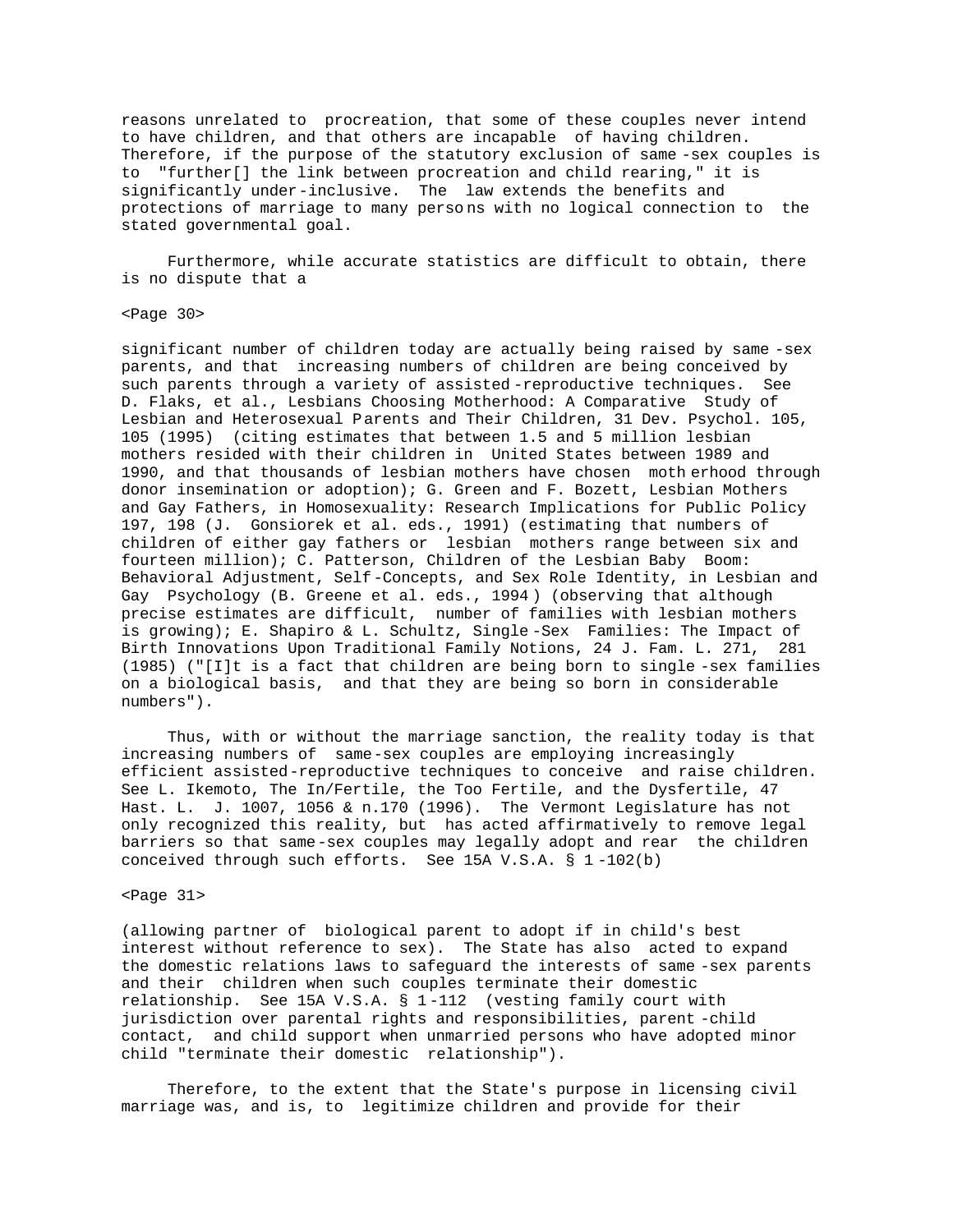reasons unrelated to procreation, that some of these couples never intend to have children, and that others are incapable of having children. Therefore, if the purpose of the statutory exclusion of same-sex couples is to "further[] the link between procreation and child rearing," it is significantly under-inclusive. The law extends the benefits and protections of marriage to many persons with no logical connection to the stated governmental goal.

Furthermore, while accurate statistics are difficult to obtain, there is no dispute that a

<Page 30>

significant number of children today are actually being raised by same-sex parents, and that increasing numbers of children are being conceived by such parents through a variety of assisted-reproductive techniques. See D. Flaks, et al., Lesbians Choosing Motherhood: A Comparative Study of Lesbian and Heterosexual Parents and Their Children, 31 Dev. Psychol. 105, 105 (1995) (citing estimates that between 1.5 and 5 million lesbian mothers resided with their children in United States between 1989 and 1990, and that thousands of lesbian mothers have chosen motherhood through donor insemination or adoption); G. Green and F. Bozett, Lesbian Mothers and Gay Fathers, in Homosexuality: Research Implications for Public Policy 197, 198 (J. Gonsiorek et al. eds., 1991) (estimating that numbers of children of either gay fathers or lesbian mothers range between six and fourteen million); C. Patterson, Children of the Lesbian Baby Boom: Behavioral Adjustment, Self-Concepts, and Sex Role Identity, in Lesbian and Gay Psychology (B. Greene et al. eds., 1994) (observing that although precise estimates are difficult, number of families with lesbian mothers is growing); E. Shapiro & L. Schultz, Single-Sex Families: The Impact of Birth Innovations Upon Traditional Family Notions, 24 J. Fam. L. 271, 281 (1985) ("[I]t is a fact that children are being born to single-sex families on a biological basis, and that they are being so born in considerable numbers").

Thus, with or without the marriage sanction, the reality today is that increasing numbers of same-sex couples are employing increasingly efficient assisted-reproductive techniques to conceive and raise children. See L. Ikemoto, The In/Fertile, the Too Fertile, and the Dysfertile, 47 Hast. L. J. 1007, 1056 & n.170 (1996). The Vermont Legislature has not only recognized this reality, but has acted affirmatively to remove legal barriers so that same-sex couples may legally adopt and rear the children conceived through such efforts. See 15A V.S.A. § 1-102(b)

<Page 31>

(allowing partner of biological parent to adopt if in child's best interest without reference to sex). The State has also acted to expand the domestic relations laws to safeguard the interests of same-sex parents and their children when such couples terminate their domestic relationship. See 15A V.S.A. § 1-112 (vesting family court with jurisdiction over parental rights and responsibilities, parent-child contact, and child support when unmarried persons who have adopted minor child "terminate their domestic relationship").

Therefore, to the extent that the State's purpose in licensing civil marriage was, and is, to legitimize children and provide for their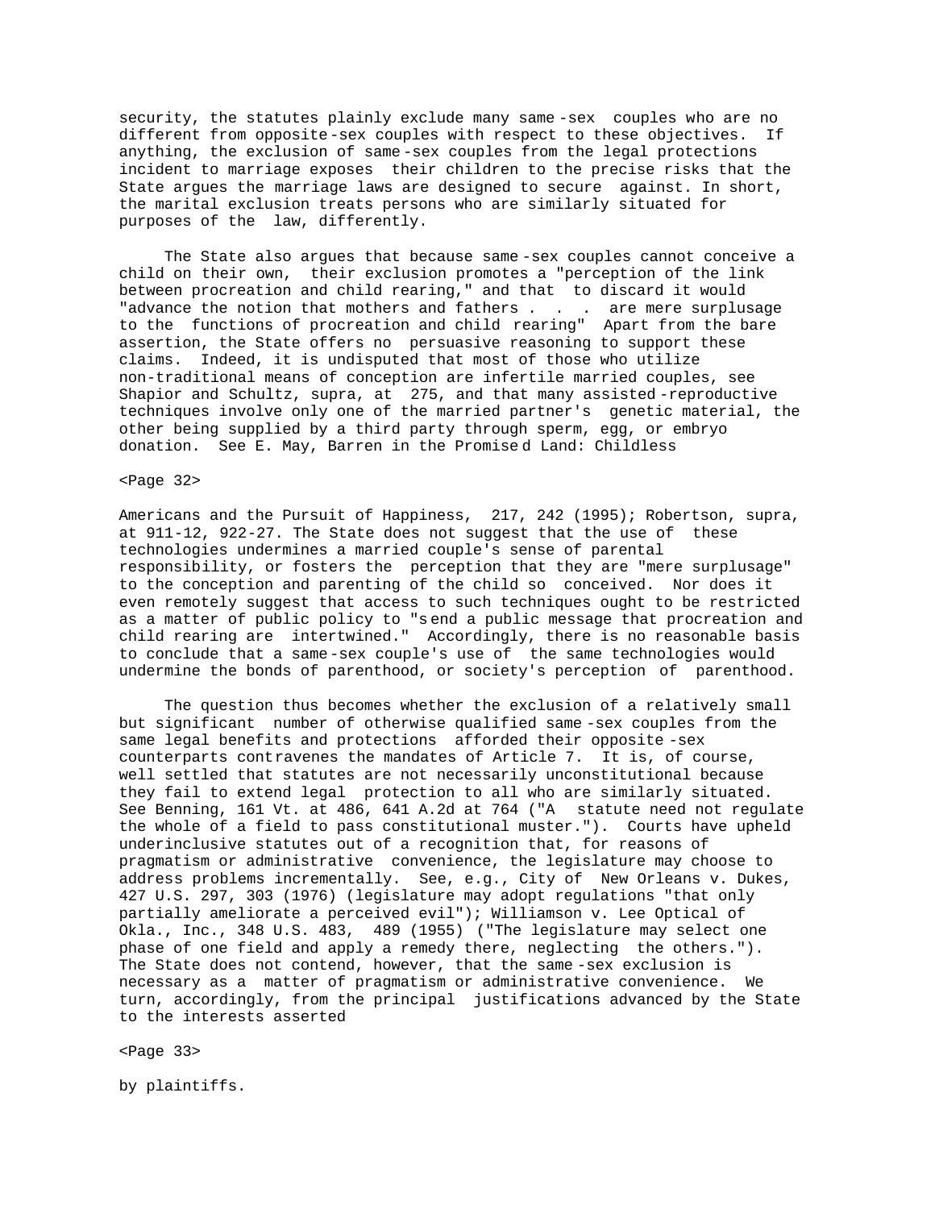security, the statutes plainly exclude many same-sex couples who are no different from opposite-sex couples with respect to these objectives. If anything, the exclusion of same-sex couples from the legal protections incident to marriage exposes their children to the precise risks that the State argues the marriage laws are designed to secure against. In short, the marital exclusion treats persons who are similarly situated for purposes of the law, differently.

The State also argues that because same-sex couples cannot conceive a child on their own, their exclusion promotes a "perception of the link between procreation and child rearing," and that to discard it would "advance the notion that mothers and fathers . . . are mere surplusage to the functions of procreation and child rearing" Apart from the bare assertion, the State offers no persuasive reasoning to support these claims. Indeed, it is undisputed that most of those who utilize non-traditional means of conception are infertile married couples, see Shapior and Schultz, supra, at 275, and that many assisted-reproductive techniques involve only one of the married partner's genetic material, the other being supplied by a third party through sperm, egg, or embryo donation. See E. May, Barren in the Promised Land: Childless Americans and the Pursuit of Happiness, 217, 242 (1995); Robertson, supra, at 911-12, 922-27. The State does not suggest that the use of these technologies undermines a married couple's sense of parental responsibility, or fosters the perception that they are "mere surplusage" to the conception and parenting of the child so conceived. Nor does it even remotely suggest that access to such techniques ought to be restricted as a matter of public policy to "send a public message that procreation and child rearing are intertwined." Accordingly, there is no reasonable basis to conclude that a same-sex couple's use of the same technologies would undermine the bonds of parenthood, or society's perception of parenthood.

The question thus becomes whether the exclusion of a relatively small but significant number of otherwise qualified same-sex couples from the same legal benefits and protections afforded their opposite-sex counterparts contravenes the mandates of Article 7. It is, of course, well settled that statutes are not necessarily unconstitutional because they fail to extend legal protection to all who are similarly situated. See Benning, 161 Vt. at 486, 641 A.2d at 764 ("A statute need not regulate the whole of a field to pass constitutional muster."). Courts have upheld underinclusive statutes out of a recognition that, for reasons of pragmatism or administrative convenience, the legislature may choose to address problems incrementally. See, e.g., City of New Orleans v. Dukes, 427 U.S. 297, 303 (1976) (legislature may adopt regulations "that only partially ameliorate a perceived evil"); Williamson v. Lee Optical of Okla., Inc., 348 U.S. 483, 489 (1955) ("The legislature may select one phase of one field and apply a remedy there, neglecting the others."). The State does not contend, however, that the same-sex exclusion is necessary as a matter of pragmatism or administrative convenience. We turn, accordingly, from the principal justifications advanced by the State to the interests asserted by plaintiffs.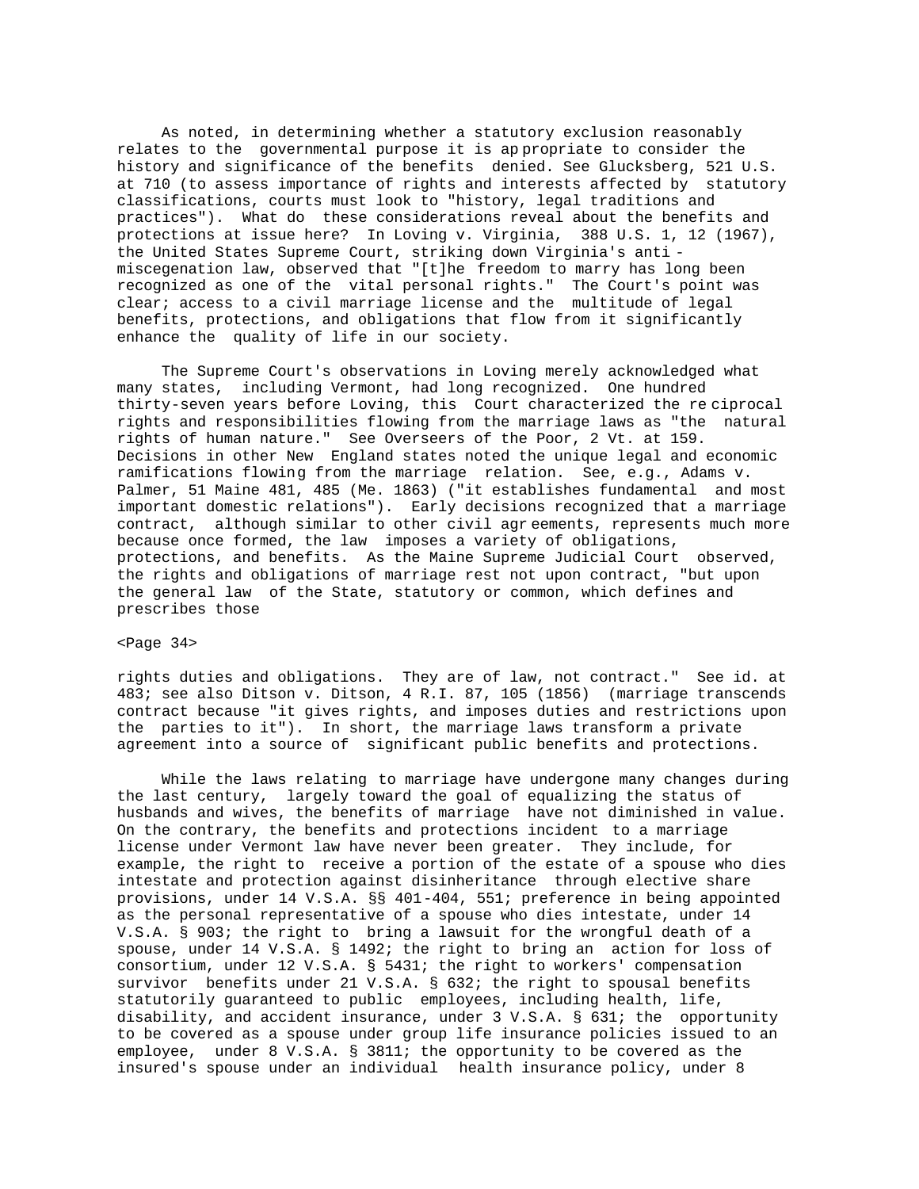As noted, in determining whether a statutory exclusion reasonably relates to the governmental purpose it is appropriate to consider the history and significance of the benefits denied. See Glucksberg, 521 U.S. at 710 (to assess importance of rights and interests affected by statutory classifications, courts must look to "history, legal traditions and practices"). What do these considerations reveal about the benefits and protections at issue here? In Loving v. Virginia, 388 U.S. 1, 12 (1967), the United States Supreme Court, striking down Virginia's anti-miscegenation law, observed that "[t]he freedom to marry has long been recognized as one of the vital personal rights." The Court's point was clear; access to a civil marriage license and the multitude of legal benefits, protections, and obligations that flow from it significantly enhance the quality of life in our society.

The Supreme Court's observations in Loving merely acknowledged what many states, including Vermont, had long recognized. One hundred thirty-seven years before Loving, this Court characterized the reciprocal rights and responsibilities flowing from the marriage laws as "the natural rights of human nature." See Overseers of the Poor, 2 Vt. at 159. Decisions in other New England states noted the unique legal and economic ramifications flowing from the marriage relation. See, e.g., Adams v. Palmer, 51 Maine 481, 485 (Me. 1863) ("it establishes fundamental and most important domestic relations"). Early decisions recognized that a marriage contract, although similar to other civil agreements, represents much more because once formed, the law imposes a variety of obligations, protections, and benefits. As the Maine Supreme Judicial Court observed, the rights and obligations of marriage rest not upon contract, "but upon the general law of the State, statutory or common, which defines and prescribes those

<Page 34>

rights duties and obligations. They are of law, not contract." See id. at 483; see also Ditson v. Ditson, 4 R.I. 87, 105 (1856) (marriage transcends contract because "it gives rights, and imposes duties and restrictions upon the parties to it"). In short, the marriage laws transform a private agreement into a source of significant public benefits and protections.

While the laws relating to marriage have undergone many changes during the last century, largely toward the goal of equalizing the status of husbands and wives, the benefits of marriage have not diminished in value. On the contrary, the benefits and protections incident to a marriage license under Vermont law have never been greater. They include, for example, the right to receive a portion of the estate of a spouse who dies intestate and protection against disinheritance through elective share provisions, under 14 V.S.A. §§ 401-404, 551; preference in being appointed as the personal representative of a spouse who dies intestate, under 14 V.S.A. § 903; the right to bring a lawsuit for the wrongful death of a spouse, under 14 V.S.A. § 1492; the right to bring an action for loss of consortium, under 12 V.S.A. § 5431; the right to workers' compensation survivor benefits under 21 V.S.A. § 632; the right to spousal benefits statutorily guaranteed to public employees, including health, life, disability, and accident insurance, under 3 V.S.A. § 631; the opportunity to be covered as a spouse under group life insurance policies issued to an employee, under 8 V.S.A. § 3811; the opportunity to be covered as the insured's spouse under an individual health insurance policy, under 8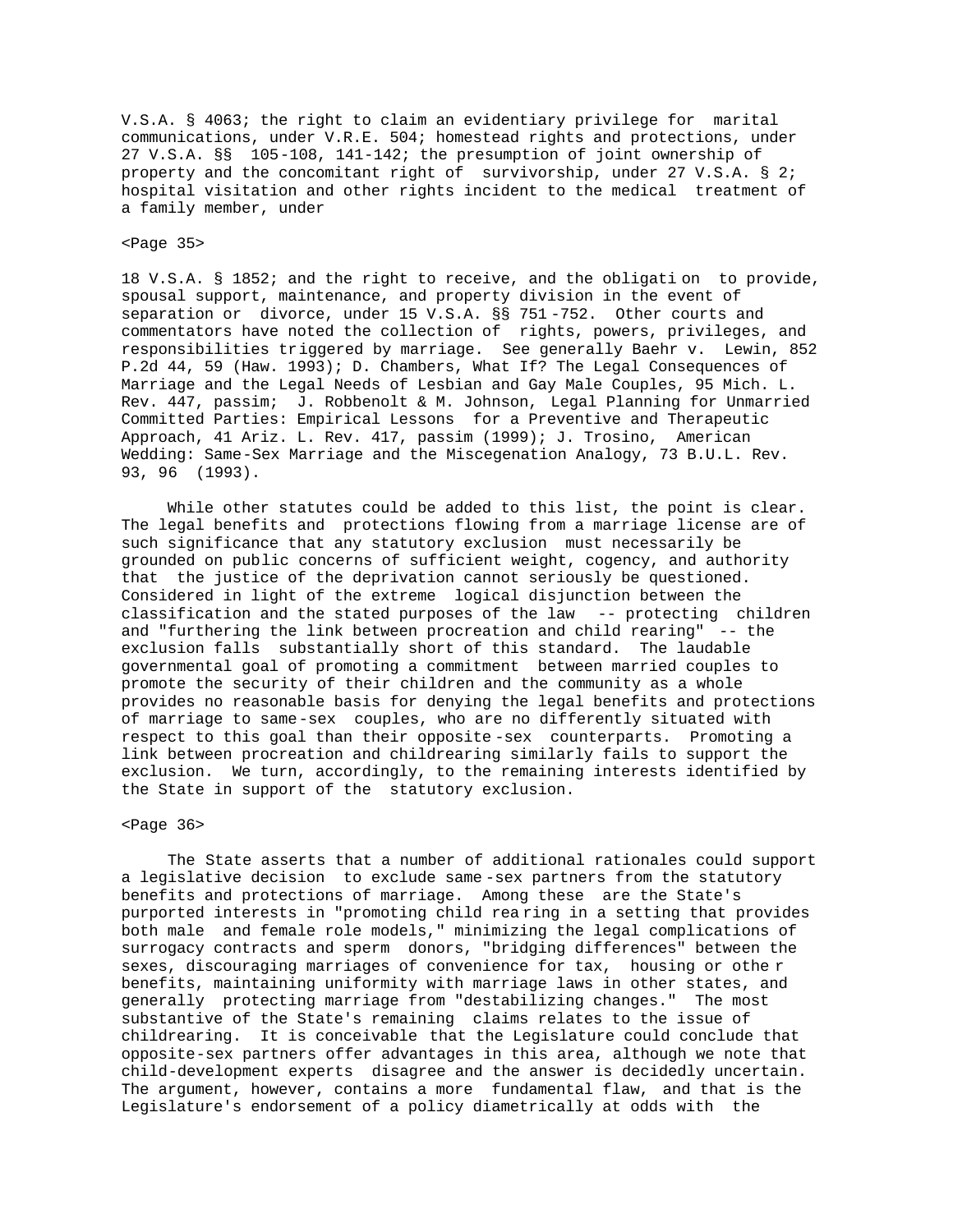V.S.A. § 4063; the right to claim an evidentiary privilege for marital communications, under V.R.E. 504; homestead rights and protections, under 27 V.S.A. §§ 105-108, 141-142; the presumption of joint ownership of property and the concomitant right of survivorship, under 27 V.S.A. § 2; hospital visitation and other rights incident to the medical treatment of a family member, under

<Page 35>

18 V.S.A. § 1852; and the right to receive, and the obligation to provide, spousal support, maintenance, and property division in the event of separation or divorce, under 15 V.S.A. §§ 751-752. Other courts and commentators have noted the collection of rights, powers, privileges, and responsibilities triggered by marriage. See generally Baehr v. Lewin, 852 P.2d 44, 59 (Haw. 1993); D. Chambers, What If? The Legal Consequences of Marriage and the Legal Needs of Lesbian and Gay Male Couples, 95 Mich. L. Rev. 447, passim; J. Robbenolt & M. Johnson, Legal Planning for Unmarried Committed Parties: Empirical Lessons for a Preventive and Therapeutic Approach, 41 Ariz. L. Rev. 417, passim (1999); J. Trosino, American Wedding: Same-Sex Marriage and the Miscegenation Analogy, 73 B.U.L. Rev. 93, 96 (1993).

While other statutes could be added to this list, the point is clear. The legal benefits and protections flowing from a marriage license are of such significance that any statutory exclusion must necessarily be grounded on public concerns of sufficient weight, cogency, and authority that the justice of the deprivation cannot seriously be questioned. Considered in light of the extreme logical disjunction between the classification and the stated purposes of the law -- protecting children and "furthering the link between procreation and child rearing" -- the exclusion falls substantially short of this standard. The laudable governmental goal of promoting a commitment between married couples to promote the security of their children and the community as a whole provides no reasonable basis for denying the legal benefits and protections of marriage to same-sex couples, who are no differently situated with respect to this goal than their opposite-sex counterparts. Promoting a link between procreation and childrearing similarly fails to support the exclusion. We turn, accordingly, to the remaining interests identified by the State in support of the statutory exclusion.

<Page 36>

The State asserts that a number of additional rationales could support a legislative decision to exclude same-sex partners from the statutory benefits and protections of marriage. Among these are the State's purported interests in "promoting child rearing in a setting that provides both male and female role models," minimizing the legal complications of surrogacy contracts and sperm donors, "bridging differences" between the sexes, discouraging marriages of convenience for tax, housing or other benefits, maintaining uniformity with marriage laws in other states, and generally protecting marriage from "destabilizing changes." The most substantive of the State's remaining claims relates to the issue of childrearing. It is conceivable that the Legislature could conclude that opposite-sex partners offer advantages in this area, although we note that child-development experts disagree and the answer is decidedly uncertain. The argument, however, contains a more fundamental flaw, and that is the Legislature's endorsement of a policy diametrically at odds with the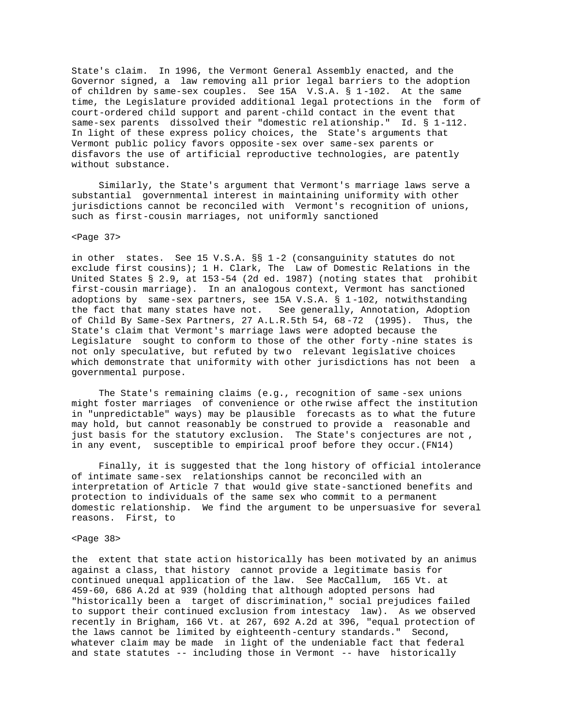State's claim. In 1996, the Vermont General Assembly enacted, and the Governor signed, a law removing all prior legal barriers to the adoption of children by same-sex couples. See 15A V.S.A. § 1-102. At the same time, the Legislature provided additional legal protections in the form of court-ordered child support and parent-child contact in the event that same-sex parents dissolved their "domestic relationship." Id. § 1-112. In light of these express policy choices, the State's arguments that Vermont public policy favors opposite-sex over same-sex parents or disfavors the use of artificial reproductive technologies, are patently without substance.

Similarly, the State's argument that Vermont's marriage laws serve a substantial governmental interest in maintaining uniformity with other jurisdictions cannot be reconciled with Vermont's recognition of unions, such as first-cousin marriages, not uniformly sanctioned

<Page 37>

in other states. See 15 V.S.A. §§ 1-2 (consanguinity statutes do not exclude first cousins); 1 H. Clark, The Law of Domestic Relations in the United States § 2.9, at 153-54 (2d ed. 1987) (noting states that prohibit first-cousin marriage). In an analogous context, Vermont has sanctioned adoptions by same-sex partners, see 15A V.S.A. § 1-102, notwithstanding the fact that many states have not. See generally, Annotation, Adoption of Child By Same-Sex Partners, 27 A.L.R.5th 54, 68-72 (1995). Thus, the State's claim that Vermont's marriage laws were adopted because the Legislature sought to conform to those of the other forty-nine states is not only speculative, but refuted by two relevant legislative choices which demonstrate that uniformity with other jurisdictions has not been a governmental purpose.

The State's remaining claims (e.g., recognition of same-sex unions might foster marriages of convenience or otherwise affect the institution in "unpredictable" ways) may be plausible forecasts as to what the future may hold, but cannot reasonably be construed to provide a reasonable and just basis for the statutory exclusion. The State's conjectures are not, in any event, susceptible to empirical proof before they occur.(FN14)

Finally, it is suggested that the long history of official intolerance of intimate same-sex relationships cannot be reconciled with an interpretation of Article 7 that would give state-sanctioned benefits and protection to individuals of the same sex who commit to a permanent domestic relationship. We find the argument to be unpersuasive for several reasons. First, to

<Page 38>

the extent that state action historically has been motivated by an animus against a class, that history cannot provide a legitimate basis for continued unequal application of the law. See MacCallum, 165 Vt. at 459-60, 686 A.2d at 939 (holding that although adopted persons had "historically been a target of discrimination," social prejudices failed to support their continued exclusion from intestacy law). As we observed recently in Brigham, 166 Vt. at 267, 692 A.2d at 396, "equal protection of the laws cannot be limited by eighteenth-century standards." Second, whatever claim may be made in light of the undeniable fact that federal and state statutes -- including those in Vermont -- have historically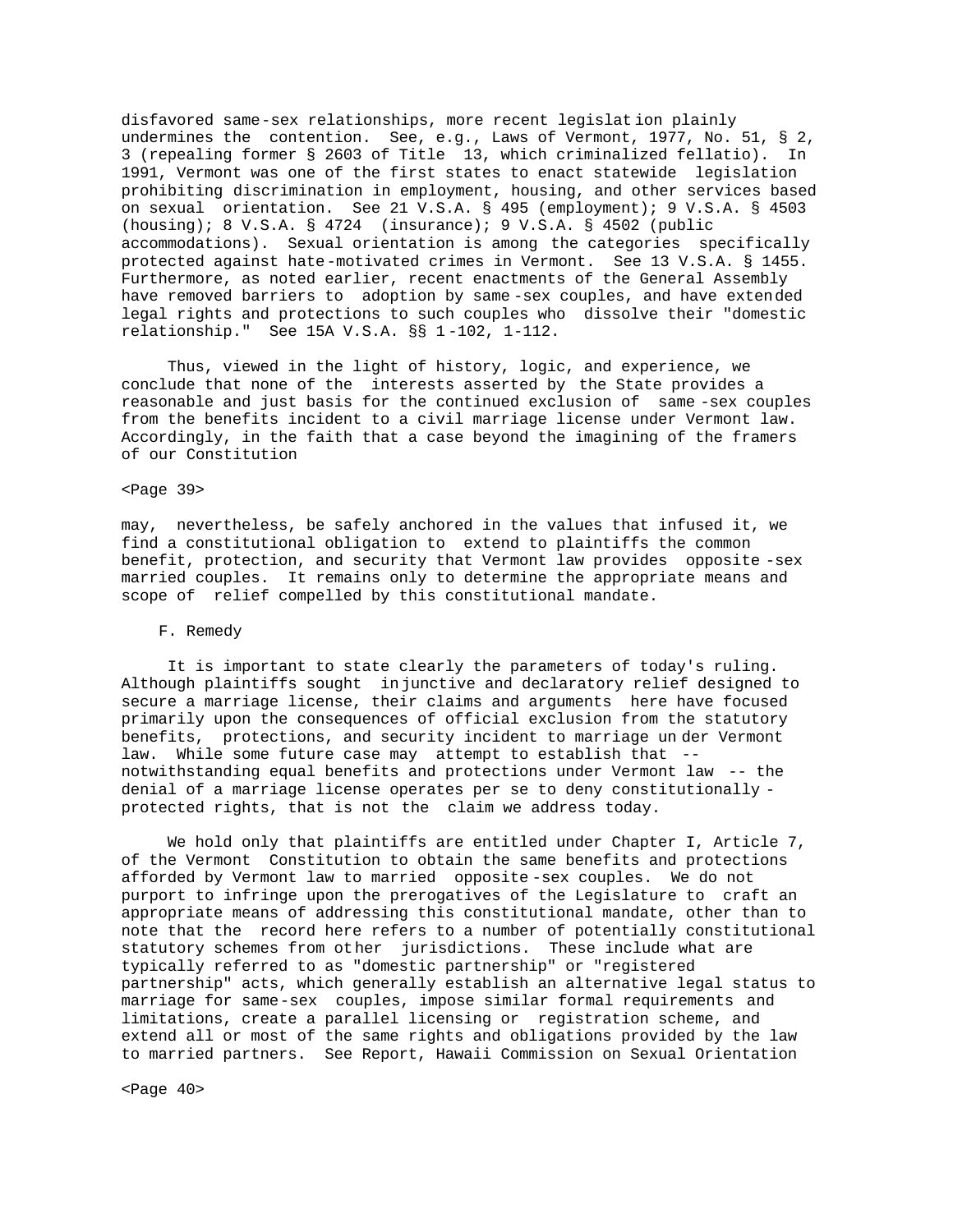disfavored same-sex relationships, more recent legislation plainly undermines the contention. See, e.g., Laws of Vermont, 1977, No. 51, § 2, 3 (repealing former § 2603 of Title 13, which criminalized fellatio). In 1991, Vermont was one of the first states to enact statewide legislation prohibiting discrimination in employment, housing, and other services based on sexual orientation. See 21 V.S.A. § 495 (employment); 9 V.S.A. § 4503 (housing); 8 V.S.A. § 4724 (insurance); 9 V.S.A. § 4502 (public accommodations). Sexual orientation is among the categories specifically protected against hate-motivated crimes in Vermont. See 13 V.S.A. § 1455. Furthermore, as noted earlier, recent enactments of the General Assembly have removed barriers to adoption by same-sex couples, and have extended legal rights and protections to such couples who dissolve their "domestic relationship." See 15A V.S.A. §§ 1-102, 1-112.

Thus, viewed in the light of history, logic, and experience, we conclude that none of the interests asserted by the State provides a reasonable and just basis for the continued exclusion of same-sex couples from the benefits incident to a civil marriage license under Vermont law. Accordingly, in the faith that a case beyond the imagining of the framers of our Constitution

<Page 39>

may, nevertheless, be safely anchored in the values that infused it, we find a constitutional obligation to extend to plaintiffs the common benefit, protection, and security that Vermont law provides opposite-sex married couples. It remains only to determine the appropriate means and scope of relief compelled by this constitutional mandate.

F. Remedy

It is important to state clearly the parameters of today's ruling. Although plaintiffs sought injunctive and declaratory relief designed to secure a marriage license, their claims and arguments here have focused primarily upon the consequences of official exclusion from the statutory benefits, protections, and security incident to marriage under Vermont law. While some future case may attempt to establish that -- notwithstanding equal benefits and protections under Vermont law -- the denial of a marriage license operates per se to deny constitutionally-protected rights, that is not the claim we address today.

We hold only that plaintiffs are entitled under Chapter I, Article 7, of the Vermont Constitution to obtain the same benefits and protections afforded by Vermont law to married opposite-sex couples. We do not purport to infringe upon the prerogatives of the Legislature to craft an appropriate means of addressing this constitutional mandate, other than to note that the record here refers to a number of potentially constitutional statutory schemes from other jurisdictions. These include what are typically referred to as "domestic partnership" or "registered partnership" acts, which generally establish an alternative legal status to marriage for same-sex couples, impose similar formal requirements and limitations, create a parallel licensing or registration scheme, and extend all or most of the same rights and obligations provided by the law to married partners. See Report, Hawaii Commission on Sexual Orientation

<Page 40>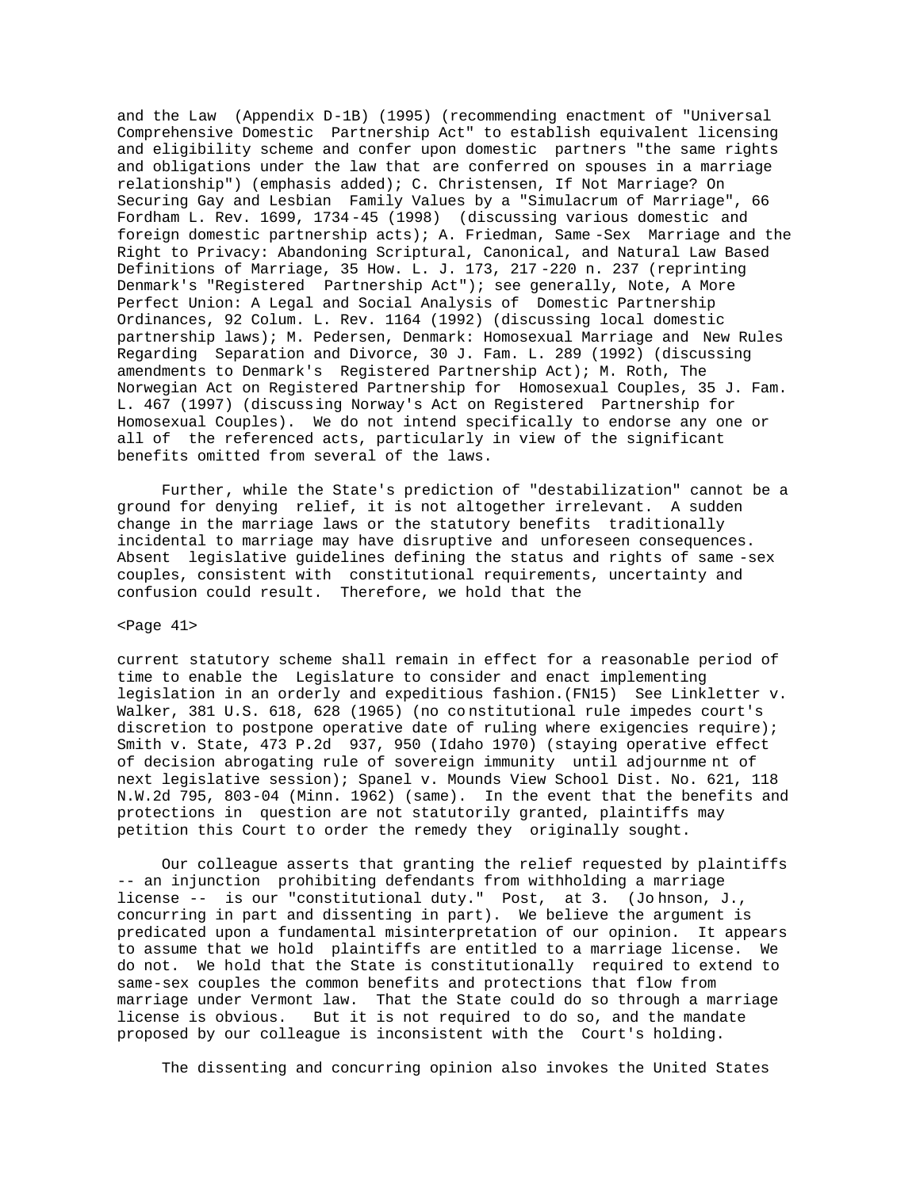and the Law (Appendix D-1B) (1995) (recommending enactment of "Universal Comprehensive Domestic Partnership Act" to establish equivalent licensing and eligibility scheme and confer upon domestic partners "the same rights and obligations under the law that are conferred on spouses in a marriage relationship") (emphasis added); C. Christensen, If Not Marriage? On Securing Gay and Lesbian Family Values by a "Simulacrum of Marriage", 66 Fordham L. Rev. 1699, 1734-45 (1998) (discussing various domestic and foreign domestic partnership acts); A. Friedman, Same-Sex Marriage and the Right to Privacy: Abandoning Scriptural, Canonical, and Natural Law Based Definitions of Marriage, 35 How. L. J. 173, 217-220 n. 237 (reprinting Denmark's "Registered Partnership Act"); see generally, Note, A More Perfect Union: A Legal and Social Analysis of Domestic Partnership Ordinances, 92 Colum. L. Rev. 1164 (1992) (discussing local domestic partnership laws); M. Pedersen, Denmark: Homosexual Marriage and New Rules Regarding Separation and Divorce, 30 J. Fam. L. 289 (1992) (discussing amendments to Denmark's Registered Partnership Act); M. Roth, The Norwegian Act on Registered Partnership for Homosexual Couples, 35 J. Fam. L. 467 (1997) (discussing Norway's Act on Registered Partnership for Homosexual Couples). We do not intend specifically to endorse any one or all of the referenced acts, particularly in view of the significant benefits omitted from several of the laws.

Further, while the State's prediction of "destabilization" cannot be a ground for denying relief, it is not altogether irrelevant. A sudden change in the marriage laws or the statutory benefits traditionally incidental to marriage may have disruptive and unforeseen consequences. Absent legislative guidelines defining the status and rights of same-sex couples, consistent with constitutional requirements, uncertainty and confusion could result. Therefore, we hold that the

<Page 41>

current statutory scheme shall remain in effect for a reasonable period of time to enable the Legislature to consider and enact implementing legislation in an orderly and expeditious fashion.(FN15) See Linkletter v. Walker, 381 U.S. 618, 628 (1965) (no constitutional rule impedes court's discretion to postpone operative date of ruling where exigencies require); Smith v. State, 473 P.2d 937, 950 (Idaho 1970) (staying operative effect of decision abrogating rule of sovereign immunity until adjournment of next legislative session); Spanel v. Mounds View School Dist. No. 621, 118 N.W.2d 795, 803-04 (Minn. 1962) (same). In the event that the benefits and protections in question are not statutorily granted, plaintiffs may petition this Court to order the remedy they originally sought.

Our colleague asserts that granting the relief requested by plaintiffs -- an injunction prohibiting defendants from withholding a marriage license -- is our "constitutional duty." Post, at 3. (Johnson, J., concurring in part and dissenting in part). We believe the argument is predicated upon a fundamental misinterpretation of our opinion. It appears to assume that we hold plaintiffs are entitled to a marriage license. We do not. We hold that the State is constitutionally required to extend to same-sex couples the common benefits and protections that flow from marriage under Vermont law. That the State could do so through a marriage license is obvious. But it is not required to do so, and the mandate proposed by our colleague is inconsistent with the Court's holding.

The dissenting and concurring opinion also invokes the United States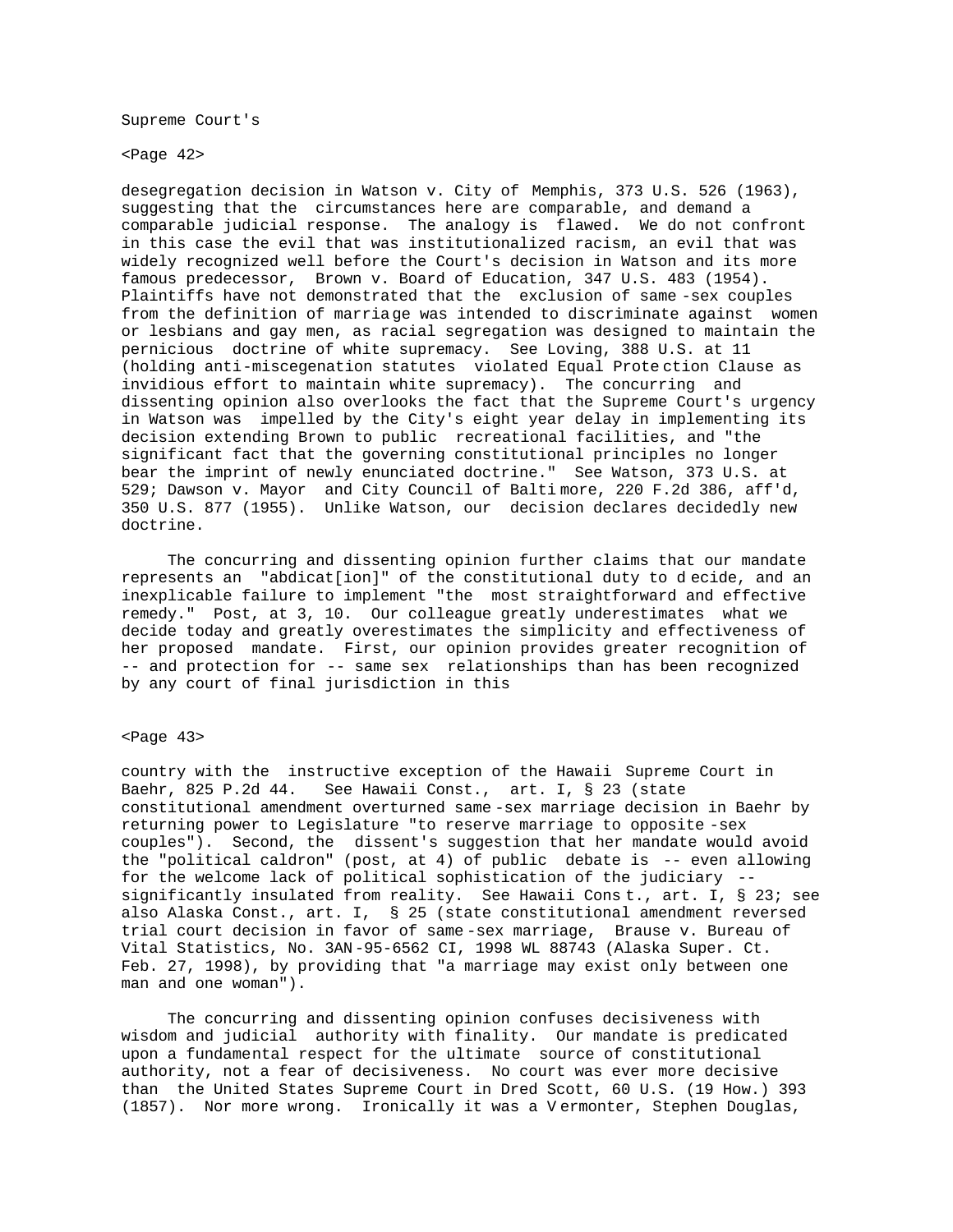Supreme Court's

<Page 42>

desegregation decision in Watson v. City of Memphis, 373 U.S. 526 (1963), suggesting that the circumstances here are comparable, and demand a comparable judicial response. The analogy is flawed. We do not confront in this case the evil that was institutionalized racism, an evil that was widely recognized well before the Court's decision in Watson and its more famous predecessor, Brown v. Board of Education, 347 U.S. 483 (1954). Plaintiffs have not demonstrated that the exclusion of same-sex couples from the definition of marriage was intended to discriminate against women or lesbians and gay men, as racial segregation was designed to maintain the pernicious doctrine of white supremacy. See Loving, 388 U.S. at 11 (holding anti-miscegenation statutes violated Equal Protection Clause as invidious effort to maintain white supremacy). The concurring and dissenting opinion also overlooks the fact that the Supreme Court's urgency in Watson was impelled by the City's eight year delay in implementing its decision extending Brown to public recreational facilities, and "the significant fact that the governing constitutional principles no longer bear the imprint of newly enunciated doctrine." See Watson, 373 U.S. at 529; Dawson v. Mayor and City Council of Baltimore, 220 F.2d 386, aff'd, 350 U.S. 877 (1955). Unlike Watson, our decision declares decidedly new doctrine.

The concurring and dissenting opinion further claims that our mandate represents an "abdicat[ion]" of the constitutional duty to decide, and an inexplicable failure to implement "the most straightforward and effective remedy." Post, at 3, 10. Our colleague greatly underestimates what we decide today and greatly overestimates the simplicity and effectiveness of her proposed mandate. First, our opinion provides greater recognition of -- and protection for -- same sex relationships than has been recognized by any court of final jurisdiction in this

<Page 43>

country with the instructive exception of the Hawaii Supreme Court in Baehr, 825 P.2d 44. See Hawaii Const., art. I, § 23 (state constitutional amendment overturned same-sex marriage decision in Baehr by returning power to Legislature "to reserve marriage to opposite-sex couples"). Second, the dissent's suggestion that her mandate would avoid the "political caldron" (post, at 4) of public debate is -- even allowing for the welcome lack of political sophistication of the judiciary -- significantly insulated from reality. See Hawaii Const., art. I, § 23; see also Alaska Const., art. I, § 25 (state constitutional amendment reversed trial court decision in favor of same-sex marriage, Brause v. Bureau of Vital Statistics, No. 3AN-95-6562 CI, 1998 WL 88743 (Alaska Super. Ct. Feb. 27, 1998), by providing that "a marriage may exist only between one man and one woman").

The concurring and dissenting opinion confuses decisiveness with wisdom and judicial authority with finality. Our mandate is predicated upon a fundamental respect for the ultimate source of constitutional authority, not a fear of decisiveness. No court was ever more decisive than the United States Supreme Court in Dred Scott, 60 U.S. (19 How.) 393 (1857). Nor more wrong. Ironically it was a Vermonter, Stephen Douglas,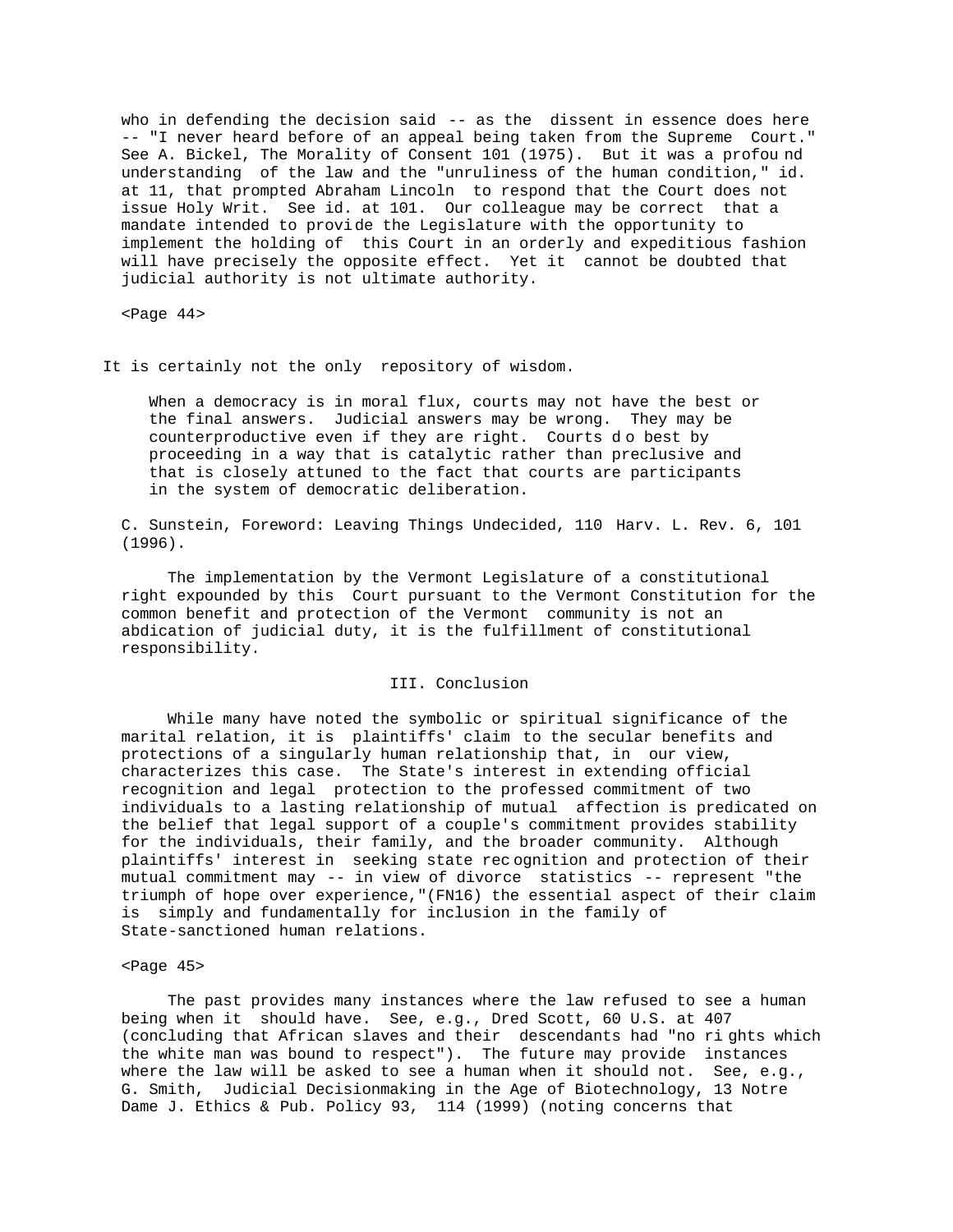who in defending the decision said -- as the dissent in essence does here -- "I never heard before of an appeal being taken from the Supreme Court." See A. Bickel, The Morality of Consent 101 (1975). But it was a profound understanding of the law and the "unruliness of the human condition," id. at 11, that prompted Abraham Lincoln to respond that the Court does not issue Holy Writ. See id. at 101. Our colleague may be correct that a mandate intended to provide the Legislature with the opportunity to implement the holding of this Court in an orderly and expeditious fashion will have precisely the opposite effect. Yet it cannot be doubted that judicial authority is not ultimate authority.

<Page 44>

It is certainly not the only repository of wisdom.

> When a democracy is in moral flux, courts may not have the best or the final answers. Judicial answers may be wrong. They may be counterproductive even if they are right. Courts do best by proceeding in a way that is catalytic rather than preclusive and that is closely attuned to the fact that courts are participants in the system of democratic deliberation.

C. Sunstein, Foreword: Leaving Things Undecided, 110 Harv. L. Rev. 6, 101 (1996).

The implementation by the Vermont Legislature of a constitutional right expounded by this Court pursuant to the Vermont Constitution for the common benefit and protection of the Vermont community is not an abdication of judicial duty, it is the fulfillment of constitutional responsibility.

## III. Conclusion

While many have noted the symbolic or spiritual significance of the marital relation, it is plaintiffs' claim to the secular benefits and protections of a singularly human relationship that, in our view, characterizes this case. The State's interest in extending official recognition and legal protection to the professed commitment of two individuals to a lasting relationship of mutual affection is predicated on the belief that legal support of a couple's commitment provides stability for the individuals, their family, and the broader community. Although plaintiffs' interest in seeking state recognition and protection of their mutual commitment may -- in view of divorce statistics -- represent "the triumph of hope over experience,"(FN16) the essential aspect of their claim is simply and fundamentally for inclusion in the family of State-sanctioned human relations.

<Page 45>

The past provides many instances where the law refused to see a human being when it should have. See, e.g., Dred Scott, 60 U.S. at 407 (concluding that African slaves and their descendants had "no rights which the white man was bound to respect"). The future may provide instances where the law will be asked to see a human when it should not. See, e.g., G. Smith, Judicial Decisionmaking in the Age of Biotechnology, 13 Notre Dame J. Ethics & Pub. Policy 93, 114 (1999) (noting concerns that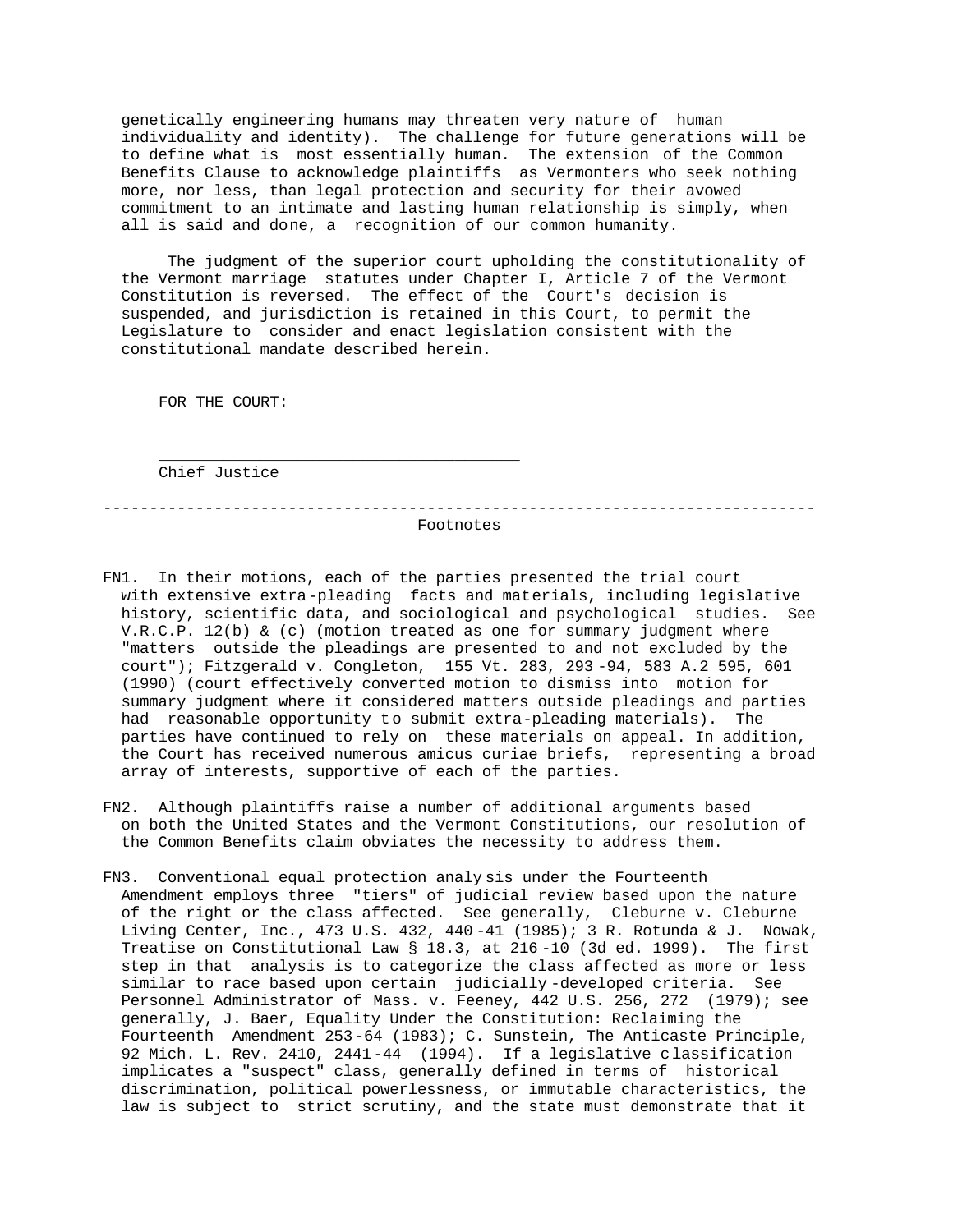genetically engineering humans may threaten very nature of human individuality and identity). The challenge for future generations will be to define what is most essentially human. The extension of the Common Benefits Clause to acknowledge plaintiffs as Vermonters who seek nothing more, nor less, than legal protection and security for their avowed commitment to an intimate and lasting human relationship is simply, when all is said and done, a recognition of our common humanity.

The judgment of the superior court upholding the constitutionality of the Vermont marriage statutes under Chapter I, Article 7 of the Vermont Constitution is reversed. The effect of the Court's decision is suspended, and jurisdiction is retained in this Court, to permit the Legislature to consider and enact legislation consistent with the constitutional mandate described herein.

FOR THE COURT:

_______________________________________

Chief Justice

---

Footnotes

FN1. In their motions, each of the parties presented the trial court with extensive extra-pleading facts and materials, including legislative history, scientific data, and sociological and psychological studies. See V.R.C.P. 12(b) & (c) (motion treated as one for summary judgment where "matters outside the pleadings are presented to and not excluded by the court"); Fitzgerald v. Congleton, 155 Vt. 283, 293-94, 583 A.2 595, 601 (1990) (court effectively converted motion to dismiss into motion for summary judgment where it considered matters outside pleadings and parties had reasonable opportunity to submit extra-pleading materials). The parties have continued to rely on these materials on appeal. In addition, the Court has received numerous amicus curiae briefs, representing a broad array of interests, supportive of each of the parties.

FN2. Although plaintiffs raise a number of additional arguments based on both the United States and the Vermont Constitutions, our resolution of the Common Benefits claim obviates the necessity to address them.

FN3. Conventional equal protection analysis under the Fourteenth Amendment employs three "tiers" of judicial review based upon the nature of the right or the class affected. See generally, Cleburne v. Cleburne Living Center, Inc., 473 U.S. 432, 440-41 (1985); 3 R. Rotunda & J. Nowak, Treatise on Constitutional Law § 18.3, at 216-10 (3d ed. 1999). The first step in that analysis is to categorize the class affected as more or less similar to race based upon certain judicially-developed criteria. See Personnel Administrator of Mass. v. Feeney, 442 U.S. 256, 272 (1979); see generally, J. Baer, Equality Under the Constitution: Reclaiming the Fourteenth Amendment 253-64 (1983); C. Sunstein, The Anticaste Principle, 92 Mich. L. Rev. 2410, 2441-44 (1994). If a legislative classification implicates a "suspect" class, generally defined in terms of historical discrimination, political powerlessness, or immutable characteristics, the law is subject to strict scrutiny, and the state must demonstrate that it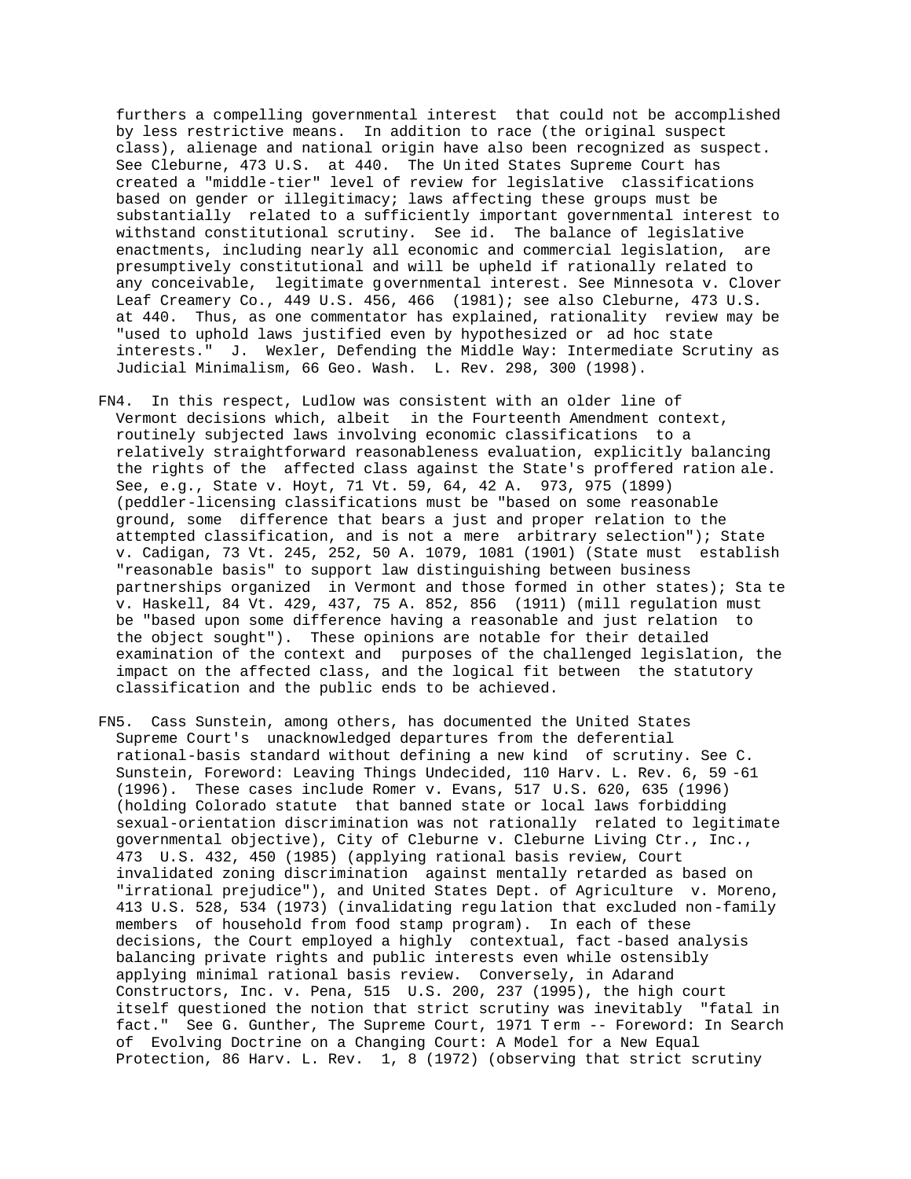furthers a compelling governmental interest that could not be accomplished by less restrictive means. In addition to race (the original suspect class), alienage and national origin have also been recognized as suspect. See Cleburne, 473 U.S. at 440. The United States Supreme Court has created a "middle-tier" level of review for legislative classifications based on gender or illegitimacy; laws affecting these groups must be substantially related to a sufficiently important governmental interest to withstand constitutional scrutiny. See id. The balance of legislative enactments, including nearly all economic and commercial legislation, are presumptively constitutional and will be upheld if rationally related to any conceivable, legitimate governmental interest. See Minnesota v. Clover Leaf Creamery Co., 449 U.S. 456, 466 (1981); see also Cleburne, 473 U.S. at 440. Thus, as one commentator has explained, rationality review may be "used to uphold laws justified even by hypothesized or ad hoc state interests." J. Wexler, Defending the Middle Way: Intermediate Scrutiny as Judicial Minimalism, 66 Geo. Wash. L. Rev. 298, 300 (1998).

FN4. In this respect, Ludlow was consistent with an older line of Vermont decisions which, albeit in the Fourteenth Amendment context, routinely subjected laws involving economic classifications to a relatively straightforward reasonableness evaluation, explicitly balancing the rights of the affected class against the State's proffered rationale. See, e.g., State v. Hoyt, 71 Vt. 59, 64, 42 A. 973, 975 (1899) (peddler-licensing classifications must be "based on some reasonable ground, some difference that bears a just and proper relation to the attempted classification, and is not a mere arbitrary selection"); State v. Cadigan, 73 Vt. 245, 252, 50 A. 1079, 1081 (1901) (State must establish "reasonable basis" to support law distinguishing between business partnerships organized in Vermont and those formed in other states); State v. Haskell, 84 Vt. 429, 437, 75 A. 852, 856 (1911) (mill regulation must be "based upon some difference having a reasonable and just relation to the object sought"). These opinions are notable for their detailed examination of the context and purposes of the challenged legislation, the impact on the affected class, and the logical fit between the statutory classification and the public ends to be achieved.

FN5. Cass Sunstein, among others, has documented the United States Supreme Court's unacknowledged departures from the deferential rational-basis standard without defining a new kind of scrutiny. See C. Sunstein, Foreword: Leaving Things Undecided, 110 Harv. L. Rev. 6, 59-61 (1996). These cases include Romer v. Evans, 517 U.S. 620, 635 (1996) (holding Colorado statute that banned state or local laws forbidding sexual-orientation discrimination was not rationally related to legitimate governmental objective), City of Cleburne v. Cleburne Living Ctr., Inc., 473 U.S. 432, 450 (1985) (applying rational basis review, Court invalidated zoning discrimination against mentally retarded as based on "irrational prejudice"), and United States Dept. of Agriculture v. Moreno, 413 U.S. 528, 534 (1973) (invalidating regulation that excluded non-family members of household from food stamp program). In each of these decisions, the Court employed a highly contextual, fact-based analysis balancing private rights and public interests even while ostensibly applying minimal rational basis review. Conversely, in Adarand Constructors, Inc. v. Pena, 515 U.S. 200, 237 (1995), the high court itself questioned the notion that strict scrutiny was inevitably "fatal in fact." See G. Gunther, The Supreme Court, 1971 Term -- Foreword: In Search of Evolving Doctrine on a Changing Court: A Model for a New Equal Protection, 86 Harv. L. Rev. 1, 8 (1972) (observing that strict scrutiny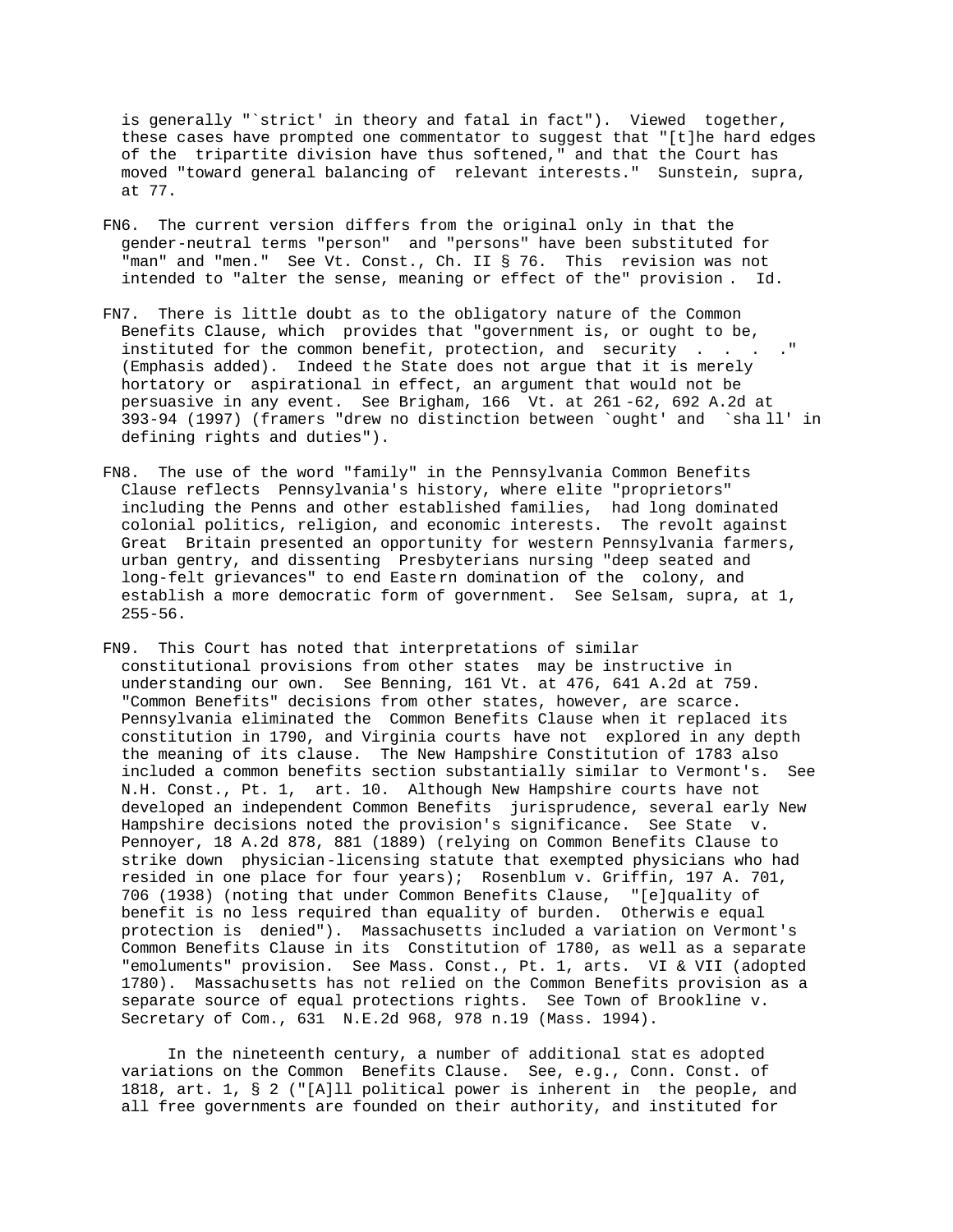is generally "`strict' in theory and fatal in fact"). Viewed together, these cases have prompted one commentator to suggest that "[t]he hard edges of the tripartite division have thus softened," and that the Court has moved "toward general balancing of relevant interests." Sunstein, supra, at 77.

FN6. The current version differs from the original only in that the gender-neutral terms "person" and "persons" have been substituted for "man" and "men." See Vt. Const., Ch. II § 76. This revision was not intended to "alter the sense, meaning or effect of the" provision. Id.

FN7. There is little doubt as to the obligatory nature of the Common Benefits Clause, which provides that "government is, or ought to be, instituted for the common benefit, protection, and security . . . ." (Emphasis added). Indeed the State does not argue that it is merely hortatory or aspirational in effect, an argument that would not be persuasive in any event. See Brigham, 166 Vt. at 261-62, 692 A.2d at 393-94 (1997) (framers "drew no distinction between `ought' and `shall' in defining rights and duties").

FN8. The use of the word "family" in the Pennsylvania Common Benefits Clause reflects Pennsylvania's history, where elite "proprietors" including the Penns and other established families, had long dominated colonial politics, religion, and economic interests. The revolt against Great Britain presented an opportunity for western Pennsylvania farmers, urban gentry, and dissenting Presbyterians nursing "deep seated and long-felt grievances" to end Eastern domination of the colony, and establish a more democratic form of government. See Selsam, supra, at 1, 255-56.

FN9. This Court has noted that interpretations of similar constitutional provisions from other states may be instructive in understanding our own. See Benning, 161 Vt. at 476, 641 A.2d at 759. "Common Benefits" decisions from other states, however, are scarce. Pennsylvania eliminated the Common Benefits Clause when it replaced its constitution in 1790, and Virginia courts have not explored in any depth the meaning of its clause. The New Hampshire Constitution of 1783 also included a common benefits section substantially similar to Vermont's. See N.H. Const., Pt. 1, art. 10. Although New Hampshire courts have not developed an independent Common Benefits jurisprudence, several early New Hampshire decisions noted the provision's significance. See State v. Pennoyer, 18 A.2d 878, 881 (1889) (relying on Common Benefits Clause to strike down physician-licensing statute that exempted physicians who had resided in one place for four years); Rosenblum v. Griffin, 197 A. 701, 706 (1938) (noting that under Common Benefits Clause, "[e]quality of benefit is no less required than equality of burden. Otherwise equal protection is denied"). Massachusetts included a variation on Vermont's Common Benefits Clause in its Constitution of 1780, as well as a separate "emoluments" provision. See Mass. Const., Pt. 1, arts. VI & VII (adopted 1780). Massachusetts has not relied on the Common Benefits provision as a separate source of equal protections rights. See Town of Brookline v. Secretary of Com., 631 N.E.2d 968, 978 n.19 (Mass. 1994).

In the nineteenth century, a number of additional states adopted variations on the Common Benefits Clause. See, e.g., Conn. Const. of 1818, art. 1, § 2 ("[A]ll political power is inherent in the people, and all free governments are founded on their authority, and instituted for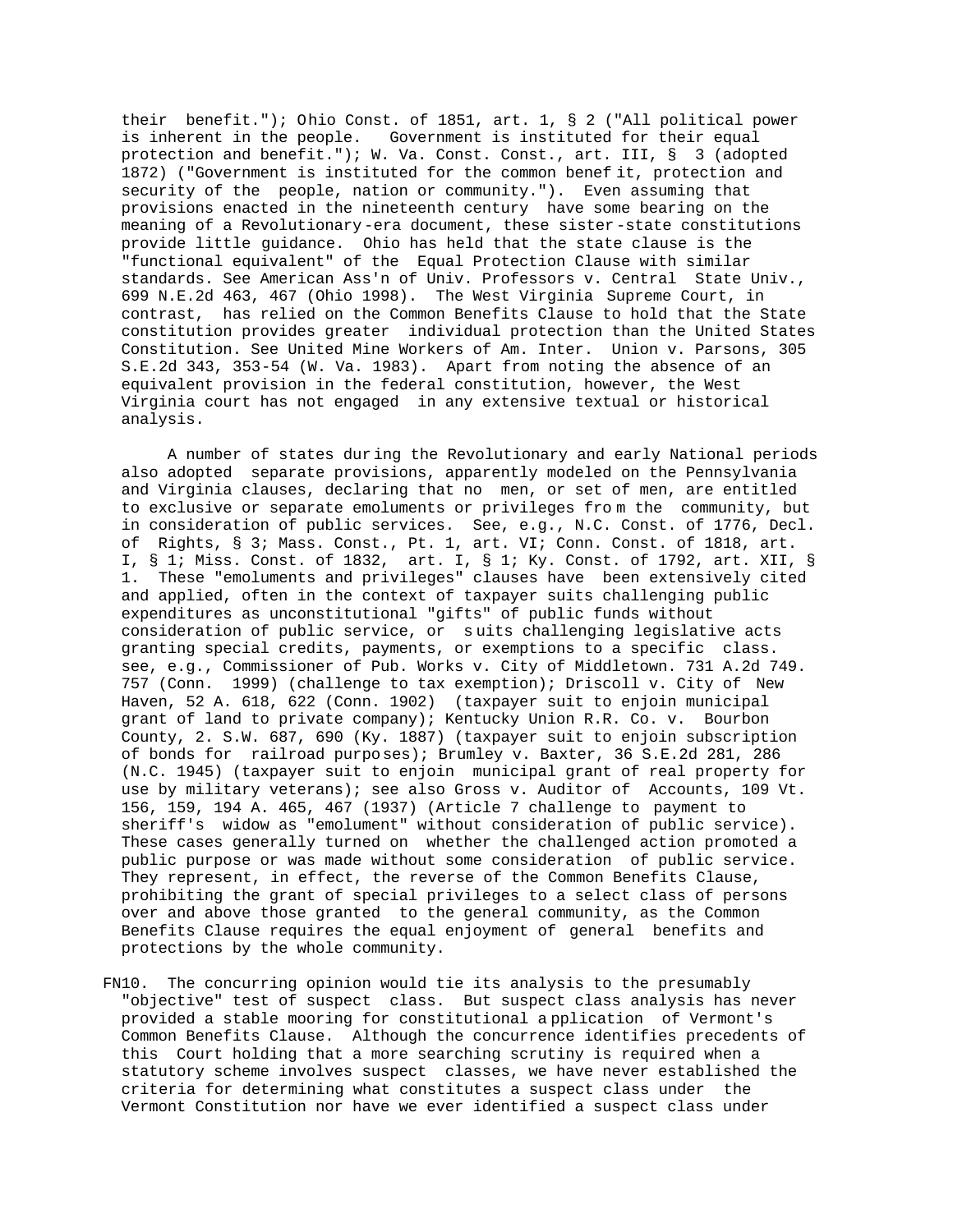their benefit."); Ohio Const. of 1851, art. 1, § 2 ("All political power is inherent in the people. Government is instituted for their equal protection and benefit."); W. Va. Const. Const., art. III, § 3 (adopted 1872) ("Government is instituted for the common benefit, protection and security of the people, nation or community."). Even assuming that provisions enacted in the nineteenth century have some bearing on the meaning of a Revolutionary-era document, these sister-state constitutions provide little guidance. Ohio has held that the state clause is the "functional equivalent" of the Equal Protection Clause with similar standards. See American Ass'n of Univ. Professors v. Central State Univ., 699 N.E.2d 463, 467 (Ohio 1998). The West Virginia Supreme Court, in contrast, has relied on the Common Benefits Clause to hold that the State constitution provides greater individual protection than the United States Constitution. See United Mine Workers of Am. Inter. Union v. Parsons, 305 S.E.2d 343, 353-54 (W. Va. 1983). Apart from noting the absence of an equivalent provision in the federal constitution, however, the West Virginia court has not engaged in any extensive textual or historical analysis.

A number of states during the Revolutionary and early National periods also adopted separate provisions, apparently modeled on the Pennsylvania and Virginia clauses, declaring that no men, or set of men, are entitled to exclusive or separate emoluments or privileges from the community, but in consideration of public services. See, e.g., N.C. Const. of 1776, Decl. of Rights, § 3; Mass. Const., Pt. 1, art. VI; Conn. Const. of 1818, art. I, § 1; Miss. Const. of 1832, art. I, § 1; Ky. Const. of 1792, art. XII, § 1. These "emoluments and privileges" clauses have been extensively cited and applied, often in the context of taxpayer suits challenging public expenditures as unconstitutional "gifts" of public funds without consideration of public service, or suits challenging legislative acts granting special credits, payments, or exemptions to a specific class. see, e.g., Commissioner of Pub. Works v. City of Middletown. 731 A.2d 749. 757 (Conn. 1999) (challenge to tax exemption); Driscoll v. City of New Haven, 52 A. 618, 622 (Conn. 1902) (taxpayer suit to enjoin municipal grant of land to private company); Kentucky Union R.R. Co. v. Bourbon County, 2. S.W. 687, 690 (Ky. 1887) (taxpayer suit to enjoin subscription of bonds for railroad purposes); Brumley v. Baxter, 36 S.E.2d 281, 286 (N.C. 1945) (taxpayer suit to enjoin municipal grant of real property for use by military veterans); see also Gross v. Auditor of Accounts, 109 Vt. 156, 159, 194 A. 465, 467 (1937) (Article 7 challenge to payment to sheriff's widow as "emolument" without consideration of public service). These cases generally turned on whether the challenged action promoted a public purpose or was made without some consideration of public service. They represent, in effect, the reverse of the Common Benefits Clause, prohibiting the grant of special privileges to a select class of persons over and above those granted to the general community, as the Common Benefits Clause requires the equal enjoyment of general benefits and protections by the whole community.

FN10. The concurring opinion would tie its analysis to the presumably "objective" test of suspect class. But suspect class analysis has never provided a stable mooring for constitutional application of Vermont's Common Benefits Clause. Although the concurrence identifies precedents of this Court holding that a more searching scrutiny is required when a statutory scheme involves suspect classes, we have never established the criteria for determining what constitutes a suspect class under the Vermont Constitution nor have we ever identified a suspect class under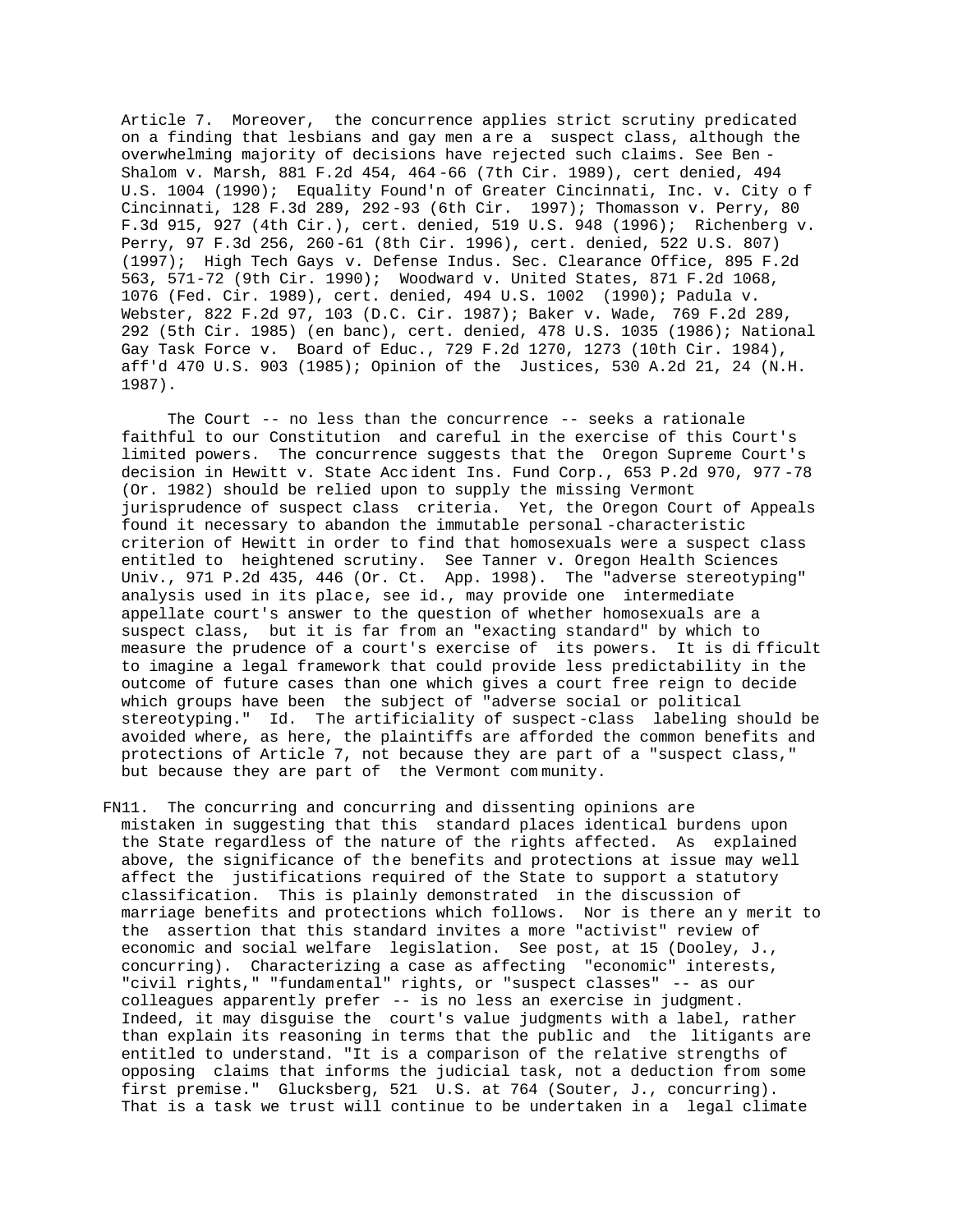Article 7. Moreover, the concurrence applies strict scrutiny predicated on a finding that lesbians and gay men are a suspect class, although the overwhelming majority of decisions have rejected such claims. See Ben-Shalom v. Marsh, 881 F.2d 454, 464-66 (7th Cir. 1989), cert denied, 494 U.S. 1004 (1990); Equality Found'n of Greater Cincinnati, Inc. v. City of Cincinnati, 128 F.3d 289, 292-93 (6th Cir. 1997); Thomasson v. Perry, 80 F.3d 915, 927 (4th Cir.), cert. denied, 519 U.S. 948 (1996); Richenberg v. Perry, 97 F.3d 256, 260-61 (8th Cir. 1996), cert. denied, 522 U.S. 807) (1997); High Tech Gays v. Defense Indus. Sec. Clearance Office, 895 F.2d 563, 571-72 (9th Cir. 1990); Woodward v. United States, 871 F.2d 1068, 1076 (Fed. Cir. 1989), cert. denied, 494 U.S. 1002 (1990); Padula v. Webster, 822 F.2d 97, 103 (D.C. Cir. 1987); Baker v. Wade, 769 F.2d 289, 292 (5th Cir. 1985) (en banc), cert. denied, 478 U.S. 1035 (1986); National Gay Task Force v. Board of Educ., 729 F.2d 1270, 1273 (10th Cir. 1984), aff'd 470 U.S. 903 (1985); Opinion of the Justices, 530 A.2d 21, 24 (N.H. 1987).

The Court -- no less than the concurrence -- seeks a rationale faithful to our Constitution and careful in the exercise of this Court's limited powers. The concurrence suggests that the Oregon Supreme Court's decision in Hewitt v. State Accident Ins. Fund Corp., 653 P.2d 970, 977-78 (Or. 1982) should be relied upon to supply the missing Vermont jurisprudence of suspect class criteria. Yet, the Oregon Court of Appeals found it necessary to abandon the immutable personal-characteristic criterion of Hewitt in order to find that homosexuals were a suspect class entitled to heightened scrutiny. See Tanner v. Oregon Health Sciences Univ., 971 P.2d 435, 446 (Or. Ct. App. 1998). The "adverse stereotyping" analysis used in its place, see id., may provide one intermediate appellate court's answer to the question of whether homosexuals are a suspect class, but it is far from an "exacting standard" by which to measure the prudence of a court's exercise of its powers. It is difficult to imagine a legal framework that could provide less predictability in the outcome of future cases than one which gives a court free reign to decide which groups have been the subject of "adverse social or political stereotyping." Id. The artificiality of suspect-class labeling should be avoided where, as here, the plaintiffs are afforded the common benefits and protections of Article 7, not because they are part of a "suspect class," but because they are part of the Vermont community.

FN11. The concurring and concurring and dissenting opinions are mistaken in suggesting that this standard places identical burdens upon the State regardless of the nature of the rights affected. As explained above, the significance of the benefits and protections at issue may well affect the justifications required of the State to support a statutory classification. This is plainly demonstrated in the discussion of marriage benefits and protections which follows. Nor is there any merit to the assertion that this standard invites a more "activist" review of economic and social welfare legislation. See post, at 15 (Dooley, J., concurring). Characterizing a case as affecting "economic" interests, "civil rights," "fundamental" rights, or "suspect classes" -- as our colleagues apparently prefer -- is no less an exercise in judgment. Indeed, it may disguise the court's value judgments with a label, rather than explain its reasoning in terms that the public and the litigants are entitled to understand. "It is a comparison of the relative strengths of opposing claims that informs the judicial task, not a deduction from some first premise." Glucksberg, 521 U.S. at 764 (Souter, J., concurring). That is a task we trust will continue to be undertaken in a legal climate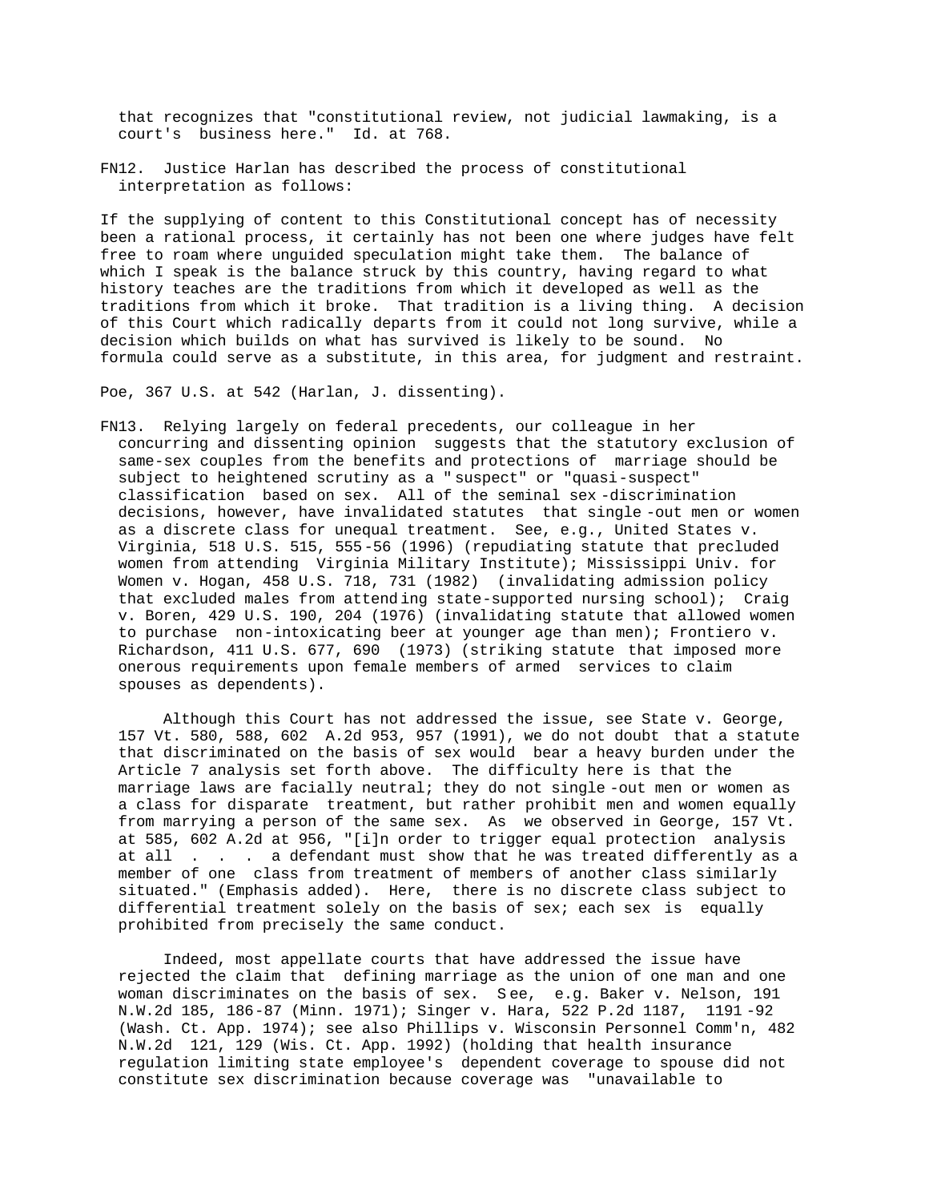that recognizes that "constitutional review, not judicial lawmaking, is a court's business here." Id. at 768.

FN12. Justice Harlan has described the process of constitutional interpretation as follows:

If the supplying of content to this Constitutional concept has of necessity been a rational process, it certainly has not been one where judges have felt free to roam where unguided speculation might take them. The balance of which I speak is the balance struck by this country, having regard to what history teaches are the traditions from which it developed as well as the traditions from which it broke. That tradition is a living thing. A decision of this Court which radically departs from it could not long survive, while a decision which builds on what has survived is likely to be sound. No formula could serve as a substitute, in this area, for judgment and restraint.

Poe, 367 U.S. at 542 (Harlan, J. dissenting).

FN13. Relying largely on federal precedents, our colleague in her concurring and dissenting opinion suggests that the statutory exclusion of same-sex couples from the benefits and protections of marriage should be subject to heightened scrutiny as a "suspect" or "quasi-suspect" classification based on sex. All of the seminal sex-discrimination decisions, however, have invalidated statutes that single-out men or women as a discrete class for unequal treatment. See, e.g., United States v. Virginia, 518 U.S. 515, 555-56 (1996) (repudiating statute that precluded women from attending Virginia Military Institute); Mississippi Univ. for Women v. Hogan, 458 U.S. 718, 731 (1982) (invalidating admission policy that excluded males from attending state-supported nursing school); Craig v. Boren, 429 U.S. 190, 204 (1976) (invalidating statute that allowed women to purchase non-intoxicating beer at younger age than men); Frontiero v. Richardson, 411 U.S. 677, 690 (1973) (striking statute that imposed more onerous requirements upon female members of armed services to claim spouses as dependents).

Although this Court has not addressed the issue, see State v. George, 157 Vt. 580, 588, 602 A.2d 953, 957 (1991), we do not doubt that a statute that discriminated on the basis of sex would bear a heavy burden under the Article 7 analysis set forth above. The difficulty here is that the marriage laws are facially neutral; they do not single-out men or women as a class for disparate treatment, but rather prohibit men and women equally from marrying a person of the same sex. As we observed in George, 157 Vt. at 585, 602 A.2d at 956, "[i]n order to trigger equal protection analysis at all . . . a defendant must show that he was treated differently as a member of one class from treatment of members of another class similarly situated." (Emphasis added). Here, there is no discrete class subject to differential treatment solely on the basis of sex; each sex is equally prohibited from precisely the same conduct.

Indeed, most appellate courts that have addressed the issue have rejected the claim that defining marriage as the union of one man and one woman discriminates on the basis of sex. See, e.g. Baker v. Nelson, 191 N.W.2d 185, 186-87 (Minn. 1971); Singer v. Hara, 522 P.2d 1187, 1191-92 (Wash. Ct. App. 1974); see also Phillips v. Wisconsin Personnel Comm'n, 482 N.W.2d 121, 129 (Wis. Ct. App. 1992) (holding that health insurance regulation limiting state employee's dependent coverage to spouse did not constitute sex discrimination because coverage was "unavailable to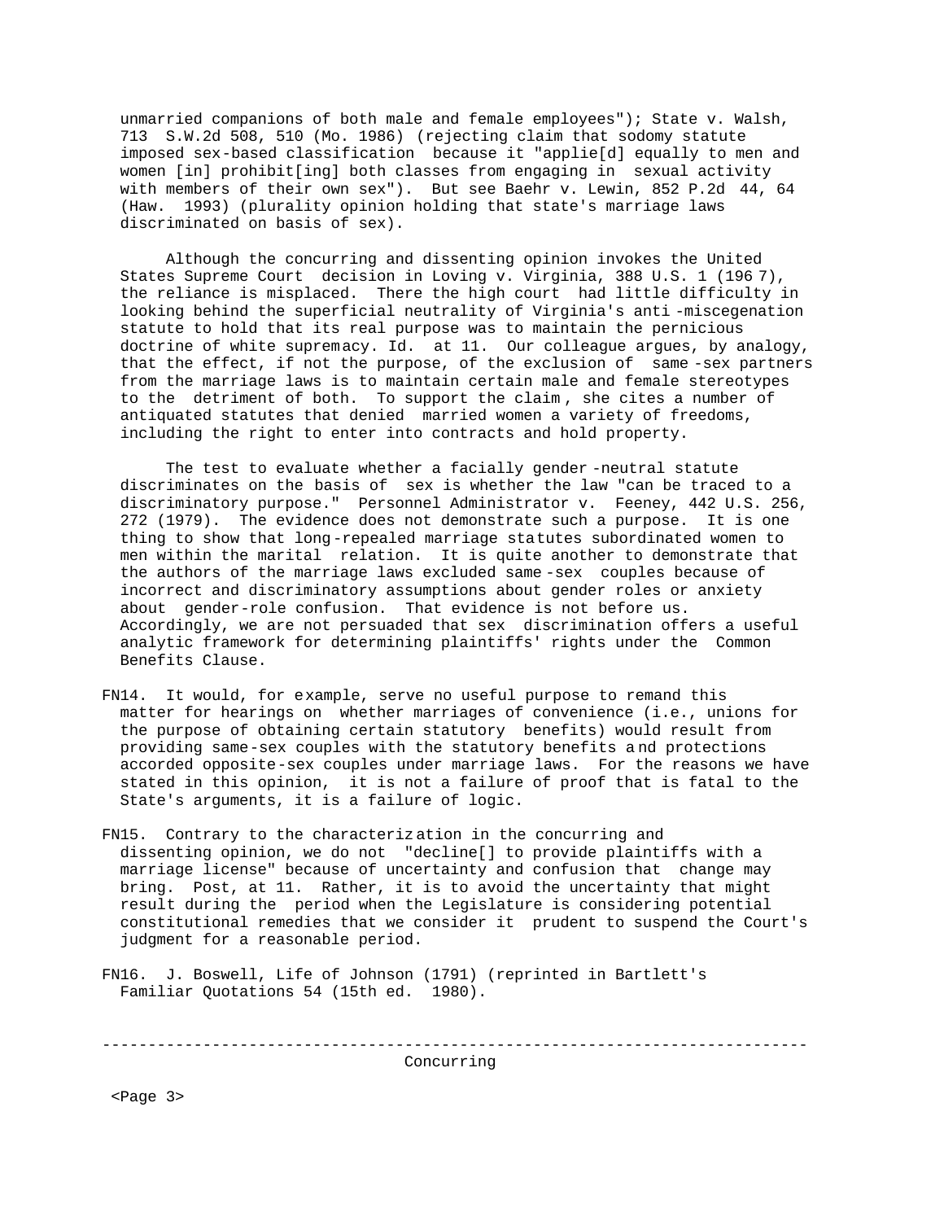unmarried companions of both male and female employees"); State v. Walsh, 713 S.W.2d 508, 510 (Mo. 1986) (rejecting claim that sodomy statute imposed sex-based classification because it "applie[d] equally to men and women [in] prohibit[ing] both classes from engaging in sexual activity with members of their own sex"). But see Baehr v. Lewin, 852 P.2d 44, 64 (Haw. 1993) (plurality opinion holding that state's marriage laws discriminated on basis of sex).

Although the concurring and dissenting opinion invokes the United States Supreme Court decision in Loving v. Virginia, 388 U.S. 1 (1967), the reliance is misplaced. There the high court had little difficulty in looking behind the superficial neutrality of Virginia's anti-miscegenation statute to hold that its real purpose was to maintain the pernicious doctrine of white supremacy. Id. at 11. Our colleague argues, by analogy, that the effect, if not the purpose, of the exclusion of same-sex partners from the marriage laws is to maintain certain male and female stereotypes to the detriment of both. To support the claim, she cites a number of antiquated statutes that denied married women a variety of freedoms, including the right to enter into contracts and hold property.

The test to evaluate whether a facially gender-neutral statute discriminates on the basis of sex is whether the law "can be traced to a discriminatory purpose." Personnel Administrator v. Feeney, 442 U.S. 256, 272 (1979). The evidence does not demonstrate such a purpose. It is one thing to show that long-repealed marriage statutes subordinated women to men within the marital relation. It is quite another to demonstrate that the authors of the marriage laws excluded same-sex couples because of incorrect and discriminatory assumptions about gender roles or anxiety about gender-role confusion. That evidence is not before us. Accordingly, we are not persuaded that sex discrimination offers a useful analytic framework for determining plaintiffs' rights under the Common Benefits Clause.

FN14. It would, for example, serve no useful purpose to remand this matter for hearings on whether marriages of convenience (i.e., unions for the purpose of obtaining certain statutory benefits) would result from providing same-sex couples with the statutory benefits and protections accorded opposite-sex couples under marriage laws. For the reasons we have stated in this opinion, it is not a failure of proof that is fatal to the State's arguments, it is a failure of logic.

FN15. Contrary to the characterization in the concurring and dissenting opinion, we do not "decline[] to provide plaintiffs with a marriage license" because of uncertainty and confusion that change may bring. Post, at 11. Rather, it is to avoid the uncertainty that might result during the period when the Legislature is considering potential constitutional remedies that we consider it prudent to suspend the Court's judgment for a reasonable period.

FN16. J. Boswell, Life of Johnson (1791) (reprinted in Bartlett's Familiar Quotations 54 (15th ed. 1980).

---

Concurring

<Page 3>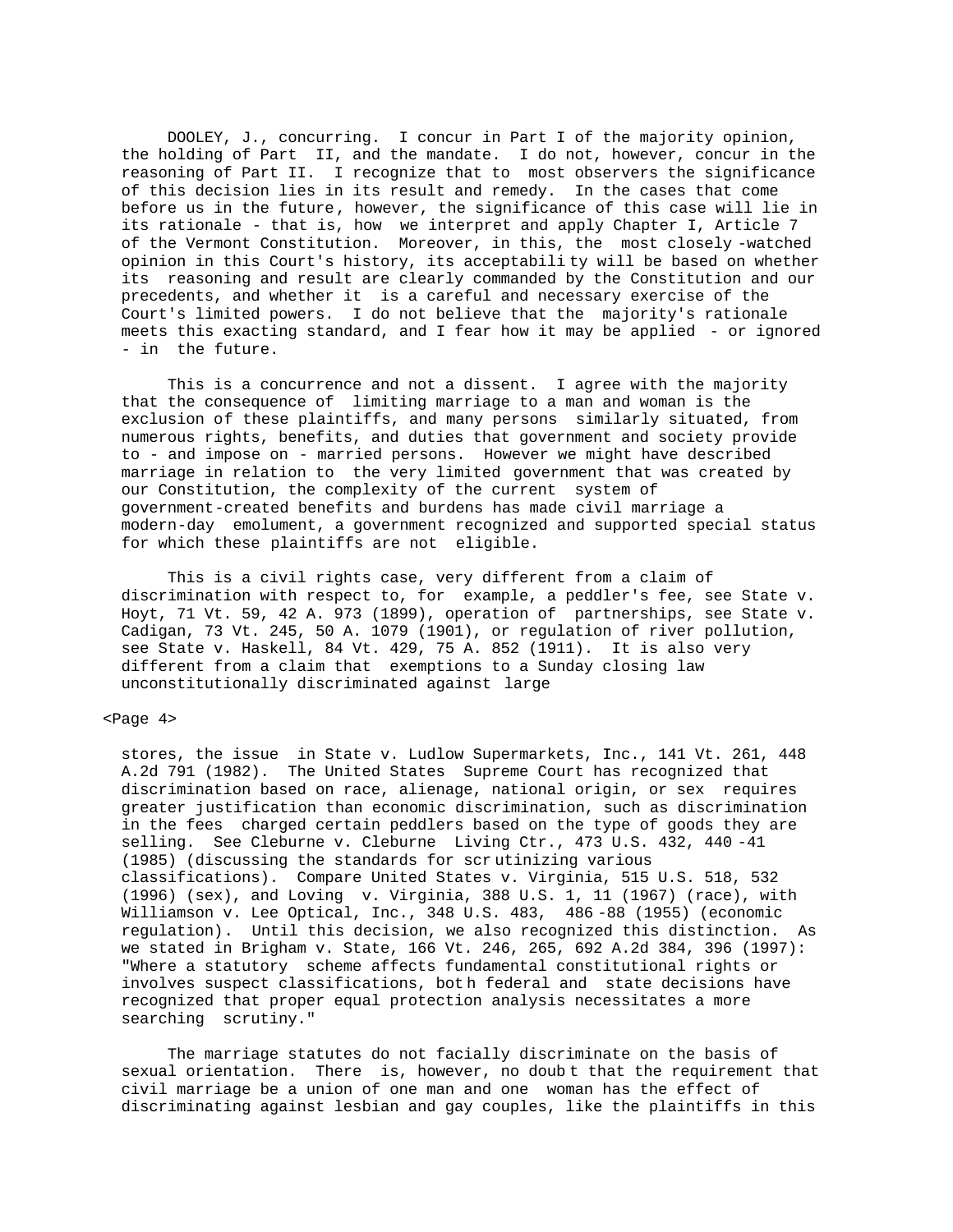DOOLEY, J., concurring. I concur in Part I of the majority opinion, the holding of Part II, and the mandate. I do not, however, concur in the reasoning of Part II. I recognize that to most observers the significance of this decision lies in its result and remedy. In the cases that come before us in the future, however, the significance of this case will lie in its rationale - that is, how we interpret and apply Chapter I, Article 7 of the Vermont Constitution. Moreover, in this, the most closely-watched opinion in this Court's history, its acceptability will be based on whether its reasoning and result are clearly commanded by the Constitution and our precedents, and whether it is a careful and necessary exercise of the Court's limited powers. I do not believe that the majority's rationale meets this exacting standard, and I fear how it may be applied - or ignored - in the future.

This is a concurrence and not a dissent. I agree with the majority that the consequence of limiting marriage to a man and woman is the exclusion of these plaintiffs, and many persons similarly situated, from numerous rights, benefits, and duties that government and society provide to - and impose on - married persons. However we might have described marriage in relation to the very limited government that was created by our Constitution, the complexity of the current system of government-created benefits and burdens has made civil marriage a modern-day emolument, a government recognized and supported special status for which these plaintiffs are not eligible.

This is a civil rights case, very different from a claim of discrimination with respect to, for example, a peddler's fee, see State v. Hoyt, 71 Vt. 59, 42 A. 973 (1899), operation of partnerships, see State v. Cadigan, 73 Vt. 245, 50 A. 1079 (1901), or regulation of river pollution, see State v. Haskell, 84 Vt. 429, 75 A. 852 (1911). It is also very different from a claim that exemptions to a Sunday closing law unconstitutionally discriminated against large stores, the issue in State v. Ludlow Supermarkets, Inc., 141 Vt. 261, 448 A.2d 791 (1982). The United States Supreme Court has recognized that discrimination based on race, alienage, national origin, or sex requires greater justification than economic discrimination, such as discrimination in the fees charged certain peddlers based on the type of goods they are selling. See Cleburne v. Cleburne Living Ctr., 473 U.S. 432, 440-41 (1985) (discussing the standards for scrutinizing various classifications). Compare United States v. Virginia, 515 U.S. 518, 532 (1996) (sex), and Loving v. Virginia, 388 U.S. 1, 11 (1967) (race), with Williamson v. Lee Optical, Inc., 348 U.S. 483, 486-88 (1955) (economic regulation). Until this decision, we also recognized this distinction. As we stated in Brigham v. State, 166 Vt. 246, 265, 692 A.2d 384, 396 (1997): "Where a statutory scheme affects fundamental constitutional rights or involves suspect classifications, both federal and state decisions have recognized that proper equal protection analysis necessitates a more searching scrutiny."

The marriage statutes do not facially discriminate on the basis of sexual orientation. There is, however, no doubt that the requirement that civil marriage be a union of one man and one woman has the effect of discriminating against lesbian and gay couples, like the plaintiffs in this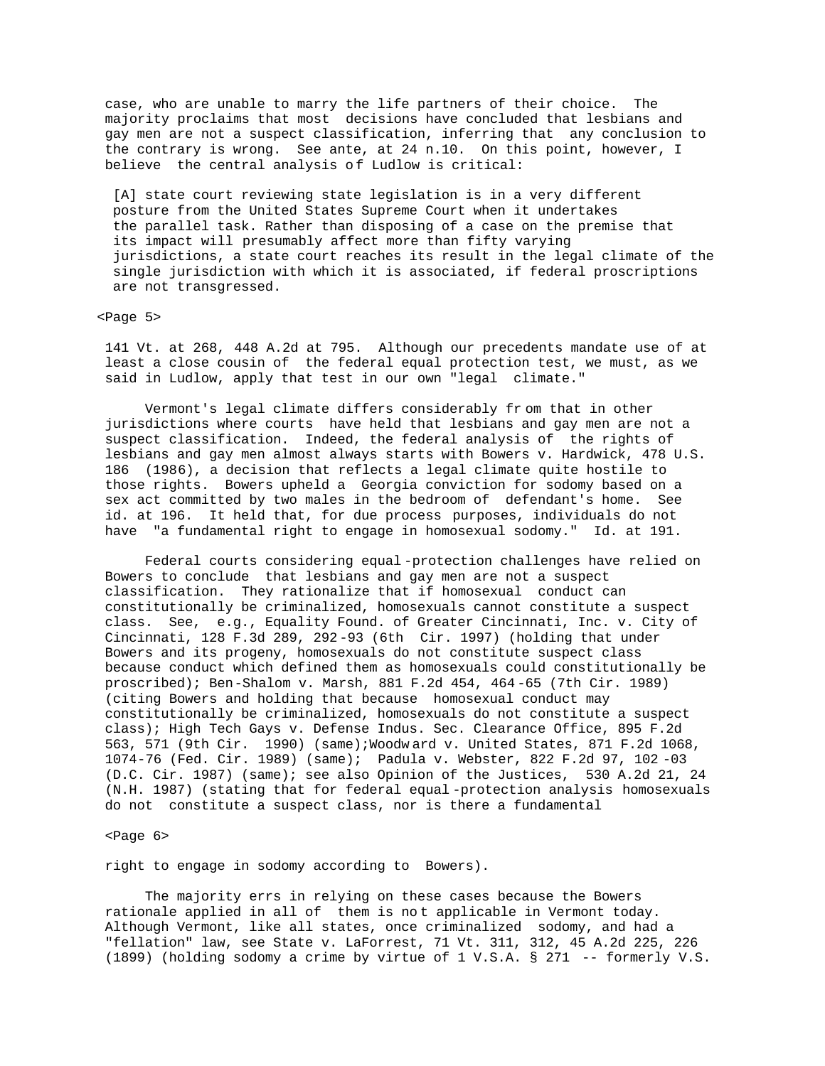case, who are unable to marry the life partners of their choice. The majority proclaims that most decisions have concluded that lesbians and gay men are not a suspect classification, inferring that any conclusion to the contrary is wrong. See ante, at 24 n.10. On this point, however, I believe the central analysis of Ludlow is critical:

> [A] state court reviewing state legislation is in a very different posture from the United States Supreme Court when it undertakes the parallel task. Rather than disposing of a case on the premise that its impact will presumably affect more than fifty varying jurisdictions, a state court reaches its result in the legal climate of the single jurisdiction with which it is associated, if federal proscriptions are not transgressed.

141 Vt. at 268, 448 A.2d at 795. Although our precedents mandate use of at least a close cousin of the federal equal protection test, we must, as we said in Ludlow, apply that test in our own "legal climate."

Vermont's legal climate differs considerably from that in other jurisdictions where courts have held that lesbians and gay men are not a suspect classification. Indeed, the federal analysis of the rights of lesbians and gay men almost always starts with Bowers v. Hardwick, 478 U.S. 186 (1986), a decision that reflects a legal climate quite hostile to those rights. Bowers upheld a Georgia conviction for sodomy based on a sex act committed by two males in the bedroom of defendant's home. See id. at 196. It held that, for due process purposes, individuals do not have "a fundamental right to engage in homosexual sodomy." Id. at 191.

Federal courts considering equal-protection challenges have relied on Bowers to conclude that lesbians and gay men are not a suspect classification. They rationalize that if homosexual conduct can constitutionally be criminalized, homosexuals cannot constitute a suspect class. See, e.g., Equality Found. of Greater Cincinnati, Inc. v. City of Cincinnati, 128 F.3d 289, 292-93 (6th Cir. 1997) (holding that under Bowers and its progeny, homosexuals do not constitute suspect class because conduct which defined them as homosexuals could constitutionally be proscribed); Ben-Shalom v. Marsh, 881 F.2d 454, 464-65 (7th Cir. 1989) (citing Bowers and holding that because homosexual conduct may constitutionally be criminalized, homosexuals do not constitute a suspect class); High Tech Gays v. Defense Indus. Sec. Clearance Office, 895 F.2d 563, 571 (9th Cir. 1990) (same);Woodward v. United States, 871 F.2d 1068, 1074-76 (Fed. Cir. 1989) (same); Padula v. Webster, 822 F.2d 97, 102-03 (D.C. Cir. 1987) (same); see also Opinion of the Justices, 530 A.2d 21, 24 (N.H. 1987) (stating that for federal equal-protection analysis homosexuals do not constitute a suspect class, nor is there a fundamental right to engage in sodomy according to Bowers).

The majority errs in relying on these cases because the Bowers rationale applied in all of them is not applicable in Vermont today. Although Vermont, like all states, once criminalized sodomy, and had a "fellation" law, see State v. LaForrest, 71 Vt. 311, 312, 45 A.2d 225, 226 (1899) (holding sodomy a crime by virtue of 1 V.S.A. § 271 -- formerly V.S.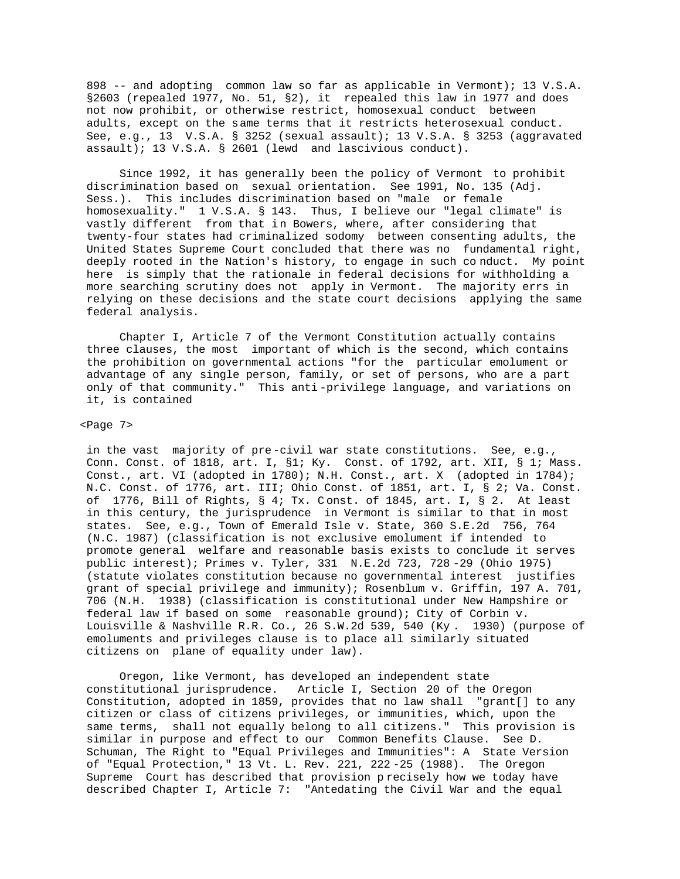898 -- and adopting common law so far as applicable in Vermont); 13 V.S.A. §2603 (repealed 1977, No. 51, §2), it repealed this law in 1977 and does not now prohibit, or otherwise restrict, homosexual conduct between adults, except on the same terms that it restricts heterosexual conduct. See, e.g., 13 V.S.A. § 3252 (sexual assault); 13 V.S.A. § 3253 (aggravated assault); 13 V.S.A. § 2601 (lewd and lascivious conduct).

Since 1992, it has generally been the policy of Vermont to prohibit discrimination based on sexual orientation. See 1991, No. 135 (Adj. Sess.). This includes discrimination based on "male or female homosexuality." 1 V.S.A. § 143. Thus, I believe our "legal climate" is vastly different from that in Bowers, where, after considering that twenty-four states had criminalized sodomy between consenting adults, the United States Supreme Court concluded that there was no fundamental right, deeply rooted in the Nation's history, to engage in such conduct. My point here is simply that the rationale in federal decisions for withholding a more searching scrutiny does not apply in Vermont. The majority errs in relying on these decisions and the state court decisions applying the same federal analysis.

Chapter I, Article 7 of the Vermont Constitution actually contains three clauses, the most important of which is the second, which contains the prohibition on governmental actions "for the particular emolument or advantage of any single person, family, or set of persons, who are a part only of that community." This anti-privilege language, and variations on it, is contained

<Page 7>

in the vast majority of pre-civil war state constitutions. See, e.g., Conn. Const. of 1818, art. I, §1; Ky. Const. of 1792, art. XII, § 1; Mass. Const., art. VI (adopted in 1780); N.H. Const., art. X (adopted in 1784); N.C. Const. of 1776, art. III; Ohio Const. of 1851, art. I, § 2; Va. Const. of 1776, Bill of Rights, § 4; Tx. Const. of 1845, art. I, § 2. At least in this century, the jurisprudence in Vermont is similar to that in most states. See, e.g., Town of Emerald Isle v. State, 360 S.E.2d 756, 764 (N.C. 1987) (classification is not exclusive emolument if intended to promote general welfare and reasonable basis exists to conclude it serves public interest); Primes v. Tyler, 331 N.E.2d 723, 728-29 (Ohio 1975) (statute violates constitution because no governmental interest justifies grant of special privilege and immunity); Rosenblum v. Griffin, 197 A. 701, 706 (N.H. 1938) (classification is constitutional under New Hampshire or federal law if based on some reasonable ground); City of Corbin v. Louisville & Nashville R.R. Co., 26 S.W.2d 539, 540 (Ky. 1930) (purpose of emoluments and privileges clause is to place all similarly situated citizens on plane of equality under law).

Oregon, like Vermont, has developed an independent state constitutional jurisprudence. Article I, Section 20 of the Oregon Constitution, adopted in 1859, provides that no law shall "grant[] to any citizen or class of citizens privileges, or immunities, which, upon the same terms, shall not equally belong to all citizens." This provision is similar in purpose and effect to our Common Benefits Clause. See D. Schuman, The Right to "Equal Privileges and Immunities": A State Version of "Equal Protection," 13 Vt. L. Rev. 221, 222-25 (1988). The Oregon Supreme Court has described that provision precisely how we today have described Chapter I, Article 7: "Antedating the Civil War and the equal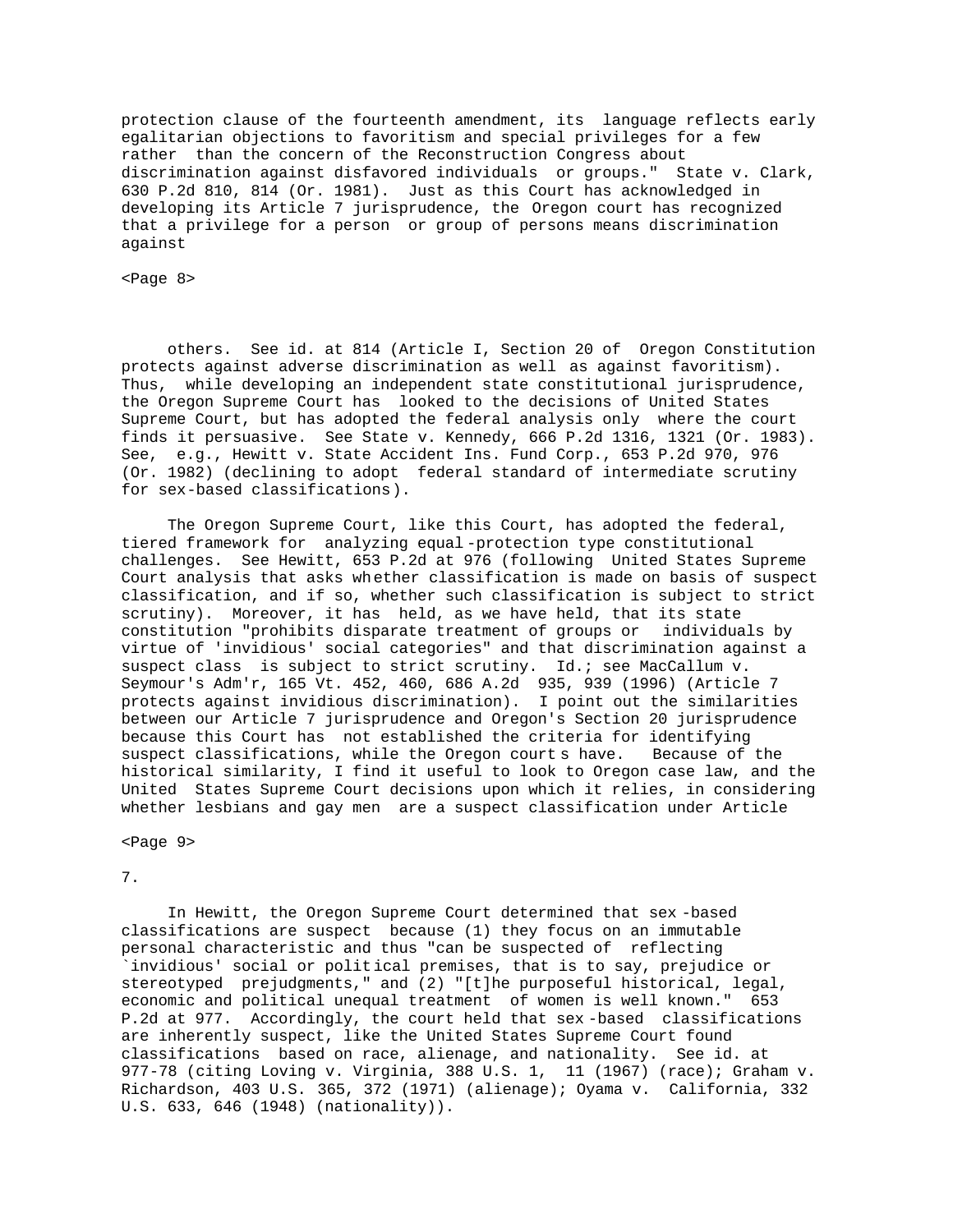protection clause of the fourteenth amendment, its language reflects early egalitarian objections to favoritism and special privileges for a few rather than the concern of the Reconstruction Congress about discrimination against disfavored individuals or groups." State v. Clark, 630 P.2d 810, 814 (Or. 1981). Just as this Court has acknowledged in developing its Article 7 jurisprudence, the Oregon court has recognized that a privilege for a person or group of persons means discrimination against others. See id. at 814 (Article I, Section 20 of Oregon Constitution protects against adverse discrimination as well as against favoritism). Thus, while developing an independent state constitutional jurisprudence, the Oregon Supreme Court has looked to the decisions of United States Supreme Court, but has adopted the federal analysis only where the court finds it persuasive. See State v. Kennedy, 666 P.2d 1316, 1321 (Or. 1983). See, e.g., Hewitt v. State Accident Ins. Fund Corp., 653 P.2d 970, 976 (Or. 1982) (declining to adopt federal standard of intermediate scrutiny for sex-based classifications).

The Oregon Supreme Court, like this Court, has adopted the federal, tiered framework for analyzing equal-protection type constitutional challenges. See Hewitt, 653 P.2d at 976 (following United States Supreme Court analysis that asks whether classification is made on basis of suspect classification, and if so, whether such classification is subject to strict scrutiny). Moreover, it has held, as we have held, that its state constitution "prohibits disparate treatment of groups or individuals by virtue of 'invidious' social categories" and that discrimination against a suspect class is subject to strict scrutiny. Id.; see MacCallum v. Seymour's Adm'r, 165 Vt. 452, 460, 686 A.2d 935, 939 (1996) (Article 7 protects against invidious discrimination). I point out the similarities between our Article 7 jurisprudence and Oregon's Section 20 jurisprudence because this Court has not established the criteria for identifying suspect classifications, while the Oregon courts have. Because of the historical similarity, I find it useful to look to Oregon case law, and the United States Supreme Court decisions upon which it relies, in considering whether lesbians and gay men are a suspect classification under Article 7.

In Hewitt, the Oregon Supreme Court determined that sex-based classifications are suspect because (1) they focus on an immutable personal characteristic and thus "can be suspected of reflecting `invidious' social or political premises, that is to say, prejudice or stereotyped prejudgments," and (2) "[t]he purposeful historical, legal, economic and political unequal treatment of women is well known." 653 P.2d at 977. Accordingly, the court held that sex-based classifications are inherently suspect, like the United States Supreme Court found classifications based on race, alienage, and nationality. See id. at 977-78 (citing Loving v. Virginia, 388 U.S. 1, 11 (1967) (race); Graham v. Richardson, 403 U.S. 365, 372 (1971) (alienage); Oyama v. California, 332 U.S. 633, 646 (1948) (nationality)).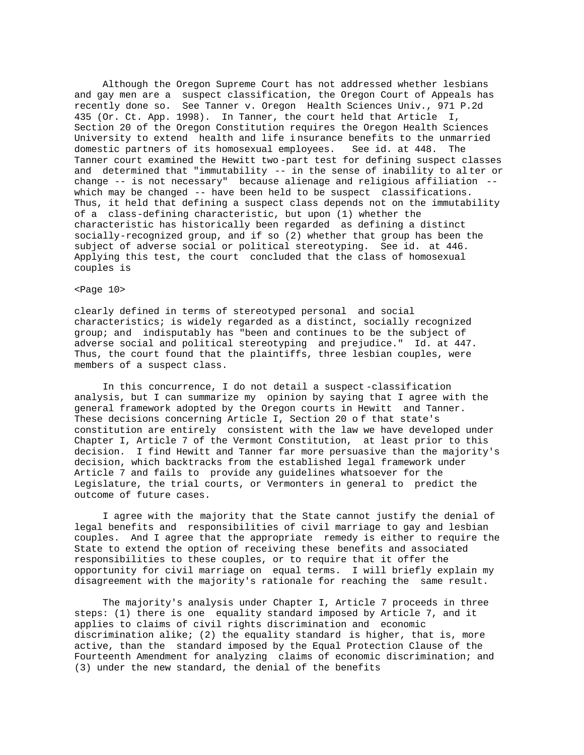Although the Oregon Supreme Court has not addressed whether lesbians and gay men are a suspect classification, the Oregon Court of Appeals has recently done so. See Tanner v. Oregon Health Sciences Univ., 971 P.2d 435 (Or. Ct. App. 1998). In Tanner, the court held that Article I, Section 20 of the Oregon Constitution requires the Oregon Health Sciences University to extend health and life insurance benefits to the unmarried domestic partners of its homosexual employees. See id. at 448. The Tanner court examined the Hewitt two-part test for defining suspect classes and determined that "immutability -- in the sense of inability to alter or change -- is not necessary" because alienage and religious affiliation -- which may be changed -- have been held to be suspect classifications. Thus, it held that defining a suspect class depends not on the immutability of a class-defining characteristic, but upon (1) whether the characteristic has historically been regarded as defining a distinct socially-recognized group, and if so (2) whether that group has been the subject of adverse social or political stereotyping. See id. at 446. Applying this test, the court concluded that the class of homosexual couples is

<Page 10>

clearly defined in terms of stereotyped personal and social characteristics; is widely regarded as a distinct, socially recognized group; and indisputably has "been and continues to be the subject of adverse social and political stereotyping and prejudice." Id. at 447. Thus, the court found that the plaintiffs, three lesbian couples, were members of a suspect class.

In this concurrence, I do not detail a suspect-classification analysis, but I can summarize my opinion by saying that I agree with the general framework adopted by the Oregon courts in Hewitt and Tanner. These decisions concerning Article I, Section 20 of that state's constitution are entirely consistent with the law we have developed under Chapter I, Article 7 of the Vermont Constitution, at least prior to this decision. I find Hewitt and Tanner far more persuasive than the majority's decision, which backtracks from the established legal framework under Article 7 and fails to provide any guidelines whatsoever for the Legislature, the trial courts, or Vermonters in general to predict the outcome of future cases.

I agree with the majority that the State cannot justify the denial of legal benefits and responsibilities of civil marriage to gay and lesbian couples. And I agree that the appropriate remedy is either to require the State to extend the option of receiving these benefits and associated responsibilities to these couples, or to require that it offer the opportunity for civil marriage on equal terms. I will briefly explain my disagreement with the majority's rationale for reaching the same result.

The majority's analysis under Chapter I, Article 7 proceeds in three steps: (1) there is one equality standard imposed by Article 7, and it applies to claims of civil rights discrimination and economic discrimination alike; (2) the equality standard is higher, that is, more active, than the standard imposed by the Equal Protection Clause of the Fourteenth Amendment for analyzing claims of economic discrimination; and (3) under the new standard, the denial of the benefits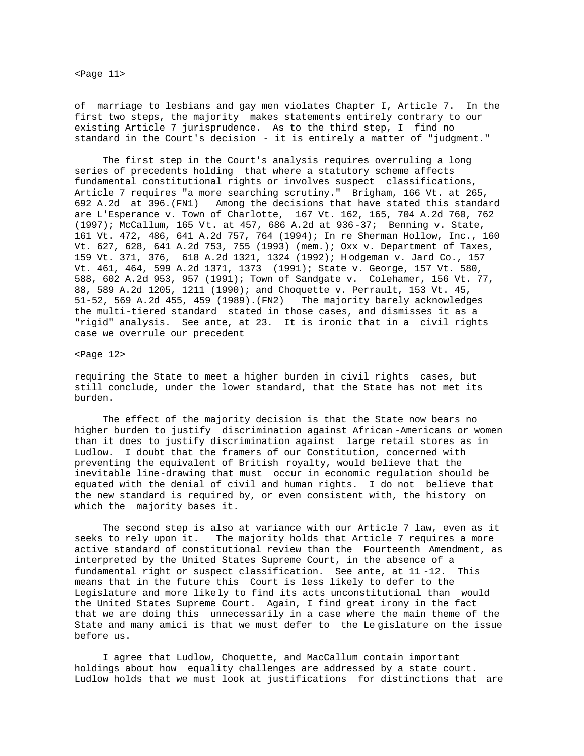of marriage to lesbians and gay men violates Chapter I, Article 7. In the first two steps, the majority makes statements entirely contrary to our existing Article 7 jurisprudence. As to the third step, I find no standard in the Court's decision - it is entirely a matter of "judgment."

The first step in the Court's analysis requires overruling a long series of precedents holding that where a statutory scheme affects fundamental constitutional rights or involves suspect classifications, Article 7 requires "a more searching scrutiny." Brigham, 166 Vt. at 265, 692 A.2d at 396.(FN1) Among the decisions that have stated this standard are L'Esperance v. Town of Charlotte, 167 Vt. 162, 165, 704 A.2d 760, 762 (1997); McCallum, 165 Vt. at 457, 686 A.2d at 936-37; Benning v. State, 161 Vt. 472, 486, 641 A.2d 757, 764 (1994); In re Sherman Hollow, Inc., 160 Vt. 627, 628, 641 A.2d 753, 755 (1993) (mem.); Oxx v. Department of Taxes, 159 Vt. 371, 376, 618 A.2d 1321, 1324 (1992); Hodgeman v. Jard Co., 157 Vt. 461, 464, 599 A.2d 1371, 1373 (1991); State v. George, 157 Vt. 580, 588, 602 A.2d 953, 957 (1991); Town of Sandgate v. Colehamer, 156 Vt. 77, 88, 589 A.2d 1205, 1211 (1990); and Choquette v. Perrault, 153 Vt. 45, 51-52, 569 A.2d 455, 459 (1989).(FN2) The majority barely acknowledges the multi-tiered standard stated in those cases, and dismisses it as a "rigid" analysis. See ante, at 23. It is ironic that in a civil rights case we overrule our precedent requiring the State to meet a higher burden in civil rights cases, but still conclude, under the lower standard, that the State has not met its burden.

The effect of the majority decision is that the State now bears no higher burden to justify discrimination against African-Americans or women than it does to justify discrimination against large retail stores as in Ludlow. I doubt that the framers of our Constitution, concerned with preventing the equivalent of British royalty, would believe that the inevitable line-drawing that must occur in economic regulation should be equated with the denial of civil and human rights. I do not believe that the new standard is required by, or even consistent with, the history on which the majority bases it.

The second step is also at variance with our Article 7 law, even as it seeks to rely upon it. The majority holds that Article 7 requires a more active standard of constitutional review than the Fourteenth Amendment, as interpreted by the United States Supreme Court, in the absence of a fundamental right or suspect classification. See ante, at 11-12. This means that in the future this Court is less likely to defer to the Legislature and more likely to find its acts unconstitutional than would the United States Supreme Court. Again, I find great irony in the fact that we are doing this unnecessarily in a case where the main theme of the State and many amici is that we must defer to the Legislature on the issue before us.

I agree that Ludlow, Choquette, and MacCallum contain important holdings about how equality challenges are addressed by a state court. Ludlow holds that we must look at justifications for distinctions that are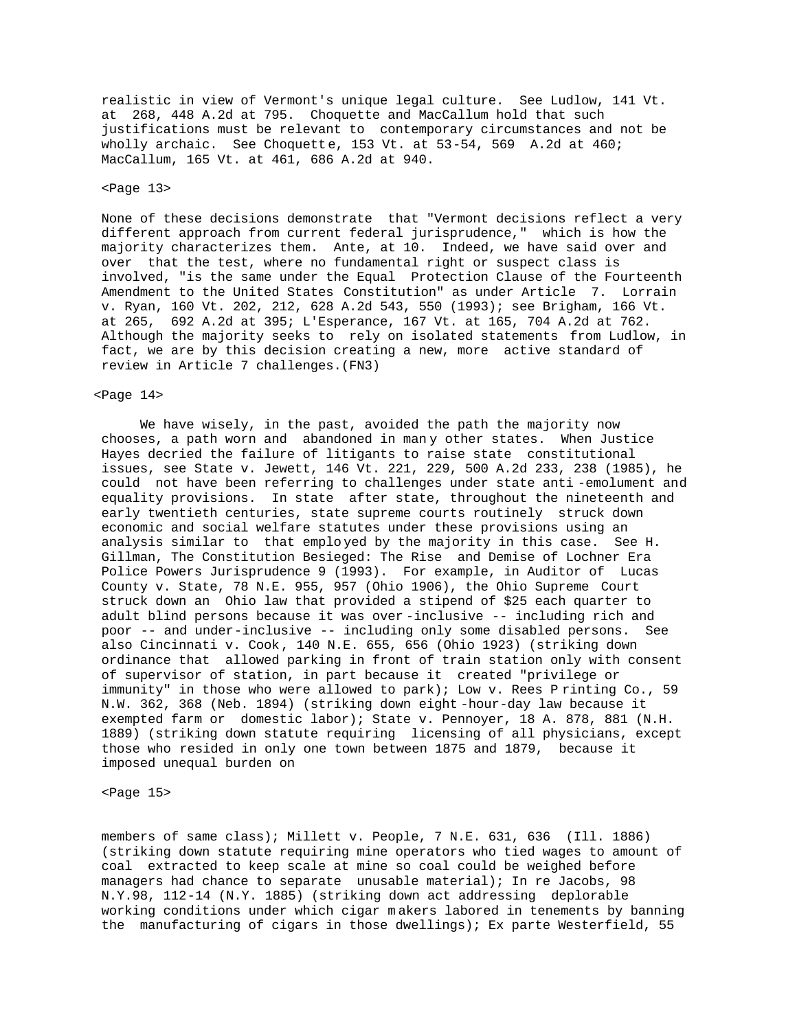realistic in view of Vermont's unique legal culture. See Ludlow, 141 Vt. at 268, 448 A.2d at 795. Choquette and MacCallum hold that such justifications must be relevant to contemporary circumstances and not be wholly archaic. See Choquette, 153 Vt. at 53-54, 569 A.2d at 460; MacCallum, 165 Vt. at 461, 686 A.2d at 940.

<Page 13>

None of these decisions demonstrate that "Vermont decisions reflect a very different approach from current federal jurisprudence," which is how the majority characterizes them. Ante, at 10. Indeed, we have said over and over that the test, where no fundamental right or suspect class is involved, "is the same under the Equal Protection Clause of the Fourteenth Amendment to the United States Constitution" as under Article 7. Lorrain v. Ryan, 160 Vt. 202, 212, 628 A.2d 543, 550 (1993); see Brigham, 166 Vt. at 265, 692 A.2d at 395; L'Esperance, 167 Vt. at 165, 704 A.2d at 762. Although the majority seeks to rely on isolated statements from Ludlow, in fact, we are by this decision creating a new, more active standard of review in Article 7 challenges.(FN3)

<Page 14>

We have wisely, in the past, avoided the path the majority now chooses, a path worn and abandoned in many other states. When Justice Hayes decried the failure of litigants to raise state constitutional issues, see State v. Jewett, 146 Vt. 221, 229, 500 A.2d 233, 238 (1985), he could not have been referring to challenges under state anti-emolument and equality provisions. In state after state, throughout the nineteenth and early twentieth centuries, state supreme courts routinely struck down economic and social welfare statutes under these provisions using an analysis similar to that employed by the majority in this case. See H. Gillman, The Constitution Besieged: The Rise and Demise of Lochner Era Police Powers Jurisprudence 9 (1993). For example, in Auditor of Lucas County v. State, 78 N.E. 955, 957 (Ohio 1906), the Ohio Supreme Court struck down an Ohio law that provided a stipend of $25 each quarter to adult blind persons because it was over-inclusive -- including rich and poor -- and under-inclusive -- including only some disabled persons. See also Cincinnati v. Cook, 140 N.E. 655, 656 (Ohio 1923) (striking down ordinance that allowed parking in front of train station only with consent of supervisor of station, in part because it created "privilege or immunity" in those who were allowed to park); Low v. Rees Printing Co., 59 N.W. 362, 368 (Neb. 1894) (striking down eight-hour-day law because it exempted farm or domestic labor); State v. Pennoyer, 18 A. 878, 881 (N.H. 1889) (striking down statute requiring licensing of all physicians, except those who resided in only one town between 1875 and 1879, because it imposed unequal burden on

<Page 15>

members of same class); Millett v. People, 7 N.E. 631, 636 (Ill. 1886) (striking down statute requiring mine operators who tied wages to amount of coal extracted to keep scale at mine so coal could be weighed before managers had chance to separate unusable material); In re Jacobs, 98 N.Y.98, 112-14 (N.Y. 1885) (striking down act addressing deplorable working conditions under which cigar makers labored in tenements by banning the manufacturing of cigars in those dwellings); Ex parte Westerfield, 55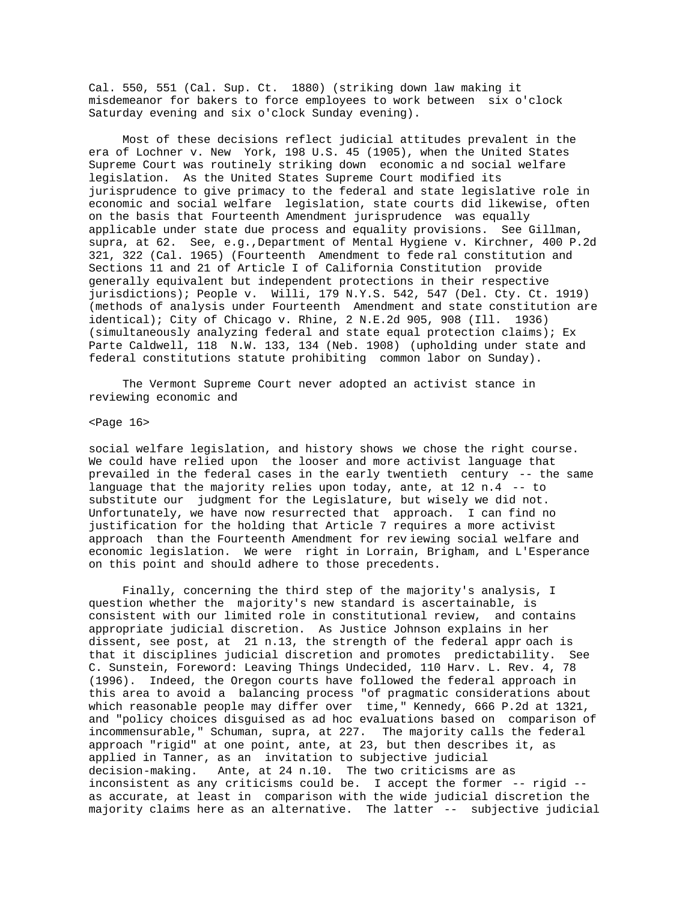Cal. 550, 551 (Cal. Sup. Ct. 1880) (striking down law making it misdemeanor for bakers to force employees to work between six o'clock Saturday evening and six o'clock Sunday evening).

Most of these decisions reflect judicial attitudes prevalent in the era of Lochner v. New York, 198 U.S. 45 (1905), when the United States Supreme Court was routinely striking down economic and social welfare legislation. As the United States Supreme Court modified its jurisprudence to give primacy to the federal and state legislative role in economic and social welfare legislation, state courts did likewise, often on the basis that Fourteenth Amendment jurisprudence was equally applicable under state due process and equality provisions. See Gillman, supra, at 62. See, e.g.,Department of Mental Hygiene v. Kirchner, 400 P.2d 321, 322 (Cal. 1965) (Fourteenth Amendment to federal constitution and Sections 11 and 21 of Article I of California Constitution provide generally equivalent but independent protections in their respective jurisdictions); People v. Willi, 179 N.Y.S. 542, 547 (Del. Cty. Ct. 1919) (methods of analysis under Fourteenth Amendment and state constitution are identical); City of Chicago v. Rhine, 2 N.E.2d 905, 908 (Ill. 1936) (simultaneously analyzing federal and state equal protection claims); Ex Parte Caldwell, 118 N.W. 133, 134 (Neb. 1908) (upholding under state and federal constitutions statute prohibiting common labor on Sunday).

The Vermont Supreme Court never adopted an activist stance in reviewing economic and social welfare legislation, and history shows we chose the right course. We could have relied upon the looser and more activist language that prevailed in the federal cases in the early twentieth century -- the same language that the majority relies upon today, ante, at 12 n.4 -- to substitute our judgment for the Legislature, but wisely we did not. Unfortunately, we have now resurrected that approach. I can find no justification for the holding that Article 7 requires a more activist approach than the Fourteenth Amendment for reviewing social welfare and economic legislation. We were right in Lorrain, Brigham, and L'Esperance on this point and should adhere to those precedents.

Finally, concerning the third step of the majority's analysis, I question whether the majority's new standard is ascertainable, is consistent with our limited role in constitutional review, and contains appropriate judicial discretion. As Justice Johnson explains in her dissent, see post, at 21 n.13, the strength of the federal approach is that it disciplines judicial discretion and promotes predictability. See C. Sunstein, Foreword: Leaving Things Undecided, 110 Harv. L. Rev. 4, 78 (1996). Indeed, the Oregon courts have followed the federal approach in this area to avoid a balancing process "of pragmatic considerations about which reasonable people may differ over time," Kennedy, 666 P.2d at 1321, and "policy choices disguised as ad hoc evaluations based on comparison of incommensurable," Schuman, supra, at 227. The majority calls the federal approach "rigid" at one point, ante, at 23, but then describes it, as applied in Tanner, as an invitation to subjective judicial decision-making. Ante, at 24 n.10. The two criticisms are as inconsistent as any criticisms could be. I accept the former -- rigid -- as accurate, at least in comparison with the wide judicial discretion the majority claims here as an alternative. The latter -- subjective judicial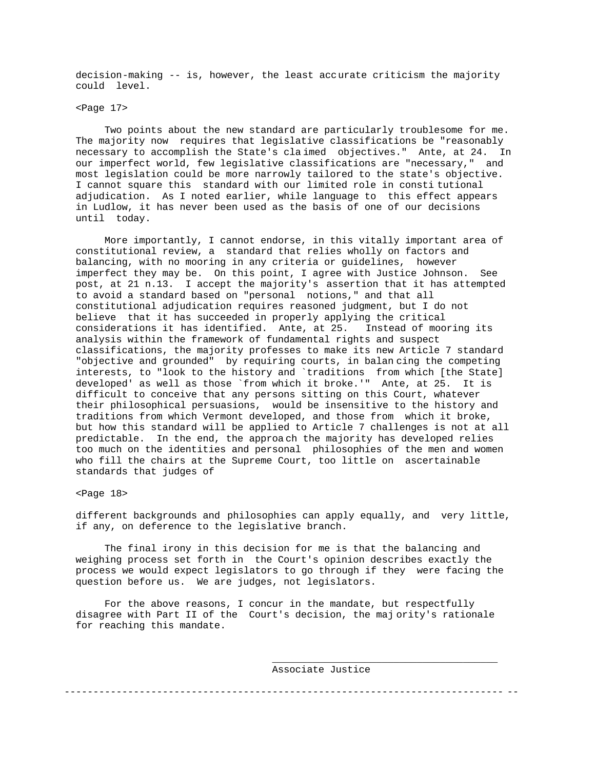decision-making -- is, however, the least accurate criticism the majority could level.

<Page 17>

Two points about the new standard are particularly troublesome for me. The majority now requires that legislative classifications be "reasonably necessary to accomplish the State's claimed objectives." Ante, at 24. In our imperfect world, few legislative classifications are "necessary," and most legislation could be more narrowly tailored to the state's objective. I cannot square this standard with our limited role in constitutional adjudication. As I noted earlier, while language to this effect appears in Ludlow, it has never been used as the basis of one of our decisions until today.

More importantly, I cannot endorse, in this vitally important area of constitutional review, a standard that relies wholly on factors and balancing, with no mooring in any criteria or guidelines, however imperfect they may be. On this point, I agree with Justice Johnson. See post, at 21 n.13. I accept the majority's assertion that it has attempted to avoid a standard based on "personal notions," and that all constitutional adjudication requires reasoned judgment, but I do not believe that it has succeeded in properly applying the critical considerations it has identified. Ante, at 25. Instead of mooring its analysis within the framework of fundamental rights and suspect classifications, the majority professes to make its new Article 7 standard "objective and grounded" by requiring courts, in balancing the competing interests, to "look to the history and `traditions from which [the State] developed' as well as those `from which it broke.'" Ante, at 25. It is difficult to conceive that any persons sitting on this Court, whatever their philosophical persuasions, would be insensitive to the history and traditions from which Vermont developed, and those from which it broke, but how this standard will be applied to Article 7 challenges is not at all predictable. In the end, the approach the majority has developed relies too much on the identities and personal philosophies of the men and women who fill the chairs at the Supreme Court, too little on ascertainable standards that judges of

<Page 18>

different backgrounds and philosophies can apply equally, and very little, if any, on deference to the legislative branch.

The final irony in this decision for me is that the balancing and weighing process set forth in the Court's opinion describes exactly the process we would expect legislators to go through if they were facing the question before us. We are judges, not legislators.

For the above reasons, I concur in the mandate, but respectfully disagree with Part II of the Court's decision, the majority's rationale for reaching this mandate.

\_\_\_\_\_\_\_\_\_\_\_\_\_\_\_\_\_\_\_\_\_\_\_\_\_\_\_\_\_\_\_\_\_\_\_\_\_\_\_

Associate Justice

---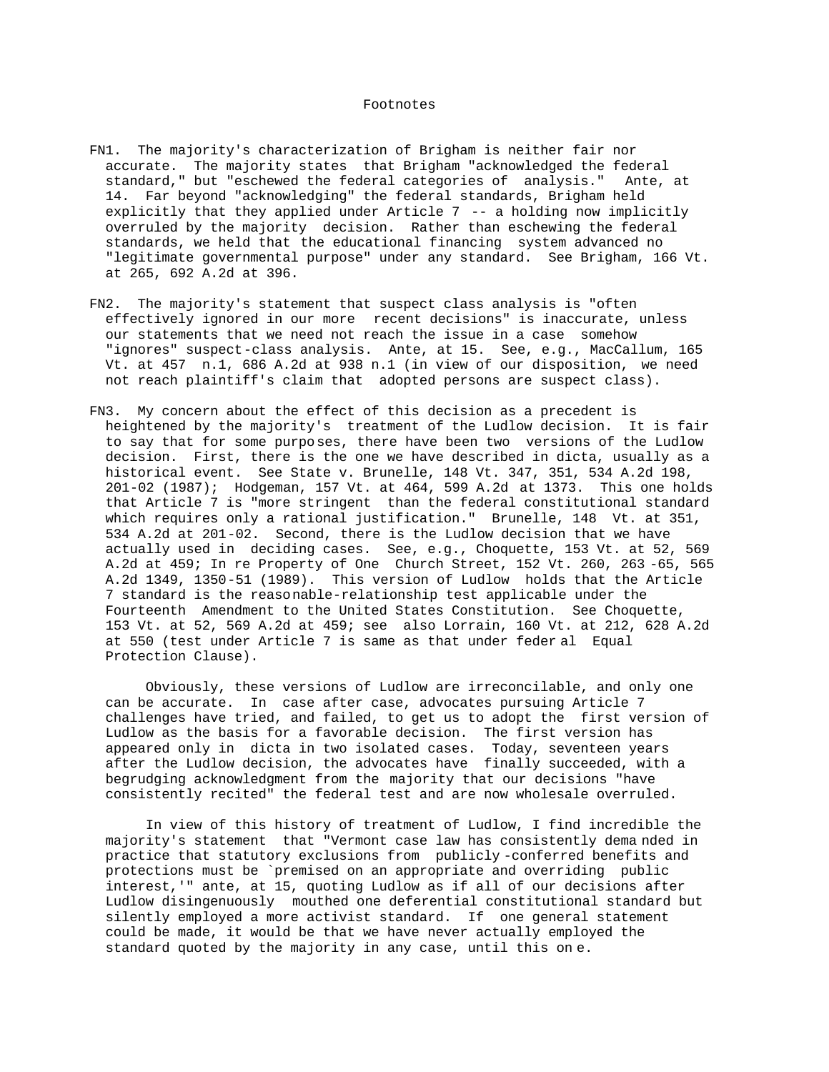# Footnotes

FN1. The majority's characterization of Brigham is neither fair nor accurate. The majority states that Brigham "acknowledged the federal standard," but "eschewed the federal categories of analysis." Ante, at 14. Far beyond "acknowledging" the federal standards, Brigham held explicitly that they applied under Article 7 -- a holding now implicitly overruled by the majority decision. Rather than eschewing the federal standards, we held that the educational financing system advanced no "legitimate governmental purpose" under any standard. See Brigham, 166 Vt. at 265, 692 A.2d at 396.

FN2. The majority's statement that suspect class analysis is "often effectively ignored in our more recent decisions" is inaccurate, unless our statements that we need not reach the issue in a case somehow "ignores" suspect-class analysis. Ante, at 15. See, e.g., MacCallum, 165 Vt. at 457 n.1, 686 A.2d at 938 n.1 (in view of our disposition, we need not reach plaintiff's claim that adopted persons are suspect class).

FN3. My concern about the effect of this decision as a precedent is heightened by the majority's treatment of the Ludlow decision. It is fair to say that for some purposes, there have been two versions of the Ludlow decision. First, there is the one we have described in dicta, usually as a historical event. See State v. Brunelle, 148 Vt. 347, 351, 534 A.2d 198, 201-02 (1987); Hodgeman, 157 Vt. at 464, 599 A.2d at 1373. This one holds that Article 7 is "more stringent than the federal constitutional standard which requires only a rational justification." Brunelle, 148 Vt. at 351, 534 A.2d at 201-02. Second, there is the Ludlow decision that we have actually used in deciding cases. See, e.g., Choquette, 153 Vt. at 52, 569 A.2d at 459; In re Property of One Church Street, 152 Vt. 260, 263-65, 565 A.2d 1349, 1350-51 (1989). This version of Ludlow holds that the Article 7 standard is the reasonable-relationship test applicable under the Fourteenth Amendment to the United States Constitution. See Choquette, 153 Vt. at 52, 569 A.2d at 459; see also Lorrain, 160 Vt. at 212, 628 A.2d at 550 (test under Article 7 is same as that under federal Equal Protection Clause).

Obviously, these versions of Ludlow are irreconcilable, and only one can be accurate. In case after case, advocates pursuing Article 7 challenges have tried, and failed, to get us to adopt the first version of Ludlow as the basis for a favorable decision. The first version has appeared only in dicta in two isolated cases. Today, seventeen years after the Ludlow decision, the advocates have finally succeeded, with a begrudging acknowledgment from the majority that our decisions "have consistently recited" the federal test and are now wholesale overruled.

In view of this history of treatment of Ludlow, I find incredible the majority's statement that "Vermont case law has consistently demanded in practice that statutory exclusions from publicly-conferred benefits and protections must be `premised on an appropriate and overriding public interest,'" ante, at 15, quoting Ludlow as if all of our decisions after Ludlow disingenuously mouthed one deferential constitutional standard but silently employed a more activist standard. If one general statement could be made, it would be that we have never actually employed the standard quoted by the majority in any case, until this one.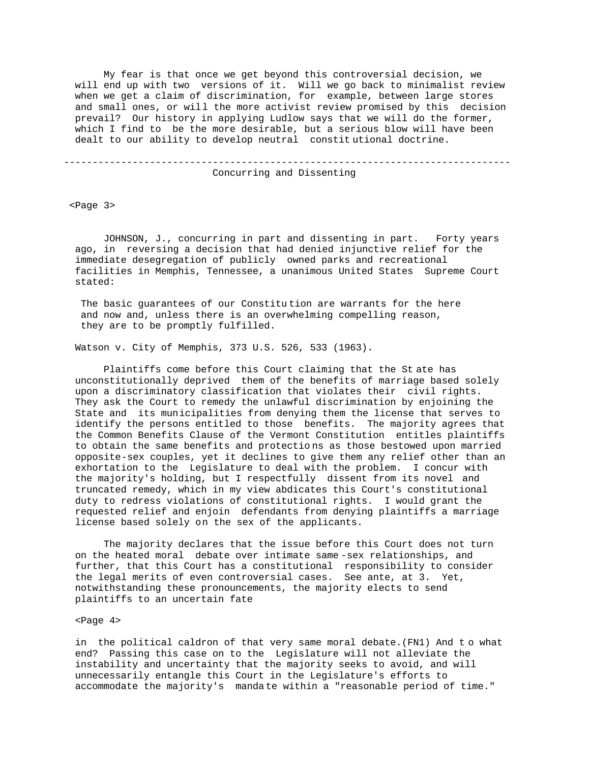My fear is that once we get beyond this controversial decision, we will end up with two versions of it. Will we go back to minimalist review when we get a claim of discrimination, for example, between large stores and small ones, or will the more activist review promised by this decision prevail? Our history in applying Ludlow says that we will do the former, which I find to be the more desirable, but a serious blow will have been dealt to our ability to develop neutral constitutional doctrine.

---

## Concurring and Dissenting

<Page 3>

JOHNSON, J., concurring in part and dissenting in part. Forty years ago, in reversing a decision that had denied injunctive relief for the immediate desegregation of publicly owned parks and recreational facilities in Memphis, Tennessee, a unanimous United States Supreme Court stated:

> The basic guarantees of our Constitution are warrants for the here and now and, unless there is an overwhelming compelling reason, they are to be promptly fulfilled.

Watson v. City of Memphis, 373 U.S. 526, 533 (1963).

Plaintiffs come before this Court claiming that the State has unconstitutionally deprived them of the benefits of marriage based solely upon a discriminatory classification that violates their civil rights. They ask the Court to remedy the unlawful discrimination by enjoining the State and its municipalities from denying them the license that serves to identify the persons entitled to those benefits. The majority agrees that the Common Benefits Clause of the Vermont Constitution entitles plaintiffs to obtain the same benefits and protections as those bestowed upon married opposite-sex couples, yet it declines to give them any relief other than an exhortation to the Legislature to deal with the problem. I concur with the majority's holding, but I respectfully dissent from its novel and truncated remedy, which in my view abdicates this Court's constitutional duty to redress violations of constitutional rights. I would grant the requested relief and enjoin defendants from denying plaintiffs a marriage license based solely on the sex of the applicants.

The majority declares that the issue before this Court does not turn on the heated moral debate over intimate same-sex relationships, and further, that this Court has a constitutional responsibility to consider the legal merits of even controversial cases. See ante, at 3. Yet, notwithstanding these pronouncements, the majority elects to send plaintiffs to an uncertain fate

<Page 4>

in the political caldron of that very same moral debate.(FN1) And to what end? Passing this case on to the Legislature will not alleviate the instability and uncertainty that the majority seeks to avoid, and will unnecessarily entangle this Court in the Legislature's efforts to accommodate the majority's mandate within a "reasonable period of time."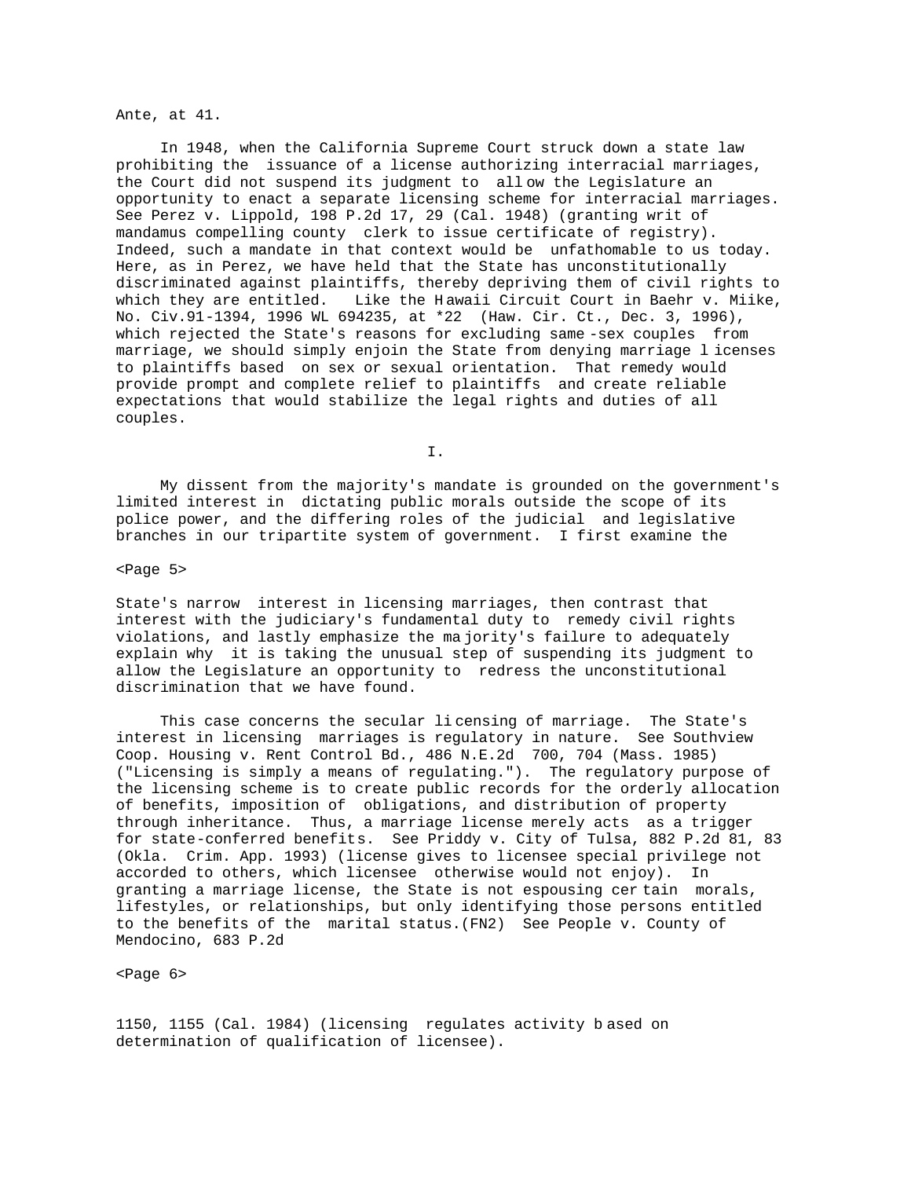Ante, at 41.

In 1948, when the California Supreme Court struck down a state law prohibiting the issuance of a license authorizing interracial marriages, the Court did not suspend its judgment to allow the Legislature an opportunity to enact a separate licensing scheme for interracial marriages. See Perez v. Lippold, 198 P.2d 17, 29 (Cal. 1948) (granting writ of mandamus compelling county clerk to issue certificate of registry). Indeed, such a mandate in that context would be unfathomable to us today. Here, as in Perez, we have held that the State has unconstitutionally discriminated against plaintiffs, thereby depriving them of civil rights to which they are entitled. Like the Hawaii Circuit Court in Baehr v. Miike, No. Civ.91-1394, 1996 WL 694235, at *22 (Haw. Cir. Ct., Dec. 3, 1996), which rejected the State's reasons for excluding same-sex couples from marriage, we should simply enjoin the State from denying marriage licenses to plaintiffs based on sex or sexual orientation. That remedy would provide prompt and complete relief to plaintiffs and create reliable expectations that would stabilize the legal rights and duties of all couples.

I.

My dissent from the majority's mandate is grounded on the government's limited interest in dictating public morals outside the scope of its police power, and the differing roles of the judicial and legislative branches in our tripartite system of government. I first examine the State's narrow interest in licensing marriages, then contrast that interest with the judiciary's fundamental duty to remedy civil rights violations, and lastly emphasize the majority's failure to adequately explain why it is taking the unusual step of suspending its judgment to allow the Legislature an opportunity to redress the unconstitutional discrimination that we have found.

This case concerns the secular licensing of marriage. The State's interest in licensing marriages is regulatory in nature. See Southview Coop. Housing v. Rent Control Bd., 486 N.E.2d 700, 704 (Mass. 1985) ("Licensing is simply a means of regulating."). The regulatory purpose of the licensing scheme is to create public records for the orderly allocation of benefits, imposition of obligations, and distribution of property through inheritance. Thus, a marriage license merely acts as a trigger for state-conferred benefits. See Priddy v. City of Tulsa, 882 P.2d 81, 83 (Okla. Crim. App. 1993) (license gives to licensee special privilege not accorded to others, which licensee otherwise would not enjoy). In granting a marriage license, the State is not espousing certain morals, lifestyles, or relationships, but only identifying those persons entitled to the benefits of the marital status.(FN2) See People v. County of Mendocino, 683 P.2d 1150, 1155 (Cal. 1984) (licensing regulates activity based on determination of qualification of licensee).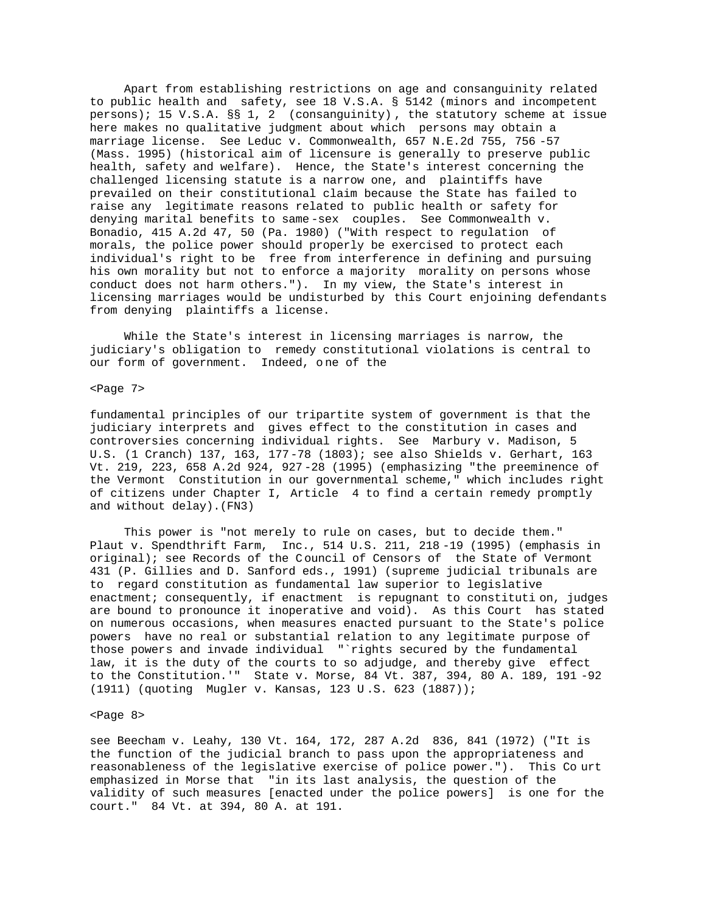Apart from establishing restrictions on age and consanguinity related to public health and safety, see 18 V.S.A. § 5142 (minors and incompetent persons); 15 V.S.A. §§ 1, 2 (consanguinity), the statutory scheme at issue here makes no qualitative judgment about which persons may obtain a marriage license. See Leduc v. Commonwealth, 657 N.E.2d 755, 756-57 (Mass. 1995) (historical aim of licensure is generally to preserve public health, safety and welfare). Hence, the State's interest concerning the challenged licensing statute is a narrow one, and plaintiffs have prevailed on their constitutional claim because the State has failed to raise any legitimate reasons related to public health or safety for denying marital benefits to same-sex couples. See Commonwealth v. Bonadio, 415 A.2d 47, 50 (Pa. 1980) ("With respect to regulation of morals, the police power should properly be exercised to protect each individual's right to be free from interference in defining and pursuing his own morality but not to enforce a majority morality on persons whose conduct does not harm others."). In my view, the State's interest in licensing marriages would be undisturbed by this Court enjoining defendants from denying plaintiffs a license.

While the State's interest in licensing marriages is narrow, the judiciary's obligation to remedy constitutional violations is central to our form of government. Indeed, one of the

fundamental principles of our tripartite system of government is that the judiciary interprets and gives effect to the constitution in cases and controversies concerning individual rights. See Marbury v. Madison, 5 U.S. (1 Cranch) 137, 163, 177-78 (1803); see also Shields v. Gerhart, 163 Vt. 219, 223, 658 A.2d 924, 927-28 (1995) (emphasizing "the preeminence of the Vermont Constitution in our governmental scheme," which includes right of citizens under Chapter I, Article 4 to find a certain remedy promptly and without delay).(FN3)

This power is "not merely to rule on cases, but to decide them." Plaut v. Spendthrift Farm, Inc., 514 U.S. 211, 218-19 (1995) (emphasis in original); see Records of the Council of Censors of the State of Vermont 431 (P. Gillies and D. Sanford eds., 1991) (supreme judicial tribunals are to regard constitution as fundamental law superior to legislative enactment; consequently, if enactment is repugnant to constitution, judges are bound to pronounce it inoperative and void). As this Court has stated on numerous occasions, when measures enacted pursuant to the State's police powers have no real or substantial relation to any legitimate purpose of those powers and invade individual "`rights secured by the fundamental law, it is the duty of the courts to so adjudge, and thereby give effect to the Constitution.'" State v. Morse, 84 Vt. 387, 394, 80 A. 189, 191-92 (1911) (quoting Mugler v. Kansas, 123 U.S. 623 (1887));

see Beecham v. Leahy, 130 Vt. 164, 172, 287 A.2d 836, 841 (1972) ("It is the function of the judicial branch to pass upon the appropriateness and reasonableness of the legislative exercise of police power."). This Court emphasized in Morse that "in its last analysis, the question of the validity of such measures [enacted under the police powers] is one for the court." 84 Vt. at 394, 80 A. at 191.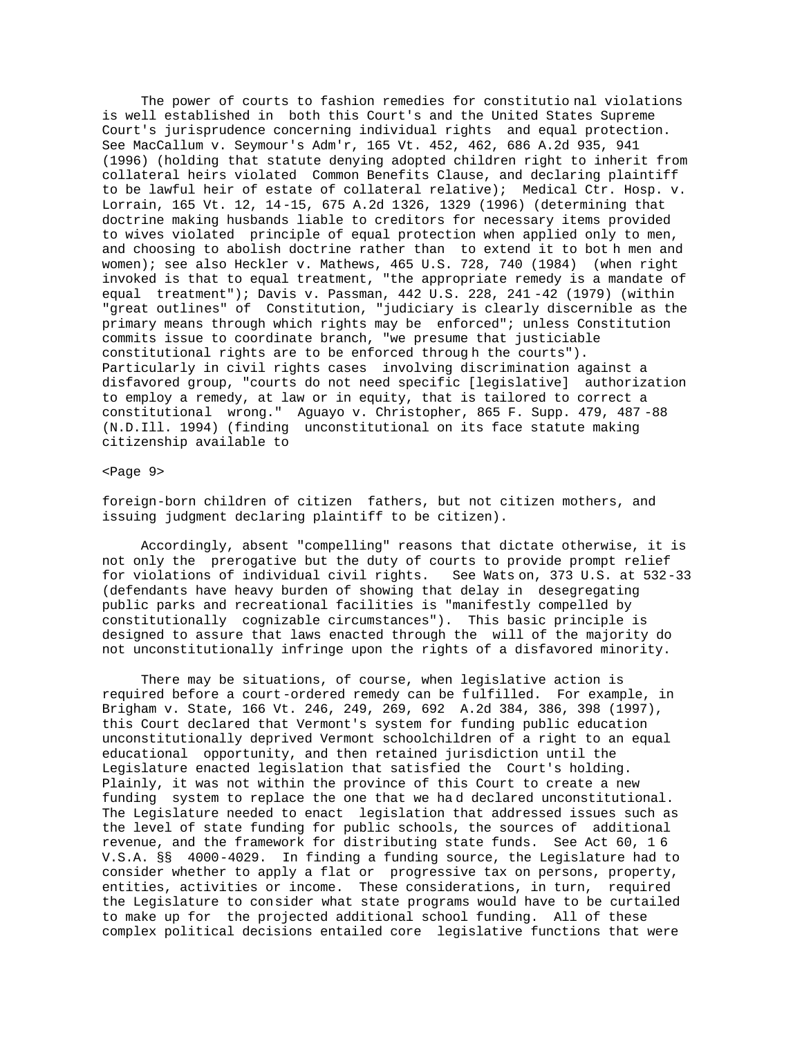The power of courts to fashion remedies for constitutional violations is well established in both this Court's and the United States Supreme Court's jurisprudence concerning individual rights and equal protection. See MacCallum v. Seymour's Adm'r, 165 Vt. 452, 462, 686 A.2d 935, 941 (1996) (holding that statute denying adopted children right to inherit from collateral heirs violated Common Benefits Clause, and declaring plaintiff to be lawful heir of estate of collateral relative); Medical Ctr. Hosp. v. Lorrain, 165 Vt. 12, 14-15, 675 A.2d 1326, 1329 (1996) (determining that doctrine making husbands liable to creditors for necessary items provided to wives violated principle of equal protection when applied only to men, and choosing to abolish doctrine rather than to extend it to both men and women); see also Heckler v. Mathews, 465 U.S. 728, 740 (1984) (when right invoked is that to equal treatment, "the appropriate remedy is a mandate of equal treatment"); Davis v. Passman, 442 U.S. 228, 241-42 (1979) (within "great outlines" of Constitution, "judiciary is clearly discernible as the primary means through which rights may be enforced"; unless Constitution commits issue to coordinate branch, "we presume that justiciable constitutional rights are to be enforced through the courts"). Particularly in civil rights cases involving discrimination against a disfavored group, "courts do not need specific [legislative] authorization to employ a remedy, at law or in equity, that is tailored to correct a constitutional wrong." Aguayo v. Christopher, 865 F. Supp. 479, 487-88 (N.D.Ill. 1994) (finding unconstitutional on its face statute making citizenship available to

<Page 9>

foreign-born children of citizen fathers, but not citizen mothers, and issuing judgment declaring plaintiff to be citizen).

Accordingly, absent "compelling" reasons that dictate otherwise, it is not only the prerogative but the duty of courts to provide prompt relief for violations of individual civil rights. See Watson, 373 U.S. at 532-33 (defendants have heavy burden of showing that delay in desegregating public parks and recreational facilities is "manifestly compelled by constitutionally cognizable circumstances"). This basic principle is designed to assure that laws enacted through the will of the majority do not unconstitutionally infringe upon the rights of a disfavored minority.

There may be situations, of course, when legislative action is required before a court-ordered remedy can be fulfilled. For example, in Brigham v. State, 166 Vt. 246, 249, 269, 692 A.2d 384, 386, 398 (1997), this Court declared that Vermont's system for funding public education unconstitutionally deprived Vermont schoolchildren of a right to an equal educational opportunity, and then retained jurisdiction until the Legislature enacted legislation that satisfied the Court's holding. Plainly, it was not within the province of this Court to create a new funding system to replace the one that we had declared unconstitutional. The Legislature needed to enact legislation that addressed issues such as the level of state funding for public schools, the sources of additional revenue, and the framework for distributing state funds. See Act 60, 16 V.S.A. §§ 4000-4029. In finding a funding source, the Legislature had to consider whether to apply a flat or progressive tax on persons, property, entities, activities or income. These considerations, in turn, required the Legislature to consider what state programs would have to be curtailed to make up for the projected additional school funding. All of these complex political decisions entailed core legislative functions that were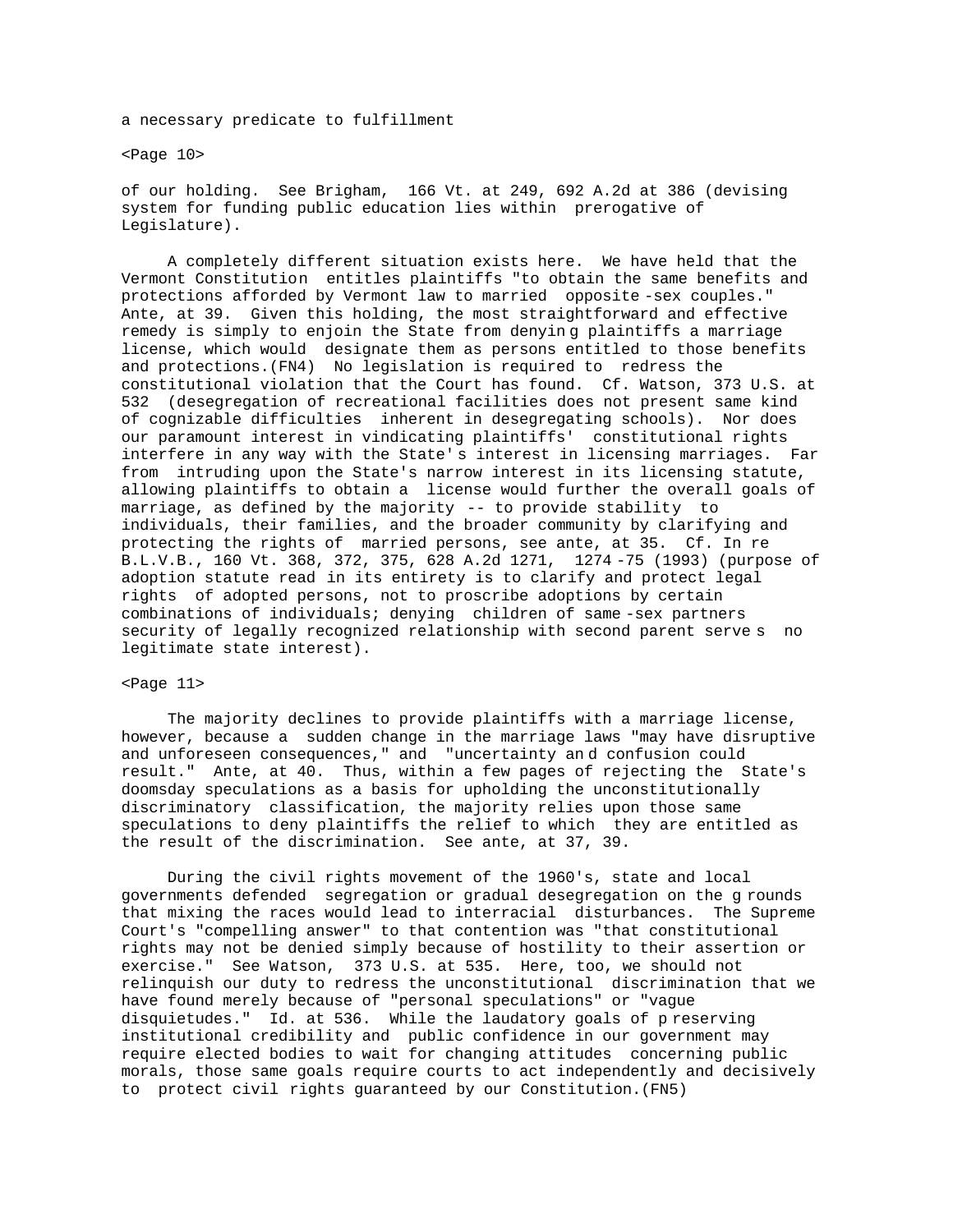a necessary predicate to fulfillment

<Page 10>

of our holding. See Brigham, 166 Vt. at 249, 692 A.2d at 386 (devising system for funding public education lies within prerogative of Legislature).

A completely different situation exists here. We have held that the Vermont Constitution entitles plaintiffs "to obtain the same benefits and protections afforded by Vermont law to married opposite-sex couples." Ante, at 39. Given this holding, the most straightforward and effective remedy is simply to enjoin the State from denying plaintiffs a marriage license, which would designate them as persons entitled to those benefits and protections.(FN4) No legislation is required to redress the constitutional violation that the Court has found. Cf. Watson, 373 U.S. at 532 (desegregation of recreational facilities does not present same kind of cognizable difficulties inherent in desegregating schools). Nor does our paramount interest in vindicating plaintiffs' constitutional rights interfere in any way with the State's interest in licensing marriages. Far from intruding upon the State's narrow interest in its licensing statute, allowing plaintiffs to obtain a license would further the overall goals of marriage, as defined by the majority -- to provide stability to individuals, their families, and the broader community by clarifying and protecting the rights of married persons, see ante, at 35. Cf. In re B.L.V.B., 160 Vt. 368, 372, 375, 628 A.2d 1271, 1274-75 (1993) (purpose of adoption statute read in its entirety is to clarify and protect legal rights of adopted persons, not to proscribe adoptions by certain combinations of individuals; denying children of same-sex partners security of legally recognized relationship with second parent serves no legitimate state interest).

<Page 11>

The majority declines to provide plaintiffs with a marriage license, however, because a sudden change in the marriage laws "may have disruptive and unforeseen consequences," and "uncertainty and confusion could result." Ante, at 40. Thus, within a few pages of rejecting the State's doomsday speculations as a basis for upholding the unconstitutionally discriminatory classification, the majority relies upon those same speculations to deny plaintiffs the relief to which they are entitled as the result of the discrimination. See ante, at 37, 39.

During the civil rights movement of the 1960's, state and local governments defended segregation or gradual desegregation on the grounds that mixing the races would lead to interracial disturbances. The Supreme Court's "compelling answer" to that contention was "that constitutional rights may not be denied simply because of hostility to their assertion or exercise." See Watson, 373 U.S. at 535. Here, too, we should not relinquish our duty to redress the unconstitutional discrimination that we have found merely because of "personal speculations" or "vague disquietudes." Id. at 536. While the laudatory goals of preserving institutional credibility and public confidence in our government may require elected bodies to wait for changing attitudes concerning public morals, those same goals require courts to act independently and decisively to protect civil rights guaranteed by our Constitution.(FN5)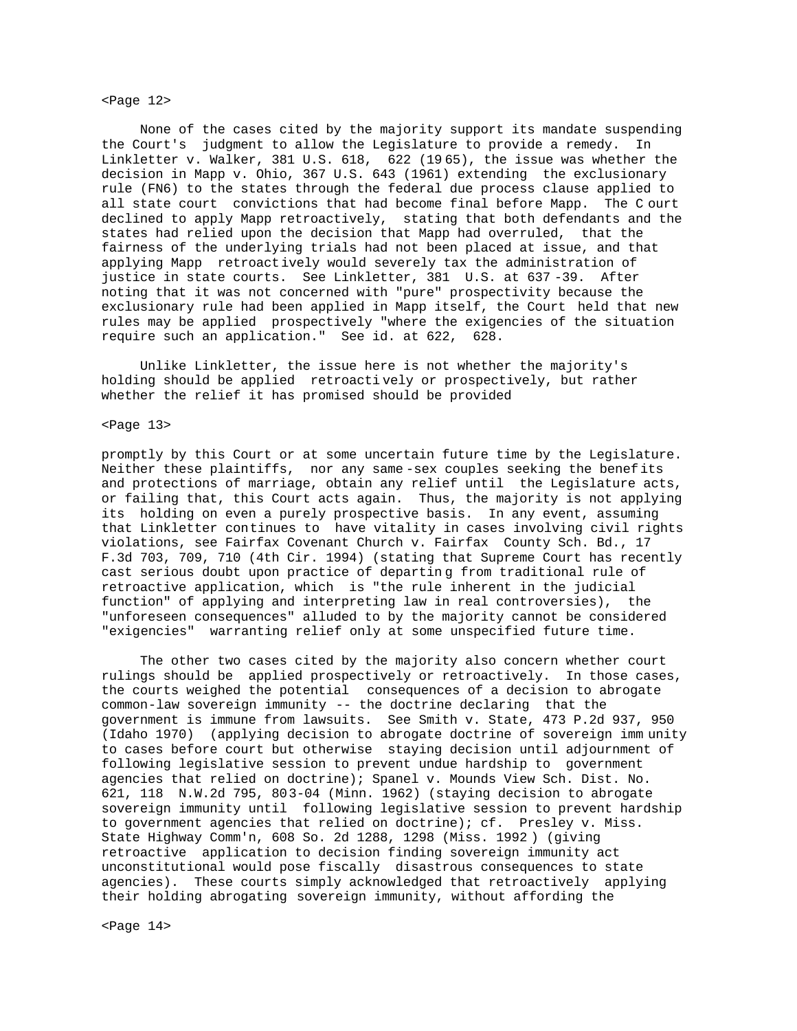None of the cases cited by the majority support its mandate suspending the Court's judgment to allow the Legislature to provide a remedy. In Linkletter v. Walker, 381 U.S. 618, 622 (1965), the issue was whether the decision in Mapp v. Ohio, 367 U.S. 643 (1961) extending the exclusionary rule (FN6) to the states through the federal due process clause applied to all state court convictions that had become final before Mapp. The Court declined to apply Mapp retroactively, stating that both defendants and the states had relied upon the decision that Mapp had overruled, that the fairness of the underlying trials had not been placed at issue, and that applying Mapp retroactively would severely tax the administration of justice in state courts. See Linkletter, 381 U.S. at 637-39. After noting that it was not concerned with "pure" prospectivity because the exclusionary rule had been applied in Mapp itself, the Court held that new rules may be applied prospectively "where the exigencies of the situation require such an application." See id. at 622, 628.

Unlike Linkletter, the issue here is not whether the majority's holding should be applied retroactively or prospectively, but rather whether the relief it has promised should be provided promptly by this Court or at some uncertain future time by the Legislature. Neither these plaintiffs, nor any same-sex couples seeking the benefits and protections of marriage, obtain any relief until the Legislature acts, or failing that, this Court acts again. Thus, the majority is not applying its holding on even a purely prospective basis. In any event, assuming that Linkletter continues to have vitality in cases involving civil rights violations, see Fairfax Covenant Church v. Fairfax County Sch. Bd., 17 F.3d 703, 709, 710 (4th Cir. 1994) (stating that Supreme Court has recently cast serious doubt upon practice of departing from traditional rule of retroactive application, which is "the rule inherent in the judicial function" of applying and interpreting law in real controversies), the "unforeseen consequences" alluded to by the majority cannot be considered "exigencies" warranting relief only at some unspecified future time.

The other two cases cited by the majority also concern whether court rulings should be applied prospectively or retroactively. In those cases, the courts weighed the potential consequences of a decision to abrogate common-law sovereign immunity -- the doctrine declaring that the government is immune from lawsuits. See Smith v. State, 473 P.2d 937, 950 (Idaho 1970) (applying decision to abrogate doctrine of sovereign immunity to cases before court but otherwise staying decision until adjournment of following legislative session to prevent undue hardship to government agencies that relied on doctrine); Spanel v. Mounds View Sch. Dist. No. 621, 118 N.W.2d 795, 803-04 (Minn. 1962) (staying decision to abrogate sovereign immunity until following legislative session to prevent hardship to government agencies that relied on doctrine); cf. Presley v. Miss. State Highway Comm'n, 608 So. 2d 1288, 1298 (Miss. 1992) (giving retroactive application to decision finding sovereign immunity act unconstitutional would pose fiscally disastrous consequences to state agencies). These courts simply acknowledged that retroactively applying their holding abrogating sovereign immunity, without affording the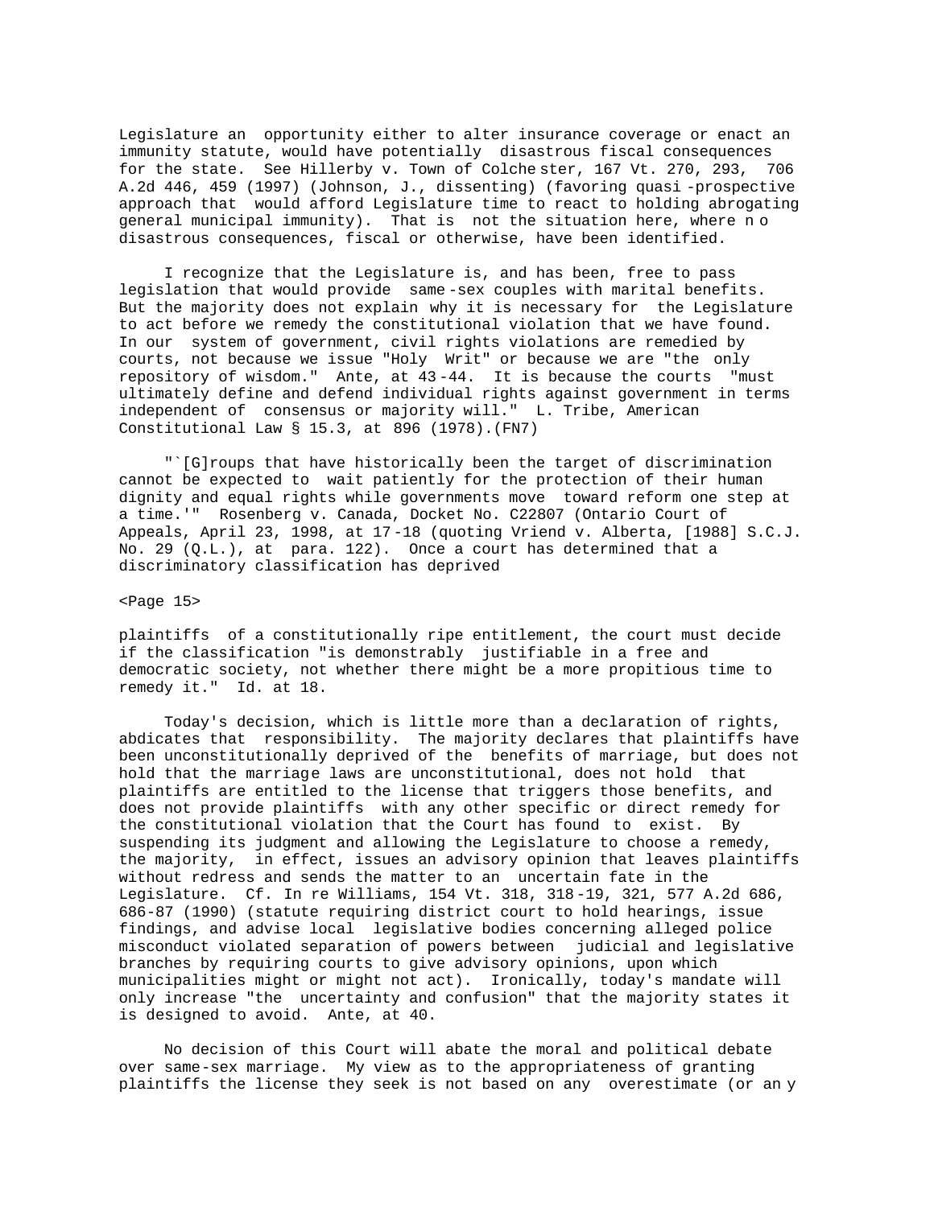Legislature an opportunity either to alter insurance coverage or enact an immunity statute, would have potentially disastrous fiscal consequences for the state. See Hillerby v. Town of Colchester, 167 Vt. 270, 293, 706 A.2d 446, 459 (1997) (Johnson, J., dissenting) (favoring quasi-prospective approach that would afford Legislature time to react to holding abrogating general municipal immunity). That is not the situation here, where no disastrous consequences, fiscal or otherwise, have been identified.

I recognize that the Legislature is, and has been, free to pass legislation that would provide same-sex couples with marital benefits. But the majority does not explain why it is necessary for the Legislature to act before we remedy the constitutional violation that we have found. In our system of government, civil rights violations are remedied by courts, not because we issue "Holy Writ" or because we are "the only repository of wisdom." Ante, at 43-44. It is because the courts "must ultimately define and defend individual rights against government in terms independent of consensus or majority will." L. Tribe, American Constitutional Law § 15.3, at 896 (1978).(FN7)

"`[G]roups that have historically been the target of discrimination cannot be expected to wait patiently for the protection of their human dignity and equal rights while governments move toward reform one step at a time.'" Rosenberg v. Canada, Docket No. C22807 (Ontario Court of Appeals, April 23, 1998, at 17-18 (quoting Vriend v. Alberta, [1988] S.C.J. No. 29 (Q.L.), at para. 122). Once a court has determined that a discriminatory classification has deprived

<Page 15>

plaintiffs of a constitutionally ripe entitlement, the court must decide if the classification "is demonstrably justifiable in a free and democratic society, not whether there might be a more propitious time to remedy it." Id. at 18.

Today's decision, which is little more than a declaration of rights, abdicates that responsibility. The majority declares that plaintiffs have been unconstitutionally deprived of the benefits of marriage, but does not hold that the marriage laws are unconstitutional, does not hold that plaintiffs are entitled to the license that triggers those benefits, and does not provide plaintiffs with any other specific or direct remedy for the constitutional violation that the Court has found to exist. By suspending its judgment and allowing the Legislature to choose a remedy, the majority, in effect, issues an advisory opinion that leaves plaintiffs without redress and sends the matter to an uncertain fate in the Legislature. Cf. In re Williams, 154 Vt. 318, 318-19, 321, 577 A.2d 686, 686-87 (1990) (statute requiring district court to hold hearings, issue findings, and advise local legislative bodies concerning alleged police misconduct violated separation of powers between judicial and legislative branches by requiring courts to give advisory opinions, upon which municipalities might or might not act). Ironically, today's mandate will only increase "the uncertainty and confusion" that the majority states it is designed to avoid. Ante, at 40.

No decision of this Court will abate the moral and political debate over same-sex marriage. My view as to the appropriateness of granting plaintiffs the license they seek is not based on any overestimate (or any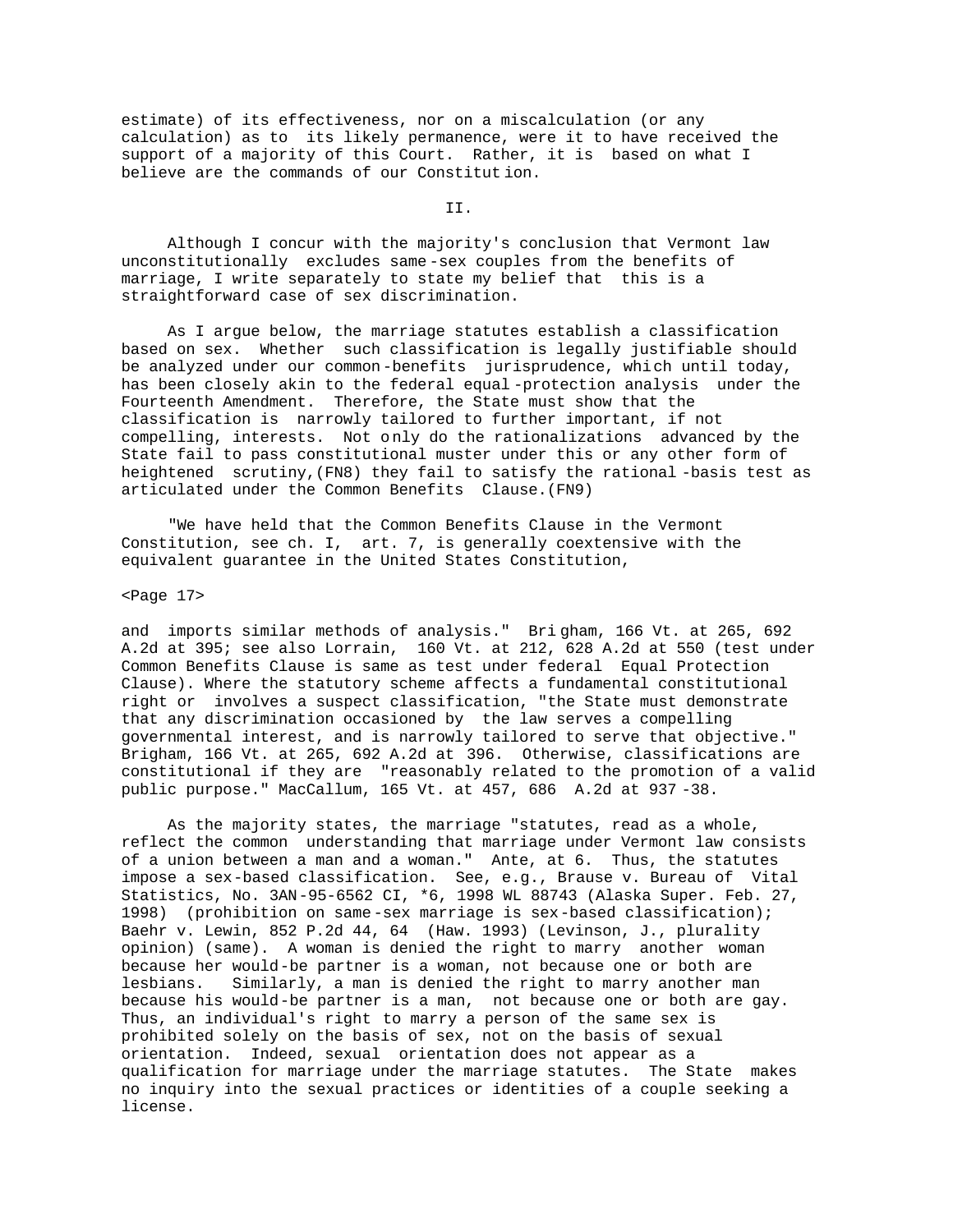estimate) of its effectiveness, nor on a miscalculation (or any calculation) as to its likely permanence, were it to have received the support of a majority of this Court. Rather, it is based on what I believe are the commands of our Constitution.

II.

Although I concur with the majority's conclusion that Vermont law unconstitutionally excludes same-sex couples from the benefits of marriage, I write separately to state my belief that this is a straightforward case of sex discrimination.

As I argue below, the marriage statutes establish a classification based on sex. Whether such classification is legally justifiable should be analyzed under our common-benefits jurisprudence, which until today, has been closely akin to the federal equal-protection analysis under the Fourteenth Amendment. Therefore, the State must show that the classification is narrowly tailored to further important, if not compelling, interests. Not only do the rationalizations advanced by the State fail to pass constitutional muster under this or any other form of heightened scrutiny,(FN8) they fail to satisfy the rational-basis test as articulated under the Common Benefits Clause.(FN9)

"We have held that the Common Benefits Clause in the Vermont Constitution, see ch. I, art. 7, is generally coextensive with the equivalent guarantee in the United States Constitution,

<Page 17>

and imports similar methods of analysis." Brigham, 166 Vt. at 265, 692 A.2d at 395; see also Lorrain, 160 Vt. at 212, 628 A.2d at 550 (test under Common Benefits Clause is same as test under federal Equal Protection Clause). Where the statutory scheme affects a fundamental constitutional right or involves a suspect classification, "the State must demonstrate that any discrimination occasioned by the law serves a compelling governmental interest, and is narrowly tailored to serve that objective." Brigham, 166 Vt. at 265, 692 A.2d at 396. Otherwise, classifications are constitutional if they are "reasonably related to the promotion of a valid public purpose." MacCallum, 165 Vt. at 457, 686 A.2d at 937-38.

As the majority states, the marriage "statutes, read as a whole, reflect the common understanding that marriage under Vermont law consists of a union between a man and a woman." Ante, at 6. Thus, the statutes impose a sex-based classification. See, e.g., Brause v. Bureau of Vital Statistics, No. 3AN-95-6562 CI, *6, 1998 WL 88743 (Alaska Super. Feb. 27, 1998) (prohibition on same-sex marriage is sex-based classification); Baehr v. Lewin, 852 P.2d 44, 64 (Haw. 1993) (Levinson, J., plurality opinion) (same). A woman is denied the right to marry another woman because her would-be partner is a woman, not because one or both are lesbians. Similarly, a man is denied the right to marry another man because his would-be partner is a man, not because one or both are gay. Thus, an individual's right to marry a person of the same sex is prohibited solely on the basis of sex, not on the basis of sexual orientation. Indeed, sexual orientation does not appear as a qualification for marriage under the marriage statutes. The State makes no inquiry into the sexual practices or identities of a couple seeking a license.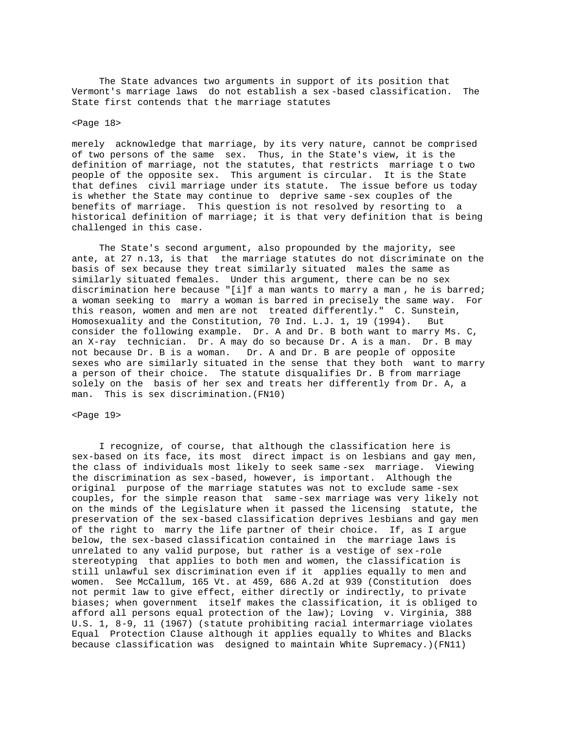The State advances two arguments in support of its position that Vermont's marriage laws do not establish a sex-based classification. The State first contends that the marriage statutes

<Page 18>

merely acknowledge that marriage, by its very nature, cannot be comprised of two persons of the same sex. Thus, in the State's view, it is the definition of marriage, not the statutes, that restricts marriage to two people of the opposite sex. This argument is circular. It is the State that defines civil marriage under its statute. The issue before us today is whether the State may continue to deprive same-sex couples of the benefits of marriage. This question is not resolved by resorting to a historical definition of marriage; it is that very definition that is being challenged in this case.

The State's second argument, also propounded by the majority, see ante, at 27 n.13, is that the marriage statutes do not discriminate on the basis of sex because they treat similarly situated males the same as similarly situated females. Under this argument, there can be no sex discrimination here because "[i]f a man wants to marry a man, he is barred; a woman seeking to marry a woman is barred in precisely the same way. For this reason, women and men are not treated differently." C. Sunstein, Homosexuality and the Constitution, 70 Ind. L.J. 1, 19 (1994). But consider the following example. Dr. A and Dr. B both want to marry Ms. C, an X-ray technician. Dr. A may do so because Dr. A is a man. Dr. B may not because Dr. B is a woman. Dr. A and Dr. B are people of opposite sexes who are similarly situated in the sense that they both want to marry a person of their choice. The statute disqualifies Dr. B from marriage solely on the basis of her sex and treats her differently from Dr. A, a man. This is sex discrimination.(FN10)

<Page 19>

I recognize, of course, that although the classification here is sex-based on its face, its most direct impact is on lesbians and gay men, the class of individuals most likely to seek same-sex marriage. Viewing the discrimination as sex-based, however, is important. Although the original purpose of the marriage statutes was not to exclude same-sex couples, for the simple reason that same-sex marriage was very likely not on the minds of the Legislature when it passed the licensing statute, the preservation of the sex-based classification deprives lesbians and gay men of the right to marry the life partner of their choice. If, as I argue below, the sex-based classification contained in the marriage laws is unrelated to any valid purpose, but rather is a vestige of sex-role stereotyping that applies to both men and women, the classification is still unlawful sex discrimination even if it applies equally to men and women. See McCallum, 165 Vt. at 459, 686 A.2d at 939 (Constitution does not permit law to give effect, either directly or indirectly, to private biases; when government itself makes the classification, it is obliged to afford all persons equal protection of the law); Loving v. Virginia, 388 U.S. 1, 8-9, 11 (1967) (statute prohibiting racial intermarriage violates Equal Protection Clause although it applies equally to Whites and Blacks because classification was designed to maintain White Supremacy.)(FN11)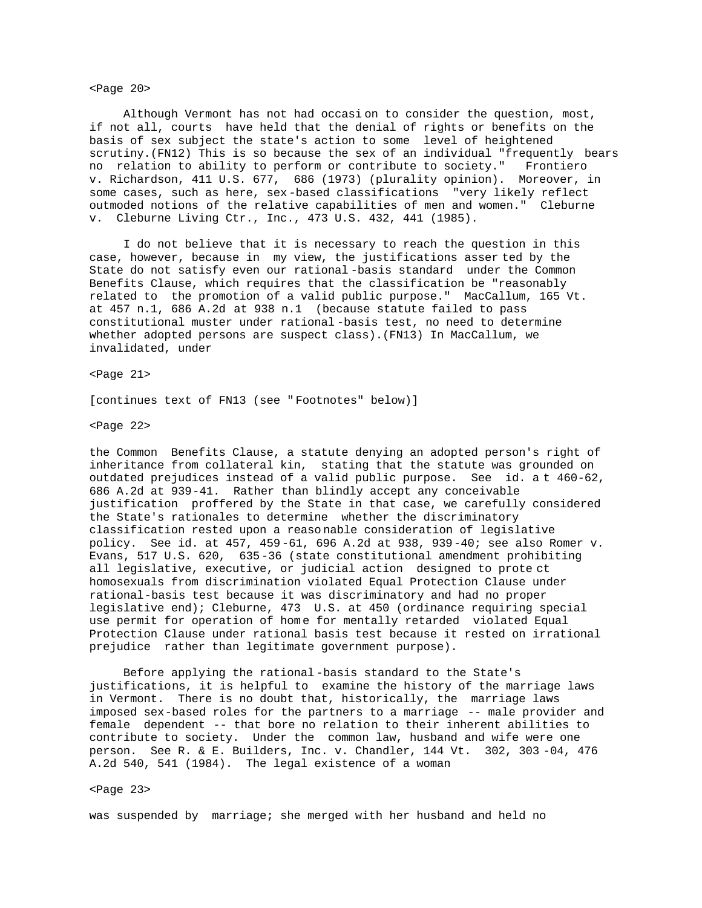<Page 20>

Although Vermont has not had occasion to consider the question, most, if not all, courts have held that the denial of rights or benefits on the basis of sex subject the state's action to some level of heightened scrutiny.(FN12) This is so because the sex of an individual "frequently bears no relation to ability to perform or contribute to society." Frontiero v. Richardson, 411 U.S. 677, 686 (1973) (plurality opinion). Moreover, in some cases, such as here, sex-based classifications "very likely reflect outmoded notions of the relative capabilities of men and women." Cleburne v. Cleburne Living Ctr., Inc., 473 U.S. 432, 441 (1985).

I do not believe that it is necessary to reach the question in this case, however, because in my view, the justifications asserted by the State do not satisfy even our rational-basis standard under the Common Benefits Clause, which requires that the classification be "reasonably related to the promotion of a valid public purpose." MacCallum, 165 Vt. at 457 n.1, 686 A.2d at 938 n.1 (because statute failed to pass constitutional muster under rational-basis test, no need to determine whether adopted persons are suspect class).(FN13) In MacCallum, we invalidated, under

<Page 21>

[continues text of FN13 (see "Footnotes" below)]

<Page 22>

the Common Benefits Clause, a statute denying an adopted person's right of inheritance from collateral kin, stating that the statute was grounded on outdated prejudices instead of a valid public purpose. See id. at 460-62, 686 A.2d at 939-41. Rather than blindly accept any conceivable justification proffered by the State in that case, we carefully considered the State's rationales to determine whether the discriminatory classification rested upon a reasonable consideration of legislative policy. See id. at 457, 459-61, 696 A.2d at 938, 939-40; see also Romer v. Evans, 517 U.S. 620, 635-36 (state constitutional amendment prohibiting all legislative, executive, or judicial action designed to protect homosexuals from discrimination violated Equal Protection Clause under rational-basis test because it was discriminatory and had no proper legislative end); Cleburne, 473 U.S. at 450 (ordinance requiring special use permit for operation of home for mentally retarded violated Equal Protection Clause under rational basis test because it rested on irrational prejudice rather than legitimate government purpose).

Before applying the rational-basis standard to the State's justifications, it is helpful to examine the history of the marriage laws in Vermont. There is no doubt that, historically, the marriage laws imposed sex-based roles for the partners to a marriage -- male provider and female dependent -- that bore no relation to their inherent abilities to contribute to society. Under the common law, husband and wife were one person. See R. & E. Builders, Inc. v. Chandler, 144 Vt. 302, 303-04, 476 A.2d 540, 541 (1984). The legal existence of a woman

<Page 23>

was suspended by marriage; she merged with her husband and held no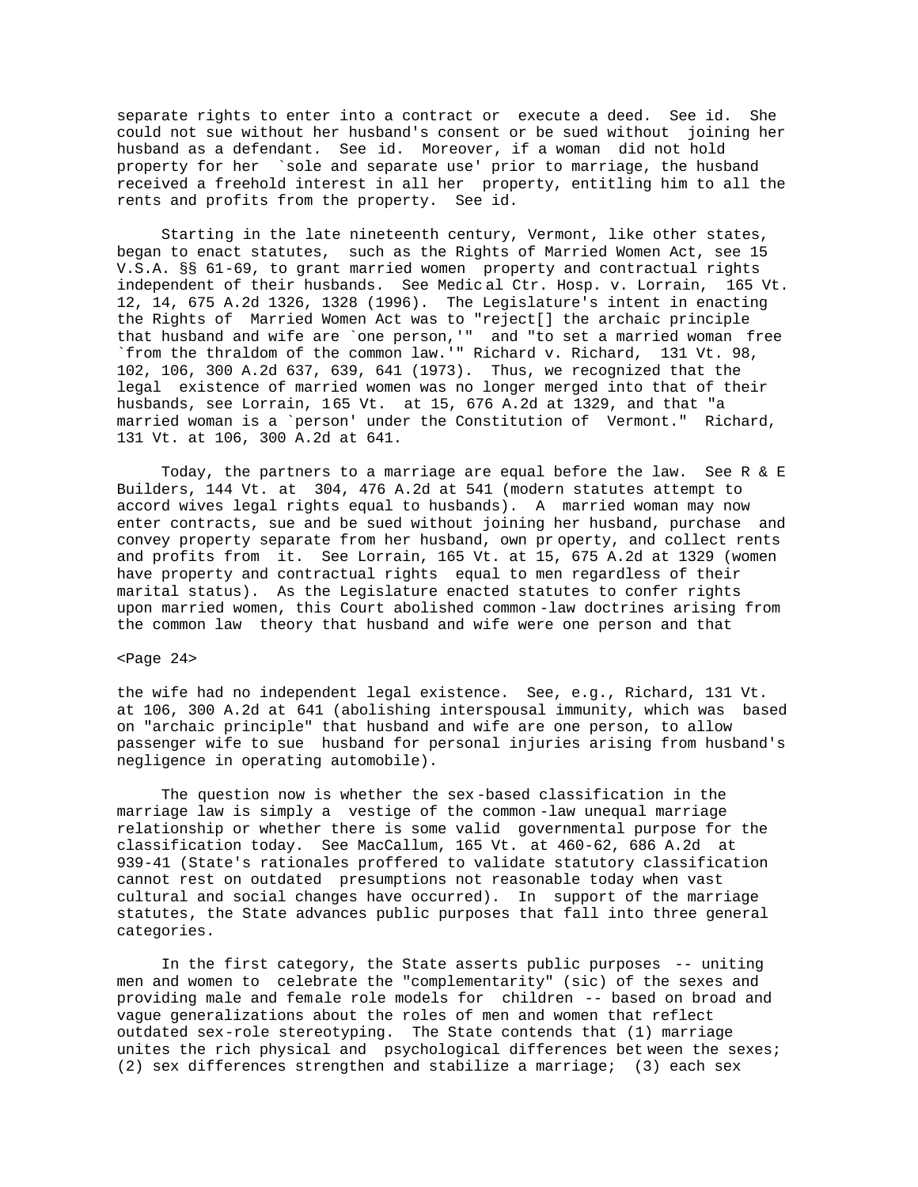separate rights to enter into a contract or execute a deed. See id. She could not sue without her husband's consent or be sued without joining her husband as a defendant. See id. Moreover, if a woman did not hold property for her `sole and separate use' prior to marriage, the husband received a freehold interest in all her property, entitling him to all the rents and profits from the property. See id.

Starting in the late nineteenth century, Vermont, like other states, began to enact statutes, such as the Rights of Married Women Act, see 15 V.S.A. §§ 61-69, to grant married women property and contractual rights independent of their husbands. See Medical Ctr. Hosp. v. Lorrain, 165 Vt. 12, 14, 675 A.2d 1326, 1328 (1996). The Legislature's intent in enacting the Rights of Married Women Act was to "reject[] the archaic principle that husband and wife are `one person,'" and "to set a married woman free `from the thraldom of the common law.'" Richard v. Richard, 131 Vt. 98, 102, 106, 300 A.2d 637, 639, 641 (1973). Thus, we recognized that the legal existence of married women was no longer merged into that of their husbands, see Lorrain, 165 Vt. at 15, 676 A.2d at 1329, and that "a married woman is a `person' under the Constitution of Vermont." Richard, 131 Vt. at 106, 300 A.2d at 641.

Today, the partners to a marriage are equal before the law. See R & E Builders, 144 Vt. at 304, 476 A.2d at 541 (modern statutes attempt to accord wives legal rights equal to husbands). A married woman may now enter contracts, sue and be sued without joining her husband, purchase and convey property separate from her husband, own property, and collect rents and profits from it. See Lorrain, 165 Vt. at 15, 675 A.2d at 1329 (women have property and contractual rights equal to men regardless of their marital status). As the Legislature enacted statutes to confer rights upon married women, this Court abolished common-law doctrines arising from the common law theory that husband and wife were one person and that

<Page 24>

the wife had no independent legal existence. See, e.g., Richard, 131 Vt. at 106, 300 A.2d at 641 (abolishing interspousal immunity, which was based on "archaic principle" that husband and wife are one person, to allow passenger wife to sue husband for personal injuries arising from husband's negligence in operating automobile).

The question now is whether the sex-based classification in the marriage law is simply a vestige of the common-law unequal marriage relationship or whether there is some valid governmental purpose for the classification today. See MacCallum, 165 Vt. at 460-62, 686 A.2d at 939-41 (State's rationales proffered to validate statutory classification cannot rest on outdated presumptions not reasonable today when vast cultural and social changes have occurred). In support of the marriage statutes, the State advances public purposes that fall into three general categories.

In the first category, the State asserts public purposes -- uniting men and women to celebrate the "complementarity" (sic) of the sexes and providing male and female role models for children -- based on broad and vague generalizations about the roles of men and women that reflect outdated sex-role stereotyping. The State contends that (1) marriage unites the rich physical and psychological differences between the sexes; (2) sex differences strengthen and stabilize a marriage; (3) each sex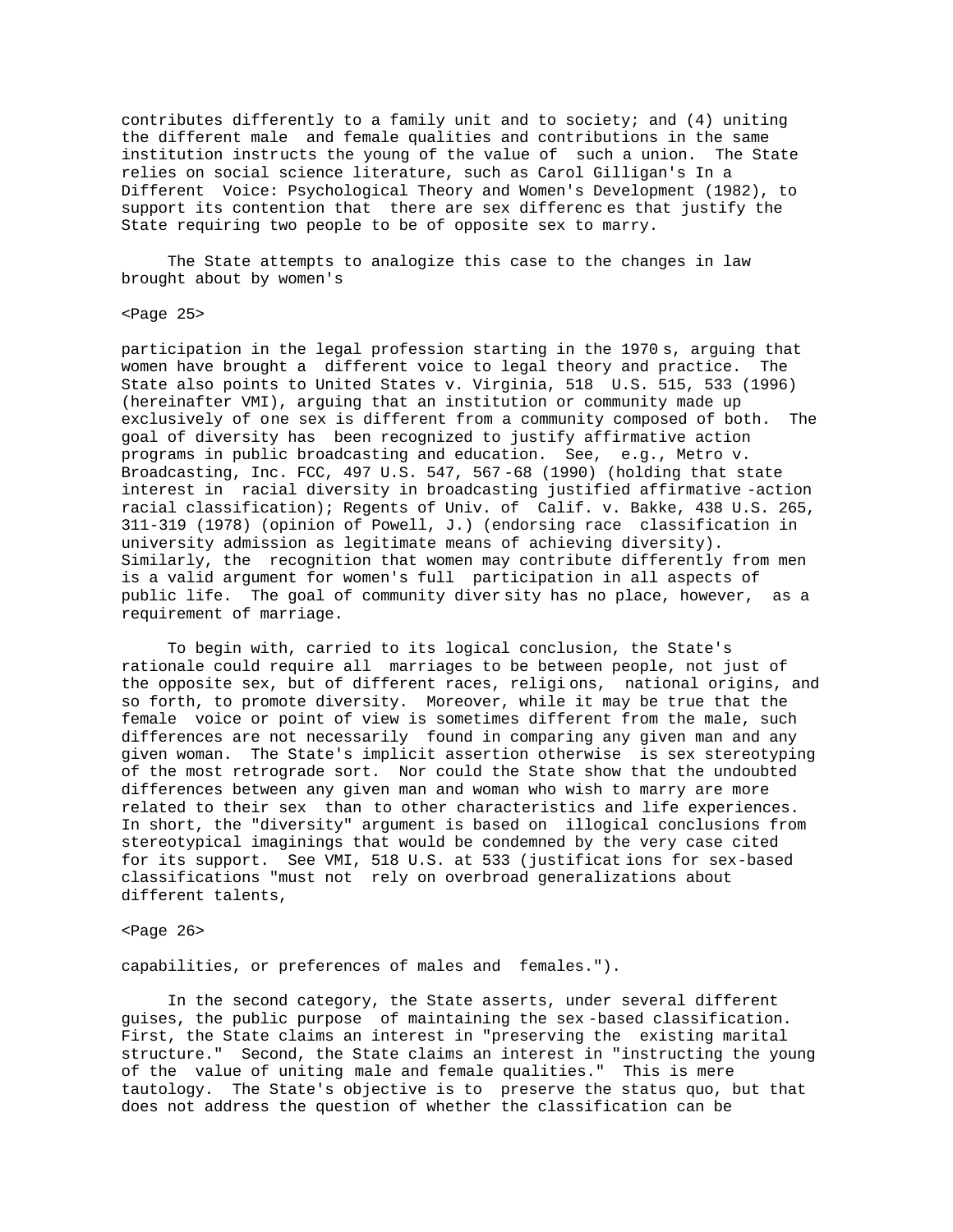contributes differently to a family unit and to society; and (4) uniting the different male and female qualities and contributions in the same institution instructs the young of the value of such a union. The State relies on social science literature, such as Carol Gilligan's In a Different Voice: Psychological Theory and Women's Development (1982), to support its contention that there are sex differences that justify the State requiring two people to be of opposite sex to marry.

The State attempts to analogize this case to the changes in law brought about by women's

<Page 25>

participation in the legal profession starting in the 1970s, arguing that women have brought a different voice to legal theory and practice. The State also points to United States v. Virginia, 518 U.S. 515, 533 (1996) (hereinafter VMI), arguing that an institution or community made up exclusively of one sex is different from a community composed of both. The goal of diversity has been recognized to justify affirmative action programs in public broadcasting and education. See, e.g., Metro v. Broadcasting, Inc. FCC, 497 U.S. 547, 567-68 (1990) (holding that state interest in racial diversity in broadcasting justified affirmative-action racial classification); Regents of Univ. of Calif. v. Bakke, 438 U.S. 265, 311-319 (1978) (opinion of Powell, J.) (endorsing race classification in university admission as legitimate means of achieving diversity). Similarly, the recognition that women may contribute differently from men is a valid argument for women's full participation in all aspects of public life. The goal of community diversity has no place, however, as a requirement of marriage.

To begin with, carried to its logical conclusion, the State's rationale could require all marriages to be between people, not just of the opposite sex, but of different races, religions, national origins, and so forth, to promote diversity. Moreover, while it may be true that the female voice or point of view is sometimes different from the male, such differences are not necessarily found in comparing any given man and any given woman. The State's implicit assertion otherwise is sex stereotyping of the most retrograde sort. Nor could the State show that the undoubted differences between any given man and woman who wish to marry are more related to their sex than to other characteristics and life experiences. In short, the "diversity" argument is based on illogical conclusions from stereotypical imaginings that would be condemned by the very case cited for its support. See VMI, 518 U.S. at 533 (justifications for sex-based classifications "must not rely on overbroad generalizations about different talents,

<Page 26>

capabilities, or preferences of males and females.").

In the second category, the State asserts, under several different guises, the public purpose of maintaining the sex-based classification. First, the State claims an interest in "preserving the existing marital structure." Second, the State claims an interest in "instructing the young of the value of uniting male and female qualities." This is mere tautology. The State's objective is to preserve the status quo, but that does not address the question of whether the classification can be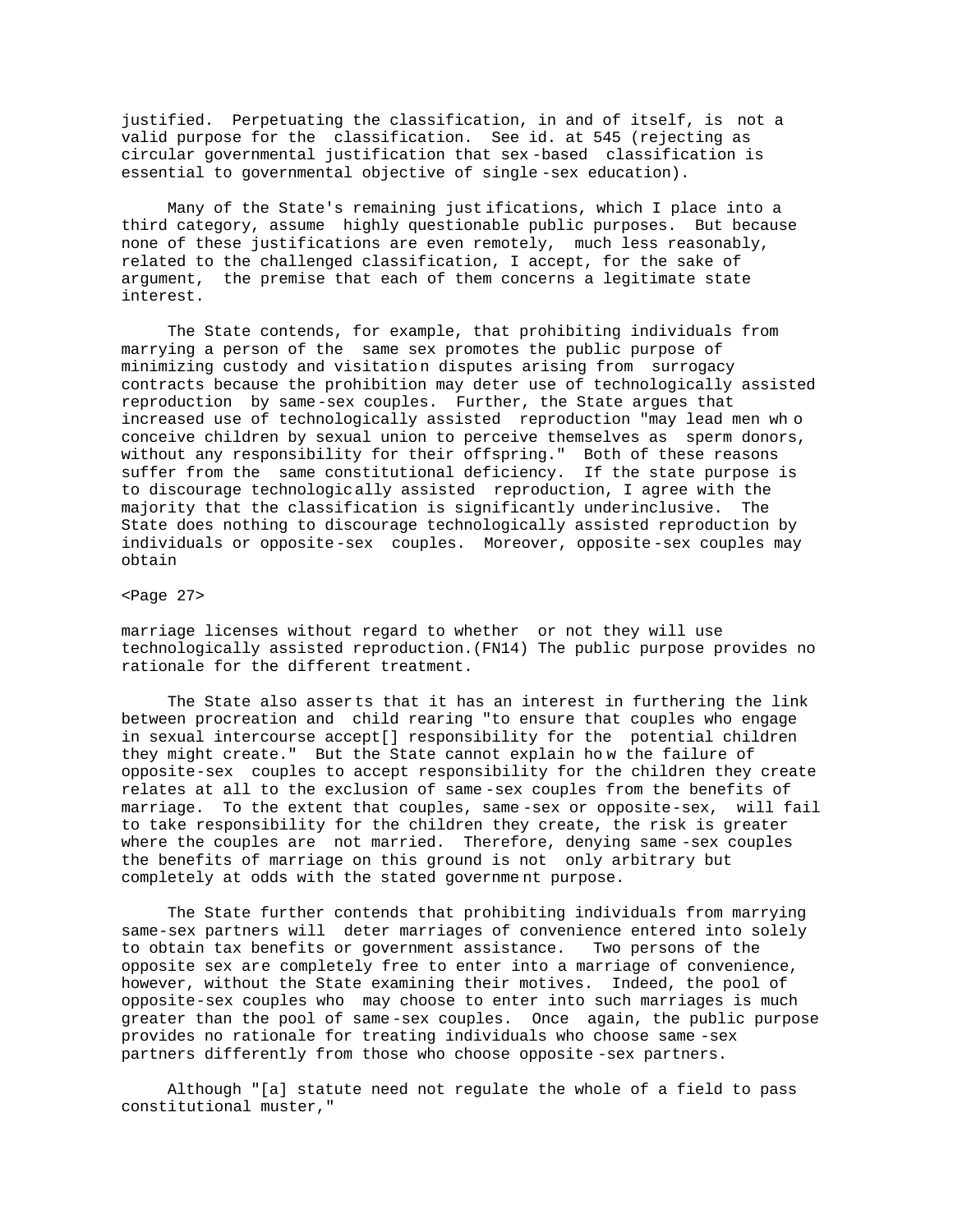justified. Perpetuating the classification, in and of itself, is not a valid purpose for the classification. See id. at 545 (rejecting as circular governmental justification that sex-based classification is essential to governmental objective of single-sex education).

Many of the State's remaining justifications, which I place into a third category, assume highly questionable public purposes. But because none of these justifications are even remotely, much less reasonably, related to the challenged classification, I accept, for the sake of argument, the premise that each of them concerns a legitimate state interest.

The State contends, for example, that prohibiting individuals from marrying a person of the same sex promotes the public purpose of minimizing custody and visitation disputes arising from surrogacy contracts because the prohibition may deter use of technologically assisted reproduction by same-sex couples. Further, the State argues that increased use of technologically assisted reproduction "may lead men who conceive children by sexual union to perceive themselves as sperm donors, without any responsibility for their offspring." Both of these reasons suffer from the same constitutional deficiency. If the state purpose is to discourage technologically assisted reproduction, I agree with the majority that the classification is significantly underinclusive. The State does nothing to discourage technologically assisted reproduction by individuals or opposite-sex couples. Moreover, opposite-sex couples may obtain marriage licenses without regard to whether or not they will use technologically assisted reproduction.(FN14) The public purpose provides no rationale for the different treatment.

The State also asserts that it has an interest in furthering the link between procreation and child rearing "to ensure that couples who engage in sexual intercourse accept[] responsibility for the potential children they might create." But the State cannot explain how the failure of opposite-sex couples to accept responsibility for the children they create relates at all to the exclusion of same-sex couples from the benefits of marriage. To the extent that couples, same-sex or opposite-sex, will fail to take responsibility for the children they create, the risk is greater where the couples are not married. Therefore, denying same-sex couples the benefits of marriage on this ground is not only arbitrary but completely at odds with the stated government purpose.

The State further contends that prohibiting individuals from marrying same-sex partners will deter marriages of convenience entered into solely to obtain tax benefits or government assistance. Two persons of the opposite sex are completely free to enter into a marriage of convenience, however, without the State examining their motives. Indeed, the pool of opposite-sex couples who may choose to enter into such marriages is much greater than the pool of same-sex couples. Once again, the public purpose provides no rationale for treating individuals who choose same-sex partners differently from those who choose opposite-sex partners.

Although "[a] statute need not regulate the whole of a field to pass constitutional muster,"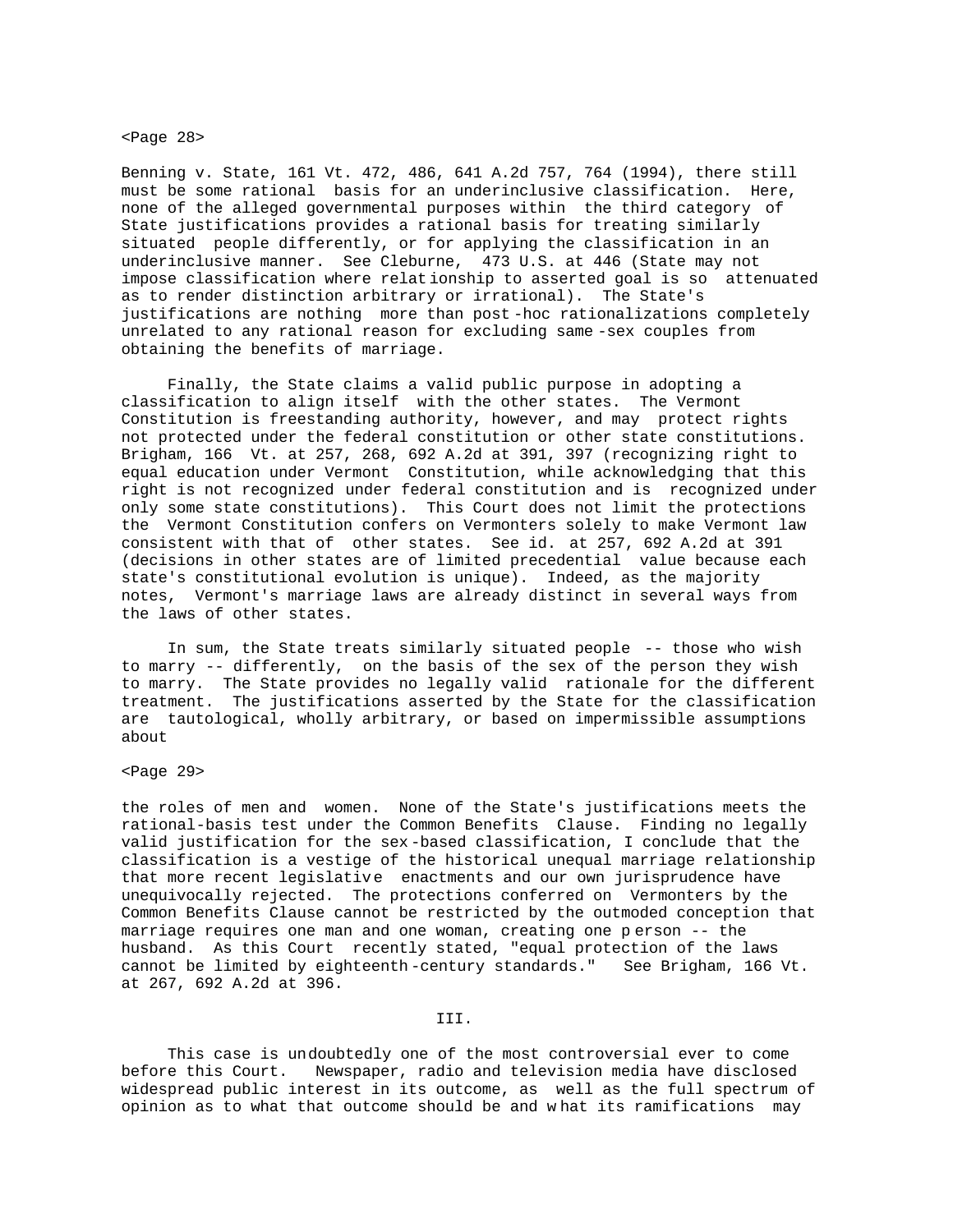Benning v. State, 161 Vt. 472, 486, 641 A.2d 757, 764 (1994), there still must be some rational basis for an underinclusive classification. Here, none of the alleged governmental purposes within the third category of State justifications provides a rational basis for treating similarly situated people differently, or for applying the classification in an underinclusive manner. See Cleburne, 473 U.S. at 446 (State may not impose classification where relationship to asserted goal is so attenuated as to render distinction arbitrary or irrational). The State's justifications are nothing more than post-hoc rationalizations completely unrelated to any rational reason for excluding same-sex couples from obtaining the benefits of marriage.

Finally, the State claims a valid public purpose in adopting a classification to align itself with the other states. The Vermont Constitution is freestanding authority, however, and may protect rights not protected under the federal constitution or other state constitutions. Brigham, 166 Vt. at 257, 268, 692 A.2d at 391, 397 (recognizing right to equal education under Vermont Constitution, while acknowledging that this right is not recognized under federal constitution and is recognized under only some state constitutions). This Court does not limit the protections the Vermont Constitution confers on Vermonters solely to make Vermont law consistent with that of other states. See id. at 257, 692 A.2d at 391 (decisions in other states are of limited precedential value because each state's constitutional evolution is unique). Indeed, as the majority notes, Vermont's marriage laws are already distinct in several ways from the laws of other states.

In sum, the State treats similarly situated people -- those who wish to marry -- differently, on the basis of the sex of the person they wish to marry. The State provides no legally valid rationale for the different treatment. The justifications asserted by the State for the classification are tautological, wholly arbitrary, or based on impermissible assumptions about the roles of men and women. None of the State's justifications meets the rational-basis test under the Common Benefits Clause. Finding no legally valid justification for the sex-based classification, I conclude that the classification is a vestige of the historical unequal marriage relationship that more recent legislative enactments and our own jurisprudence have unequivocally rejected. The protections conferred on Vermonters by the Common Benefits Clause cannot be restricted by the outmoded conception that marriage requires one man and one woman, creating one person -- the husband. As this Court recently stated, "equal protection of the laws cannot be limited by eighteenth-century standards." See Brigham, 166 Vt. at 267, 692 A.2d at 396.

III.

This case is undoubtedly one of the most controversial ever to come before this Court. Newspaper, radio and television media have disclosed widespread public interest in its outcome, as well as the full spectrum of opinion as to what that outcome should be and what its ramifications may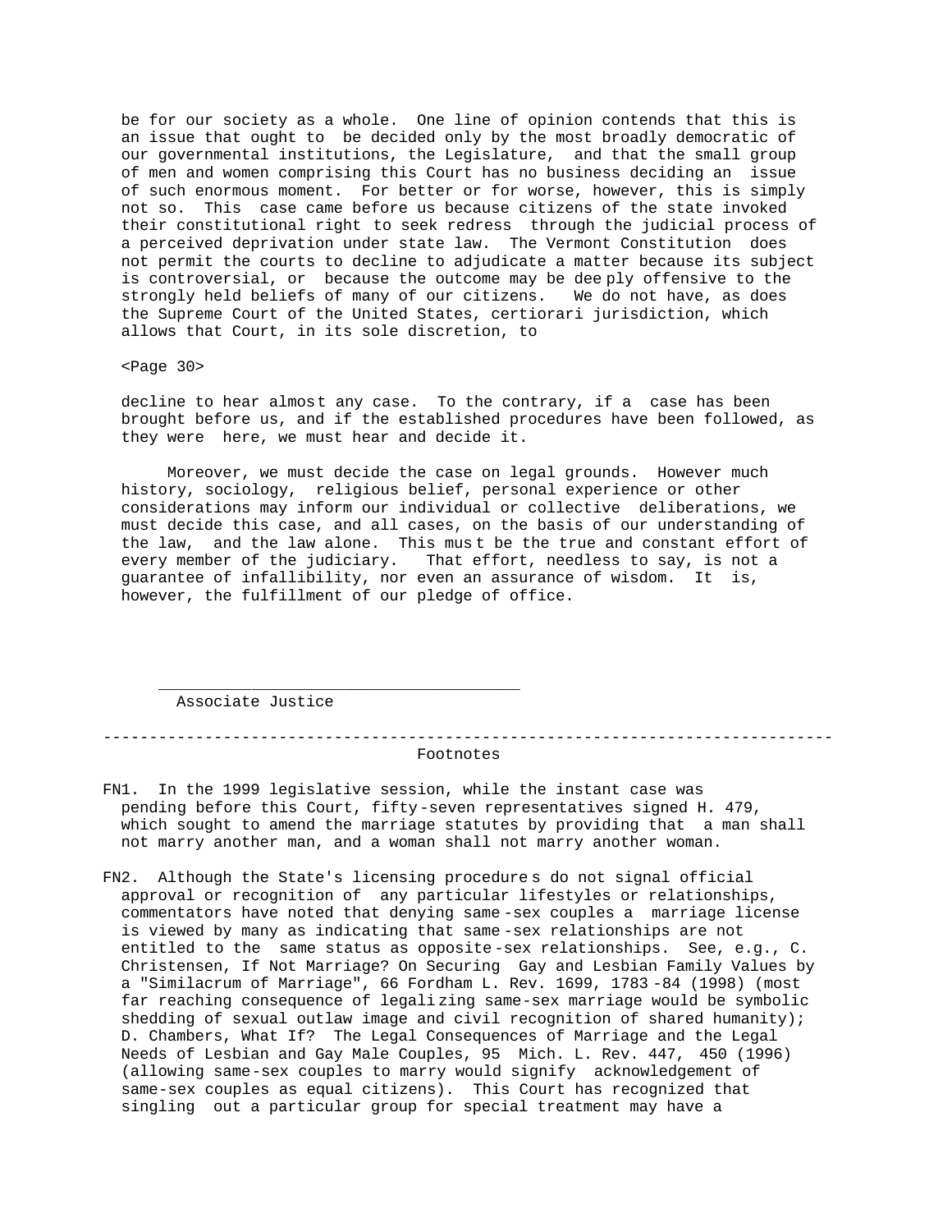be for our society as a whole. One line of opinion contends that this is an issue that ought to be decided only by the most broadly democratic of our governmental institutions, the Legislature, and that the small group of men and women comprising this Court has no business deciding an issue of such enormous moment. For better or for worse, however, this is simply not so. This case came before us because citizens of the state invoked their constitutional right to seek redress through the judicial process of a perceived deprivation under state law. The Vermont Constitution does not permit the courts to decline to adjudicate a matter because its subject is controversial, or because the outcome may be deeply offensive to the strongly held beliefs of many of our citizens. We do not have, as does the Supreme Court of the United States, certiorari jurisdiction, which allows that Court, in its sole discretion, to

<Page 30>

decline to hear almost any case. To the contrary, if a case has been brought before us, and if the established procedures have been followed, as they were here, we must hear and decide it.

Moreover, we must decide the case on legal grounds. However much history, sociology, religious belief, personal experience or other considerations may inform our individual or collective deliberations, we must decide this case, and all cases, on the basis of our understanding of the law, and the law alone. This must be the true and constant effort of every member of the judiciary. That effort, needless to say, is not a guarantee of infallibility, nor even an assurance of wisdom. It is, however, the fulfillment of our pledge of office.

\_\_\_\_\_\_\_\_\_\_\_\_\_\_\_\_\_\_\_\_\_\_\_\_\_\_\_\_\_\_\_\_\_\_\_\_\_\_

Associate Justice

---

Footnotes

FN1. In the 1999 legislative session, while the instant case was pending before this Court, fifty-seven representatives signed H. 479, which sought to amend the marriage statutes by providing that a man shall not marry another man, and a woman shall not marry another woman.

FN2. Although the State's licensing procedures do not signal official approval or recognition of any particular lifestyles or relationships, commentators have noted that denying same-sex couples a marriage license is viewed by many as indicating that same-sex relationships are not entitled to the same status as opposite-sex relationships. See, e.g., C. Christensen, If Not Marriage? On Securing Gay and Lesbian Family Values by a "Similacrum of Marriage", 66 Fordham L. Rev. 1699, 1783-84 (1998) (most far reaching consequence of legalizing same-sex marriage would be symbolic shedding of sexual outlaw image and civil recognition of shared humanity); D. Chambers, What If? The Legal Consequences of Marriage and the Legal Needs of Lesbian and Gay Male Couples, 95 Mich. L. Rev. 447, 450 (1996) (allowing same-sex couples to marry would signify acknowledgement of same-sex couples as equal citizens). This Court has recognized that singling out a particular group for special treatment may have a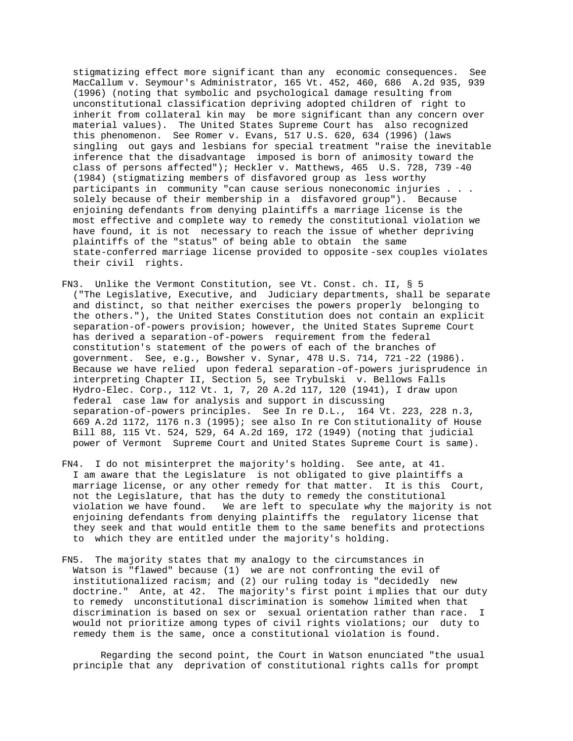stigmatizing effect more significant than any economic consequences. See MacCallum v. Seymour's Administrator, 165 Vt. 452, 460, 686 A.2d 935, 939 (1996) (noting that symbolic and psychological damage resulting from unconstitutional classification depriving adopted children of right to inherit from collateral kin may be more significant than any concern over material values). The United States Supreme Court has also recognized this phenomenon. See Romer v. Evans, 517 U.S. 620, 634 (1996) (laws singling out gays and lesbians for special treatment "raise the inevitable inference that the disadvantage imposed is born of animosity toward the class of persons affected"); Heckler v. Matthews, 465 U.S. 728, 739-40 (1984) (stigmatizing members of disfavored group as less worthy participants in community "can cause serious noneconomic injuries . . . solely because of their membership in a disfavored group"). Because enjoining defendants from denying plaintiffs a marriage license is the most effective and complete way to remedy the constitutional violation we have found, it is not necessary to reach the issue of whether depriving plaintiffs of the "status" of being able to obtain the same state-conferred marriage license provided to opposite-sex couples violates their civil rights.

FN3. Unlike the Vermont Constitution, see Vt. Const. ch. II, § 5 ("The Legislative, Executive, and Judiciary departments, shall be separate and distinct, so that neither exercises the powers properly belonging to the others."), the United States Constitution does not contain an explicit separation-of-powers provision; however, the United States Supreme Court has derived a separation-of-powers requirement from the federal constitution's statement of the powers of each of the branches of government. See, e.g., Bowsher v. Synar, 478 U.S. 714, 721-22 (1986). Because we have relied upon federal separation-of-powers jurisprudence in interpreting Chapter II, Section 5, see Trybulski v. Bellows Falls Hydro-Elec. Corp., 112 Vt. 1, 7, 20 A.2d 117, 120 (1941), I draw upon federal case law for analysis and support in discussing separation-of-powers principles. See In re D.L., 164 Vt. 223, 228 n.3, 669 A.2d 1172, 1176 n.3 (1995); see also In re Constitutionality of House Bill 88, 115 Vt. 524, 529, 64 A.2d 169, 172 (1949) (noting that judicial power of Vermont Supreme Court and United States Supreme Court is same).

FN4. I do not misinterpret the majority's holding. See ante, at 41. I am aware that the Legislature is not obligated to give plaintiffs a marriage license, or any other remedy for that matter. It is this Court, not the Legislature, that has the duty to remedy the constitutional violation we have found. We are left to speculate why the majority is not enjoining defendants from denying plaintiffs the regulatory license that they seek and that would entitle them to the same benefits and protections to which they are entitled under the majority's holding.

FN5. The majority states that my analogy to the circumstances in Watson is "flawed" because (1) we are not confronting the evil of institutionalized racism; and (2) our ruling today is "decidedly new doctrine." Ante, at 42. The majority's first point implies that our duty to remedy unconstitutional discrimination is somehow limited when that discrimination is based on sex or sexual orientation rather than race. I would not prioritize among types of civil rights violations; our duty to remedy them is the same, once a constitutional violation is found.

Regarding the second point, the Court in Watson enunciated "the usual principle that any deprivation of constitutional rights calls for prompt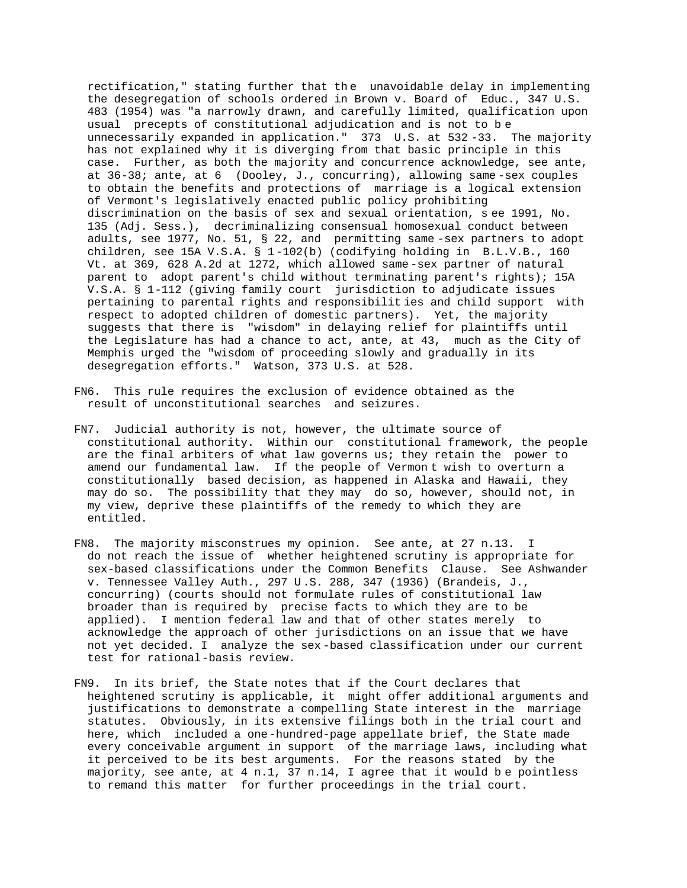rectification," stating further that the unavoidable delay in implementing the desegregation of schools ordered in Brown v. Board of Educ., 347 U.S. 483 (1954) was "a narrowly drawn, and carefully limited, qualification upon usual precepts of constitutional adjudication and is not to be unnecessarily expanded in application." 373 U.S. at 532-33. The majority has not explained why it is diverging from that basic principle in this case. Further, as both the majority and concurrence acknowledge, see ante, at 36-38; ante, at 6 (Dooley, J., concurring), allowing same-sex couples to obtain the benefits and protections of marriage is a logical extension of Vermont's legislatively enacted public policy prohibiting discrimination on the basis of sex and sexual orientation, see 1991, No. 135 (Adj. Sess.), decriminalizing consensual homosexual conduct between adults, see 1977, No. 51, § 22, and permitting same-sex partners to adopt children, see 15A V.S.A. § 1-102(b) (codifying holding in B.L.V.B., 160 Vt. at 369, 628 A.2d at 1272, which allowed same-sex partner of natural parent to adopt parent's child without terminating parent's rights); 15A V.S.A. § 1-112 (giving family court jurisdiction to adjudicate issues pertaining to parental rights and responsibilities and child support with respect to adopted children of domestic partners). Yet, the majority suggests that there is "wisdom" in delaying relief for plaintiffs until the Legislature has had a chance to act, ante, at 43, much as the City of Memphis urged the "wisdom of proceeding slowly and gradually in its desegregation efforts." Watson, 373 U.S. at 528.

FN6. This rule requires the exclusion of evidence obtained as the result of unconstitutional searches and seizures.

FN7. Judicial authority is not, however, the ultimate source of constitutional authority. Within our constitutional framework, the people are the final arbiters of what law governs us; they retain the power to amend our fundamental law. If the people of Vermont wish to overturn a constitutionally based decision, as happened in Alaska and Hawaii, they may do so. The possibility that they may do so, however, should not, in my view, deprive these plaintiffs of the remedy to which they are entitled.

FN8. The majority misconstrues my opinion. See ante, at 27 n.13. I do not reach the issue of whether heightened scrutiny is appropriate for sex-based classifications under the Common Benefits Clause. See Ashwander v. Tennessee Valley Auth., 297 U.S. 288, 347 (1936) (Brandeis, J., concurring) (courts should not formulate rules of constitutional law broader than is required by precise facts to which they are to be applied). I mention federal law and that of other states merely to acknowledge the approach of other jurisdictions on an issue that we have not yet decided. I analyze the sex-based classification under our current test for rational-basis review.

FN9. In its brief, the State notes that if the Court declares that heightened scrutiny is applicable, it might offer additional arguments and justifications to demonstrate a compelling State interest in the marriage statutes. Obviously, in its extensive filings both in the trial court and here, which included a one-hundred-page appellate brief, the State made every conceivable argument in support of the marriage laws, including what it perceived to be its best arguments. For the reasons stated by the majority, see ante, at 4 n.1, 37 n.14, I agree that it would be pointless to remand this matter for further proceedings in the trial court.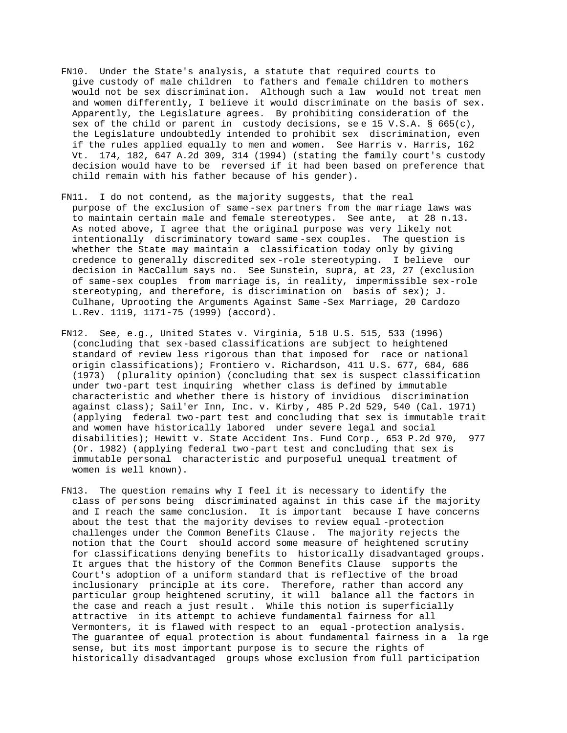FN10. Under the State's analysis, a statute that required courts to give custody of male children to fathers and female children to mothers would not be sex discrimination. Although such a law would not treat men and women differently, I believe it would discriminate on the basis of sex. Apparently, the Legislature agrees. By prohibiting consideration of the sex of the child or parent in custody decisions, see 15 V.S.A. § 665(c), the Legislature undoubtedly intended to prohibit sex discrimination, even if the rules applied equally to men and women. See Harris v. Harris, 162 Vt. 174, 182, 647 A.2d 309, 314 (1994) (stating the family court's custody decision would have to be reversed if it had been based on preference that child remain with his father because of his gender).

FN11. I do not contend, as the majority suggests, that the real purpose of the exclusion of same-sex partners from the marriage laws was to maintain certain male and female stereotypes. See ante, at 28 n.13. As noted above, I agree that the original purpose was very likely not intentionally discriminatory toward same-sex couples. The question is whether the State may maintain a classification today only by giving credence to generally discredited sex-role stereotyping. I believe our decision in MacCallum says no. See Sunstein, supra, at 23, 27 (exclusion of same-sex couples from marriage is, in reality, impermissible sex-role stereotyping, and therefore, is discrimination on basis of sex); J. Culhane, Uprooting the Arguments Against Same-Sex Marriage, 20 Cardozo L.Rev. 1119, 1171-75 (1999) (accord).

FN12. See, e.g., United States v. Virginia, 518 U.S. 515, 533 (1996) (concluding that sex-based classifications are subject to heightened standard of review less rigorous than that imposed for race or national origin classifications); Frontiero v. Richardson, 411 U.S. 677, 684, 686 (1973) (plurality opinion) (concluding that sex is suspect classification under two-part test inquiring whether class is defined by immutable characteristic and whether there is history of invidious discrimination against class); Sail'er Inn, Inc. v. Kirby, 485 P.2d 529, 540 (Cal. 1971) (applying federal two-part test and concluding that sex is immutable trait and women have historically labored under severe legal and social disabilities); Hewitt v. State Accident Ins. Fund Corp., 653 P.2d 970, 977 (Or. 1982) (applying federal two-part test and concluding that sex is immutable personal characteristic and purposeful unequal treatment of women is well known).

FN13. The question remains why I feel it is necessary to identify the class of persons being discriminated against in this case if the majority and I reach the same conclusion. It is important because I have concerns about the test that the majority devises to review equal-protection challenges under the Common Benefits Clause. The majority rejects the notion that the Court should accord some measure of heightened scrutiny for classifications denying benefits to historically disadvantaged groups. It argues that the history of the Common Benefits Clause supports the Court's adoption of a uniform standard that is reflective of the broad inclusionary principle at its core. Therefore, rather than accord any particular group heightened scrutiny, it will balance all the factors in the case and reach a just result. While this notion is superficially attractive in its attempt to achieve fundamental fairness for all Vermonters, it is flawed with respect to an equal-protection analysis. The guarantee of equal protection is about fundamental fairness in a large sense, but its most important purpose is to secure the rights of historically disadvantaged groups whose exclusion from full participation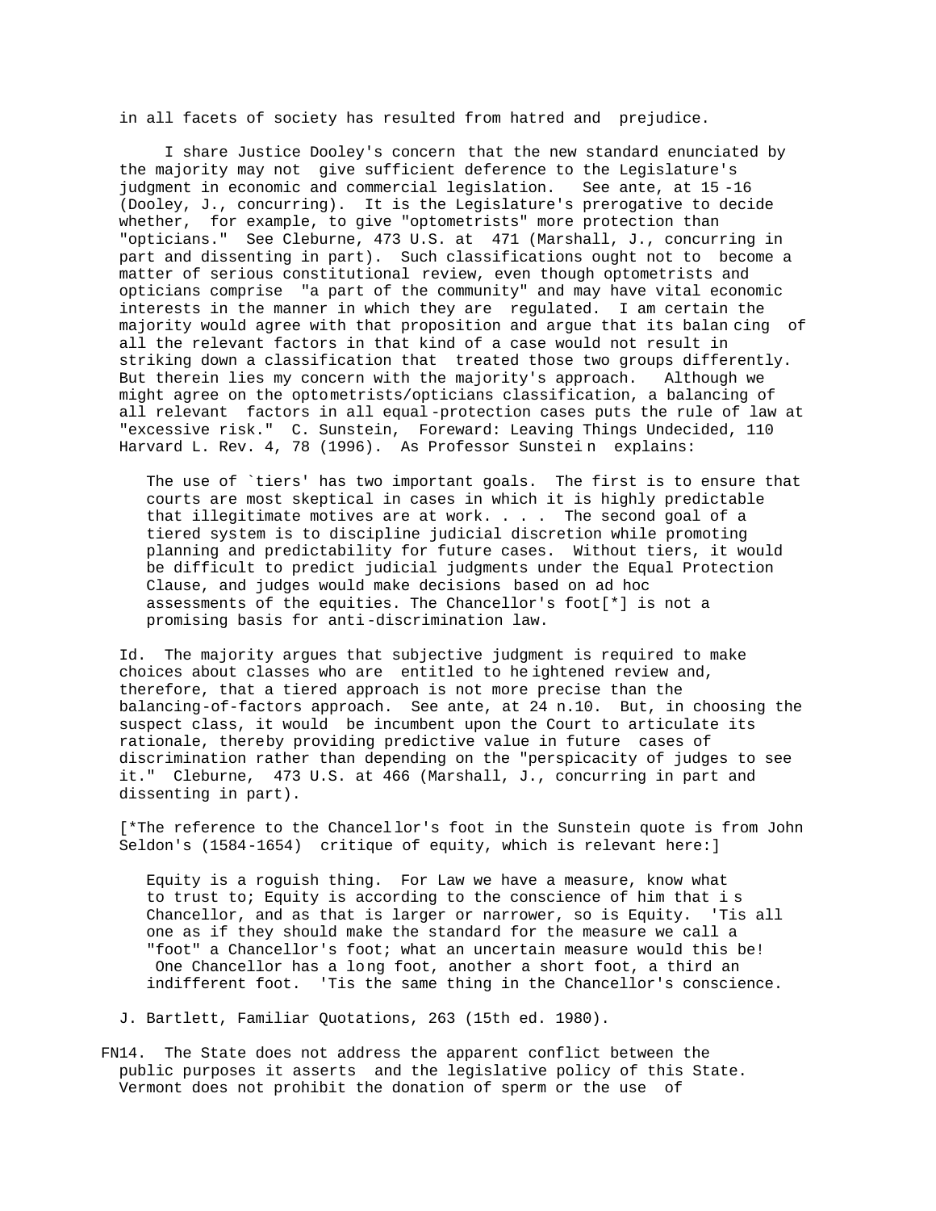in all facets of society has resulted from hatred and prejudice.

I share Justice Dooley's concern that the new standard enunciated by the majority may not give sufficient deference to the Legislature's judgment in economic and commercial legislation. See ante, at 15-16 (Dooley, J., concurring). It is the Legislature's prerogative to decide whether, for example, to give "optometrists" more protection than "opticians." See Cleburne, 473 U.S. at 471 (Marshall, J., concurring in part and dissenting in part). Such classifications ought not to become a matter of serious constitutional review, even though optometrists and opticians comprise "a part of the community" and may have vital economic interests in the manner in which they are regulated. I am certain the majority would agree with that proposition and argue that its balancing of all the relevant factors in that kind of a case would not result in striking down a classification that treated those two groups differently. But therein lies my concern with the majority's approach. Although we might agree on the optometrists/opticians classification, a balancing of all relevant factors in all equal-protection cases puts the rule of law at "excessive risk." C. Sunstein, Foreward: Leaving Things Undecided, 110 Harvard L. Rev. 4, 78 (1996). As Professor Sunstein explains:

> The use of `tiers' has two important goals. The first is to ensure that courts are most skeptical in cases in which it is highly predictable that illegitimate motives are at work. . . . The second goal of a tiered system is to discipline judicial discretion while promoting planning and predictability for future cases. Without tiers, it would be difficult to predict judicial judgments under the Equal Protection Clause, and judges would make decisions based on ad hoc assessments of the equities. The Chancellor's foot[*] is not a promising basis for anti-discrimination law.

Id. The majority argues that subjective judgment is required to make choices about classes who are entitled to heightened review and, therefore, that a tiered approach is not more precise than the balancing-of-factors approach. See ante, at 24 n.10. But, in choosing the suspect class, it would be incumbent upon the Court to articulate its rationale, thereby providing predictive value in future cases of discrimination rather than depending on the "perspicacity of judges to see it." Cleburne, 473 U.S. at 466 (Marshall, J., concurring in part and dissenting in part).

[*The reference to the Chancellor's foot in the Sunstein quote is from John Seldon's (1584-1654) critique of equity, which is relevant here:]

> Equity is a roguish thing. For Law we have a measure, know what to trust to; Equity is according to the conscience of him that is Chancellor, and as that is larger or narrower, so is Equity. 'Tis all one as if they should make the standard for the measure we call a "foot" a Chancellor's foot; what an uncertain measure would this be! One Chancellor has a long foot, another a short foot, a third an indifferent foot. 'Tis the same thing in the Chancellor's conscience.

J. Bartlett, Familiar Quotations, 263 (15th ed. 1980).

FN14. The State does not address the apparent conflict between the public purposes it asserts and the legislative policy of this State. Vermont does not prohibit the donation of sperm or the use of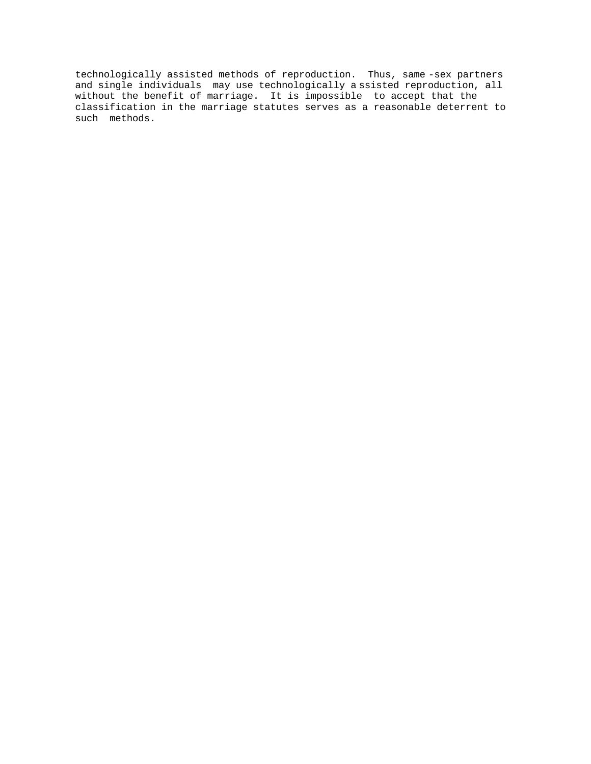technologically assisted methods of reproduction. Thus, same-sex partners and single individuals may use technologically assisted reproduction, all without the benefit of marriage. It is impossible to accept that the classification in the marriage statutes serves as a reasonable deterrent to such methods.